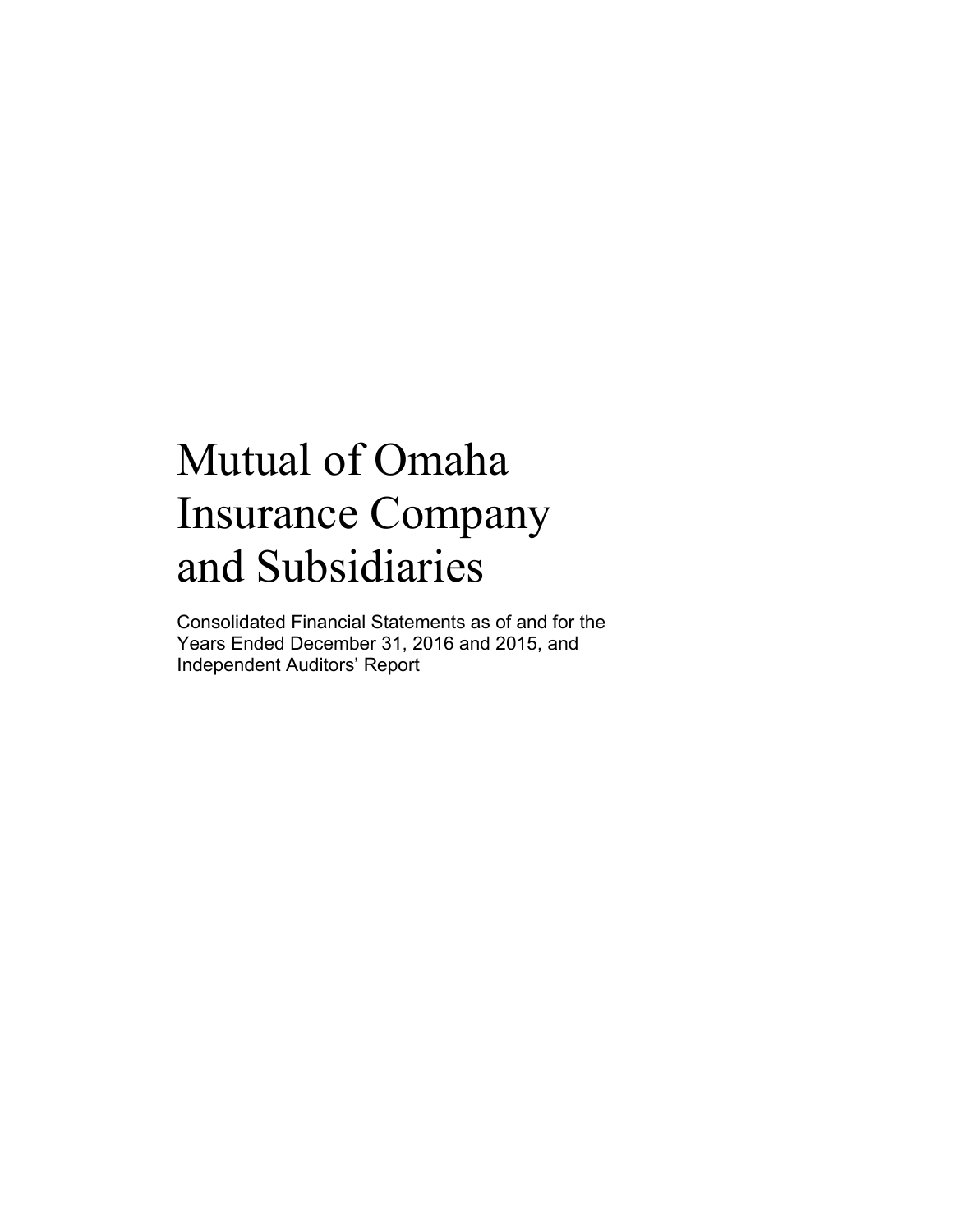# Mutual of Omaha Insurance Company and Subsidiaries

Consolidated Financial Statements as of and for the Years Ended December 31, 2016 and 2015, and Independent Auditors' Report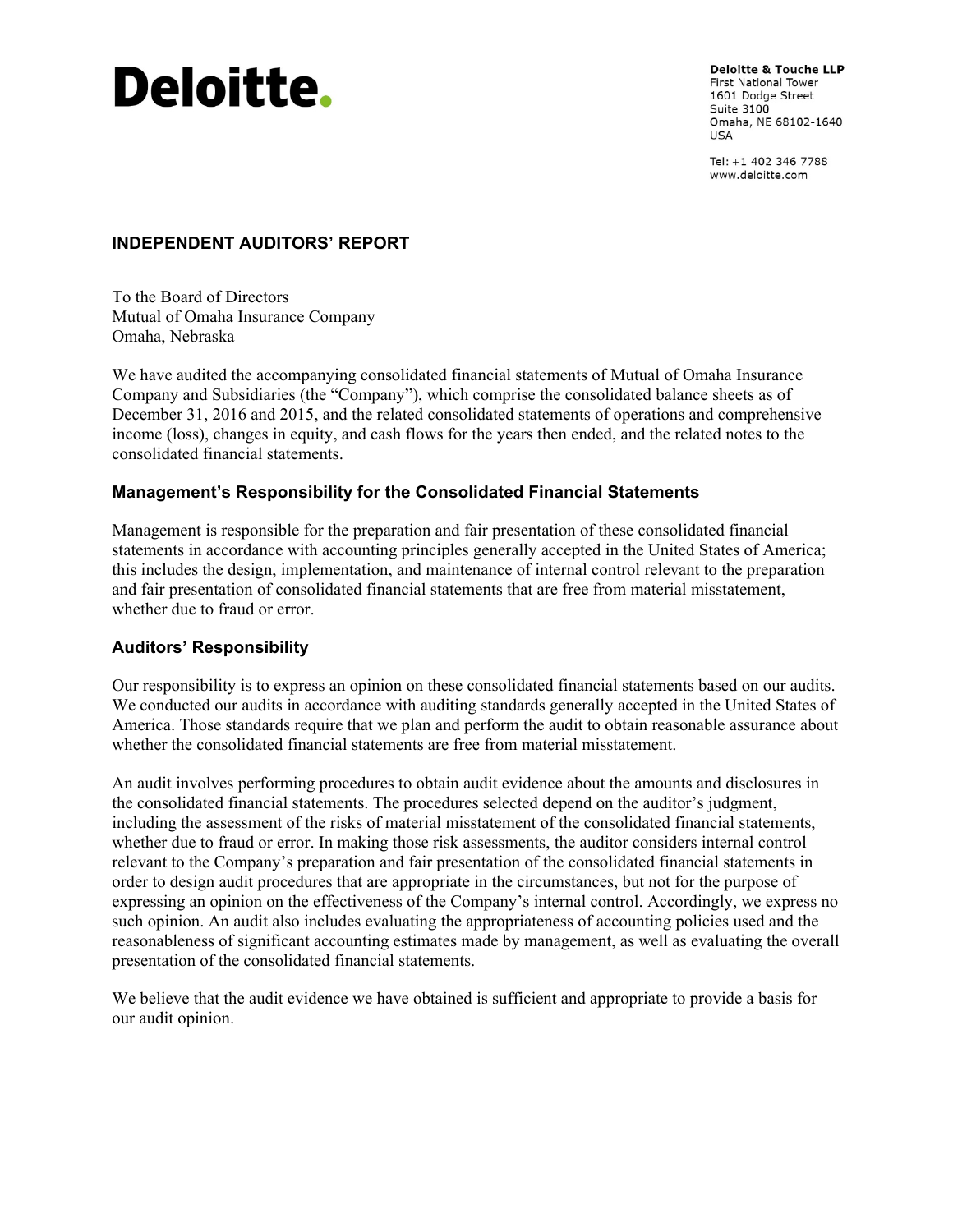**Deloitte.**

**Deloitte & Touche LLP**
First National Tower
1601 Dodge Street
Suite 3100
Omaha, NE 68102-1640
USA

Tel: +1 402 346 7788
www.deloitte.com

## INDEPENDENT AUDITORS' REPORT

To the Board of Directors
Mutual of Omaha Insurance Company
Omaha, Nebraska

We have audited the accompanying consolidated financial statements of Mutual of Omaha Insurance Company and Subsidiaries (the "Company"), which comprise the consolidated balance sheets as of December 31, 2016 and 2015, and the related consolidated statements of operations and comprehensive income (loss), changes in equity, and cash flows for the years then ended, and the related notes to the consolidated financial statements.

### Management's Responsibility for the Consolidated Financial Statements

Management is responsible for the preparation and fair presentation of these consolidated financial statements in accordance with accounting principles generally accepted in the United States of America; this includes the design, implementation, and maintenance of internal control relevant to the preparation and fair presentation of consolidated financial statements that are free from material misstatement, whether due to fraud or error.

### Auditors' Responsibility

Our responsibility is to express an opinion on these consolidated financial statements based on our audits. We conducted our audits in accordance with auditing standards generally accepted in the United States of America. Those standards require that we plan and perform the audit to obtain reasonable assurance about whether the consolidated financial statements are free from material misstatement.

An audit involves performing procedures to obtain audit evidence about the amounts and disclosures in the consolidated financial statements. The procedures selected depend on the auditor's judgment, including the assessment of the risks of material misstatement of the consolidated financial statements, whether due to fraud or error. In making those risk assessments, the auditor considers internal control relevant to the Company's preparation and fair presentation of the consolidated financial statements in order to design audit procedures that are appropriate in the circumstances, but not for the purpose of expressing an opinion on the effectiveness of the Company's internal control. Accordingly, we express no such opinion. An audit also includes evaluating the appropriateness of accounting policies used and the reasonableness of significant accounting estimates made by management, as well as evaluating the overall presentation of the consolidated financial statements.

We believe that the audit evidence we have obtained is sufficient and appropriate to provide a basis for our audit opinion.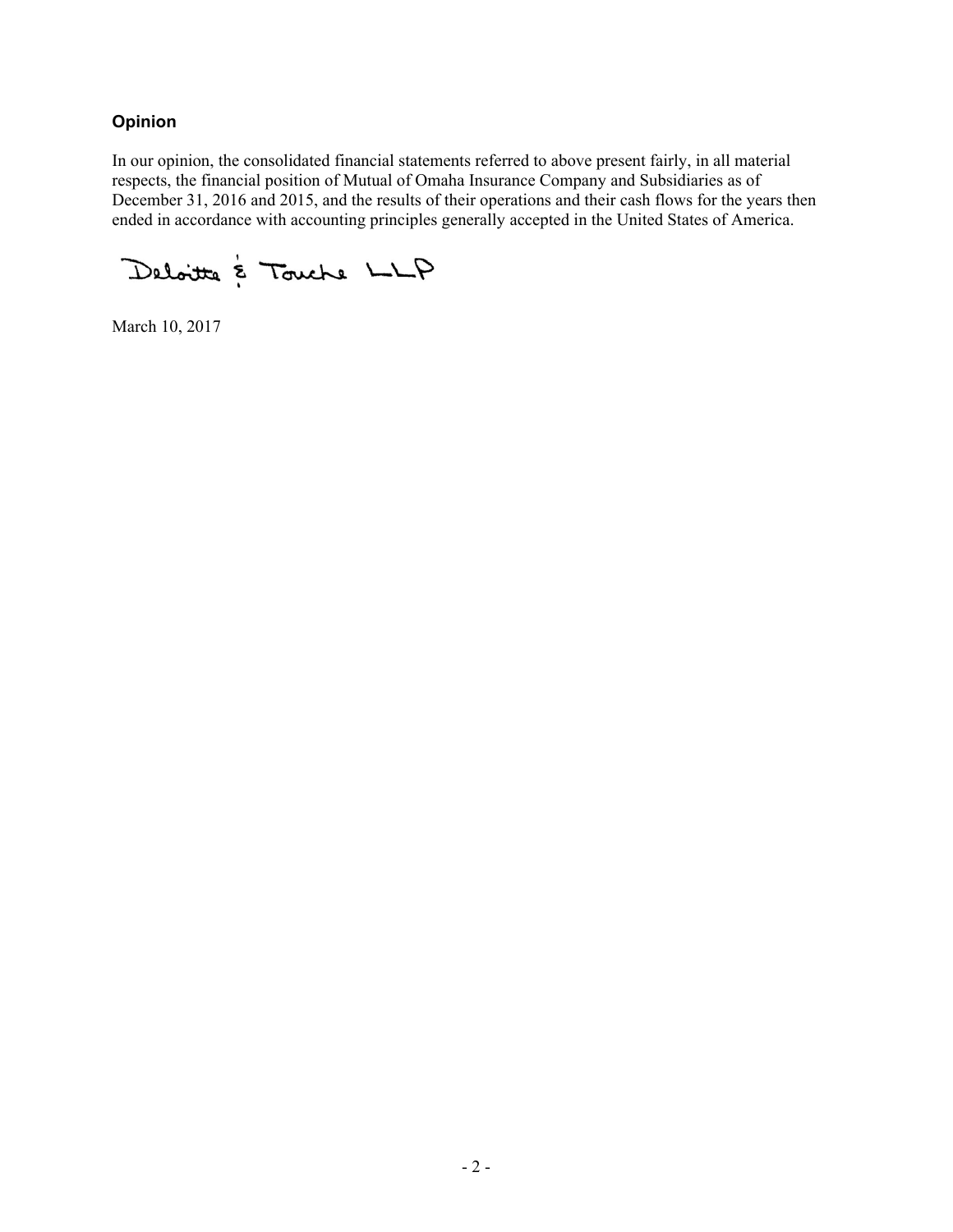### Opinion

In our opinion, the consolidated financial statements referred to above present fairly, in all material respects, the financial position of Mutual of Omaha Insurance Company and Subsidiaries as of December 31, 2016 and 2015, and the results of their operations and their cash flows for the years then ended in accordance with accounting principles generally accepted in the United States of America.

Deloitte & Touche LLP

March 10, 2017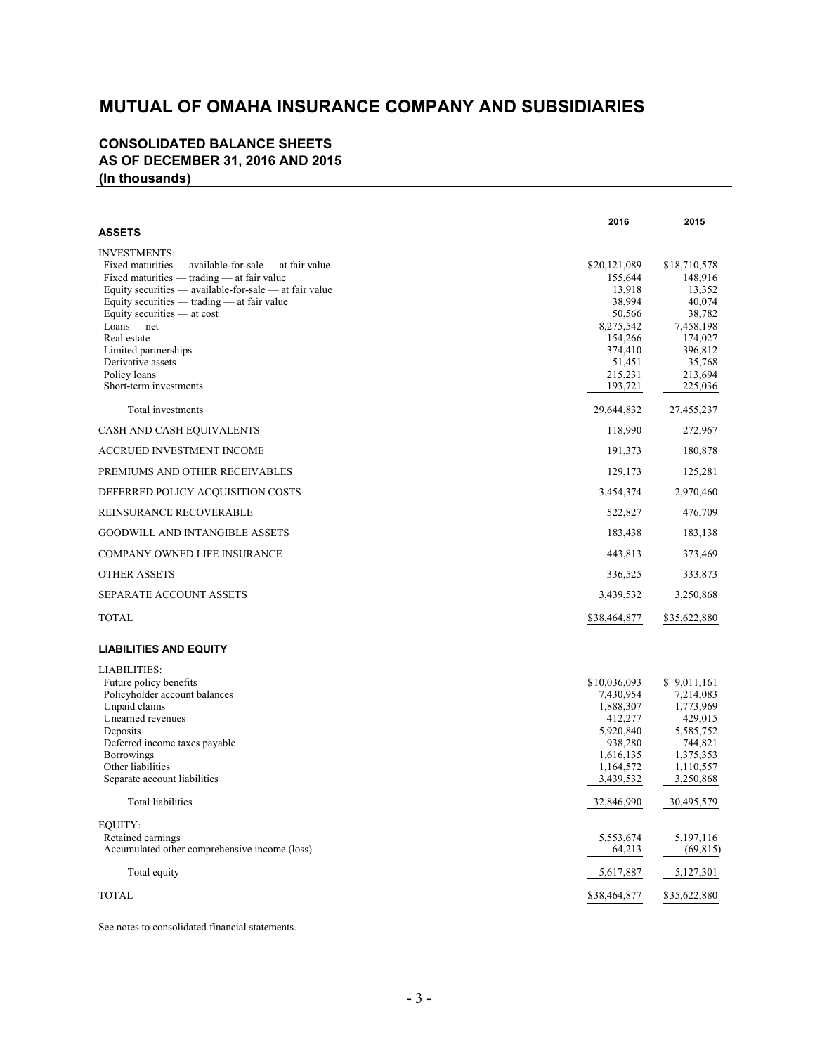# MUTUAL OF OMAHA INSURANCE COMPANY AND SUBSIDIARIES

## CONSOLIDATED BALANCE SHEETS
## AS OF DECEMBER 31, 2016 AND 2015
### (In thousands)

| | 2016 | 2015 |
|---|---|---|
| **ASSETS** | | |
| INVESTMENTS: | | |
| Fixed maturities — available-for-sale — at fair value | $20,121,089 | $18,710,578 |
| Fixed maturities — trading — at fair value | 155,644 | 148,916 |
| Equity securities — available-for-sale — at fair value | 13,918 | 13,352 |
| Equity securities — trading — at fair value | 38,994 | 40,074 |
| Equity securities — at cost | 50,566 | 38,782 |
| Loans — net | 8,275,542 | 7,458,198 |
| Real estate | 154,266 | 174,027 |
| Limited partnerships | 374,410 | 396,812 |
| Derivative assets | 51,451 | 35,768 |
| Policy loans | 215,231 | 213,694 |
| Short-term investments | 193,721 | 225,036 |
| Total investments | 29,644,832 | 27,455,237 |
| CASH AND CASH EQUIVALENTS | 118,990 | 272,967 |
| ACCRUED INVESTMENT INCOME | 191,373 | 180,878 |
| PREMIUMS AND OTHER RECEIVABLES | 129,173 | 125,281 |
| DEFERRED POLICY ACQUISITION COSTS | 3,454,374 | 2,970,460 |
| REINSURANCE RECOVERABLE | 522,827 | 476,709 |
| GOODWILL AND INTANGIBLE ASSETS | 183,438 | 183,138 |
| COMPANY OWNED LIFE INSURANCE | 443,813 | 373,469 |
| OTHER ASSETS | 336,525 | 333,873 |
| SEPARATE ACCOUNT ASSETS | 3,439,532 | 3,250,868 |
| TOTAL | $38,464,877 | $35,622,880 |
| **LIABILITIES AND EQUITY** | | |
| LIABILITIES: | | |
| Future policy benefits | $10,036,093 | $ 9,011,161 |
| Policyholder account balances | 7,430,954 | 7,214,083 |
| Unpaid claims | 1,888,307 | 1,773,969 |
| Unearned revenues | 412,277 | 429,015 |
| Deposits | 5,920,840 | 5,585,752 |
| Deferred income taxes payable | 938,280 | 744,821 |
| Borrowings | 1,616,135 | 1,375,353 |
| Other liabilities | 1,164,572 | 1,110,557 |
| Separate account liabilities | 3,439,532 | 3,250,868 |
| Total liabilities | 32,846,990 | 30,495,579 |
| EQUITY: | | |
| Retained earnings | 5,553,674 | 5,197,116 |
| Accumulated other comprehensive income (loss) | 64,213 | (69,815) |
| Total equity | 5,617,887 | 5,127,301 |
| TOTAL | $38,464,877 | $35,622,880 |

See notes to consolidated financial statements.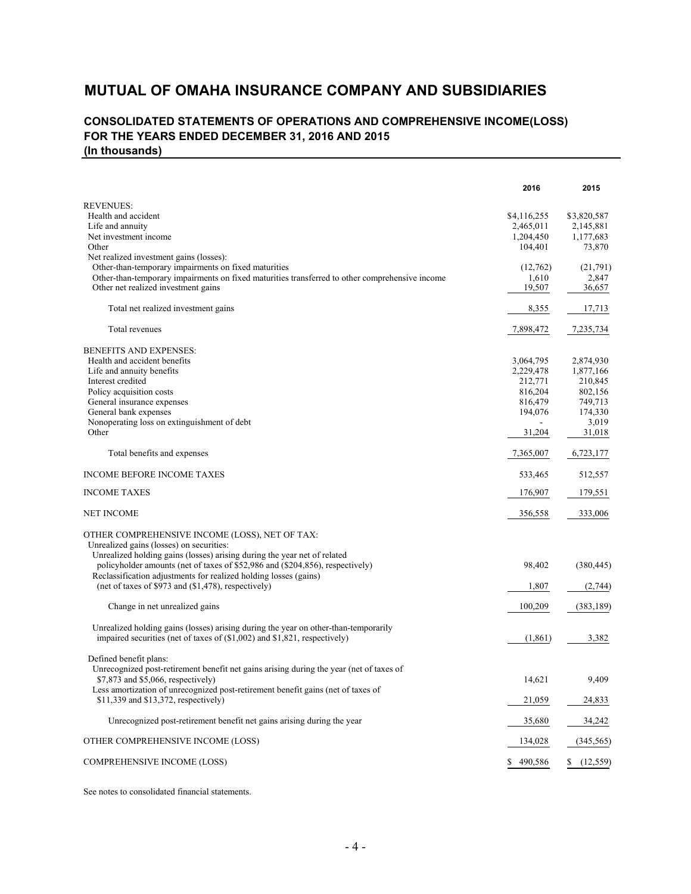# MUTUAL OF OMAHA INSURANCE COMPANY AND SUBSIDIARIES

## CONSOLIDATED STATEMENTS OF OPERATIONS AND COMPREHENSIVE INCOME(LOSS) FOR THE YEARS ENDED DECEMBER 31, 2016 AND 2015 (In thousands)

| | 2016 | 2015 |
|---|---|---|
| REVENUES: | | |
| Health and accident | $4,116,255 | $3,820,587 |
| Life and annuity | 2,465,011 | 2,145,881 |
| Net investment income | 1,204,450 | 1,177,683 |
| Other | 104,401 | 73,870 |
| Net realized investment gains (losses): | | |
| Other-than-temporary impairments on fixed maturities | (12,762) | (21,791) |
| Other-than-temporary impairments on fixed maturities transferred to other comprehensive income | 1,610 | 2,847 |
| Other net realized investment gains | 19,507 | 36,657 |
| Total net realized investment gains | 8,355 | 17,713 |
| Total revenues | 7,898,472 | 7,235,734 |
| BENEFITS AND EXPENSES: | | |
| Health and accident benefits | 3,064,795 | 2,874,930 |
| Life and annuity benefits | 2,229,478 | 1,877,166 |
| Interest credited | 212,771 | 210,845 |
| Policy acquisition costs | 816,204 | 802,156 |
| General insurance expenses | 816,479 | 749,713 |
| General bank expenses | 194,076 | 174,330 |
| Nonoperating loss on extinguishment of debt | - | 3,019 |
| Other | 31,204 | 31,018 |
| Total benefits and expenses | 7,365,007 | 6,723,177 |
| INCOME BEFORE INCOME TAXES | 533,465 | 512,557 |
| INCOME TAXES | 176,907 | 179,551 |
| NET INCOME | 356,558 | 333,006 |
| OTHER COMPREHENSIVE INCOME (LOSS), NET OF TAX: | | |
| Unrealized gains (losses) on securities: | | |
| Unrealized holding gains (losses) arising during the year net of related policyholder amounts (net of taxes of $52,986 and ($204,856), respectively) | 98,402 | (380,445) |
| Reclassification adjustments for realized holding losses (gains) (net of taxes of $973 and ($1,478), respectively) | 1,807 | (2,744) |
| Change in net unrealized gains | 100,209 | (383,189) |
| Unrealized holding gains (losses) arising during the year on other-than-temporarily impaired securities (net of taxes of ($1,002) and $1,821, respectively) | (1,861) | 3,382 |
| Defined benefit plans: | | |
| Unrecognized post-retirement benefit net gains arising during the year (net of taxes of $7,873 and $5,066, respectively) | 14,621 | 9,409 |
| Less amortization of unrecognized post-retirement benefit gains (net of taxes of $11,339 and $13,372, respectively) | 21,059 | 24,833 |
| Unrecognized post-retirement benefit net gains arising during the year | 35,680 | 34,242 |
| OTHER COMPREHENSIVE INCOME (LOSS) | 134,028 | (345,565) |
| COMPREHENSIVE INCOME (LOSS) | $ 490,586 | $ (12,559) |

See notes to consolidated financial statements.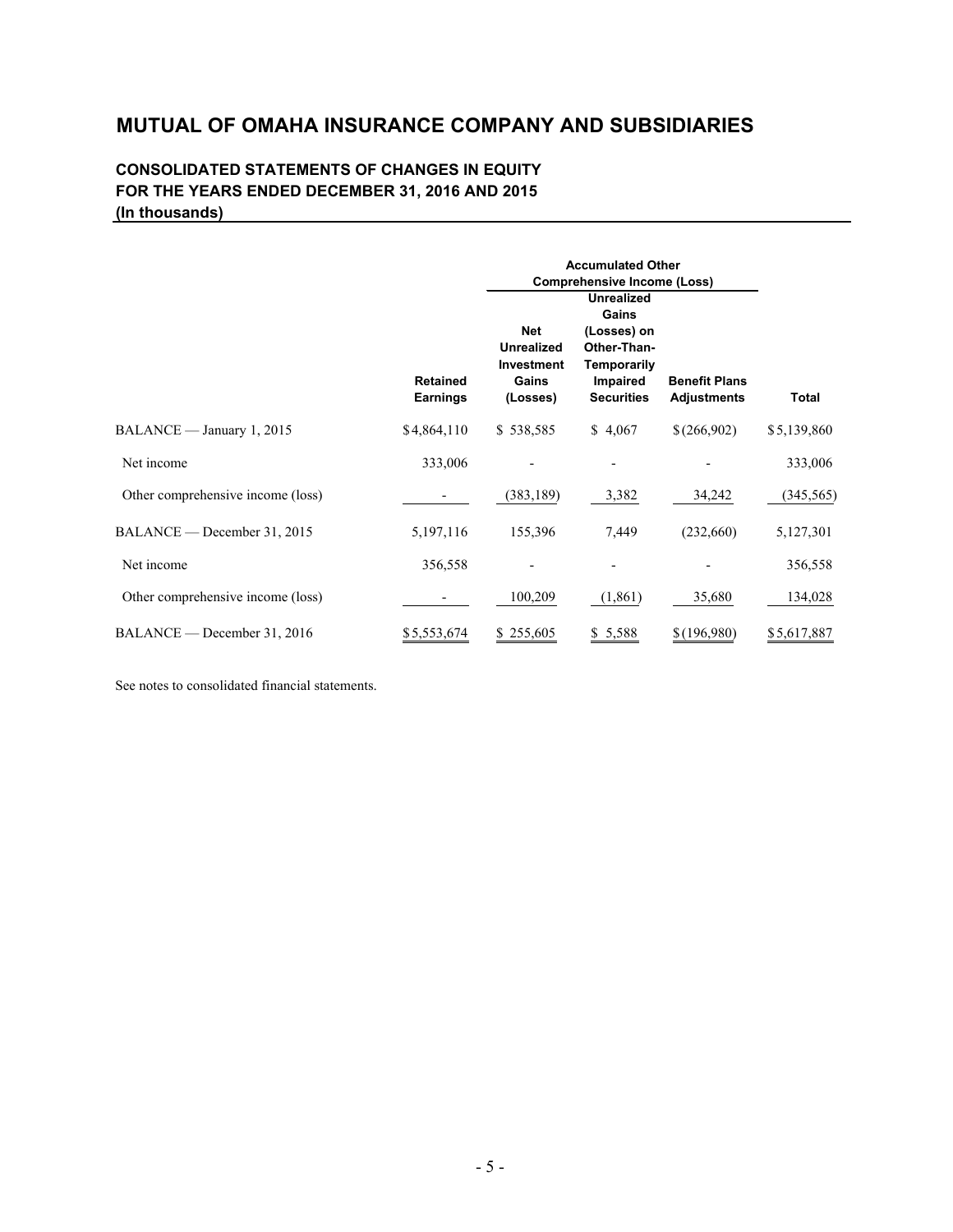# MUTUAL OF OMAHA INSURANCE COMPANY AND SUBSIDIARIES

## CONSOLIDATED STATEMENTS OF CHANGES IN EQUITY
## FOR THE YEARS ENDED DECEMBER 31, 2016 AND 2015
## (In thousands)

| | | Accumulated Other Comprehensive Income (Loss) | | | |
|---|---|---|---|---|---|
| | Retained Earnings | Net Unrealized Investment Gains (Losses) | Unrealized Gains (Losses) on Other-Than-Temporarily Impaired Securities | Benefit Plans Adjustments | Total |
| BALANCE — January 1, 2015 | $4,864,110 | $ 538,585 | $ 4,067 | $(266,902) | $5,139,860 |
| Net income | 333,006 | - | - | - | 333,006 |
| Other comprehensive income (loss) | - | (383,189) | 3,382 | 34,242 | (345,565) |
| BALANCE — December 31, 2015 | 5,197,116 | 155,396 | 7,449 | (232,660) | 5,127,301 |
| Net income | 356,558 | - | - | - | 356,558 |
| Other comprehensive income (loss) | - | 100,209 | (1,861) | 35,680 | 134,028 |
| BALANCE — December 31, 2016 | $5,553,674 | $ 255,605 | $ 5,588 | $(196,980) | $5,617,887 |

See notes to consolidated financial statements.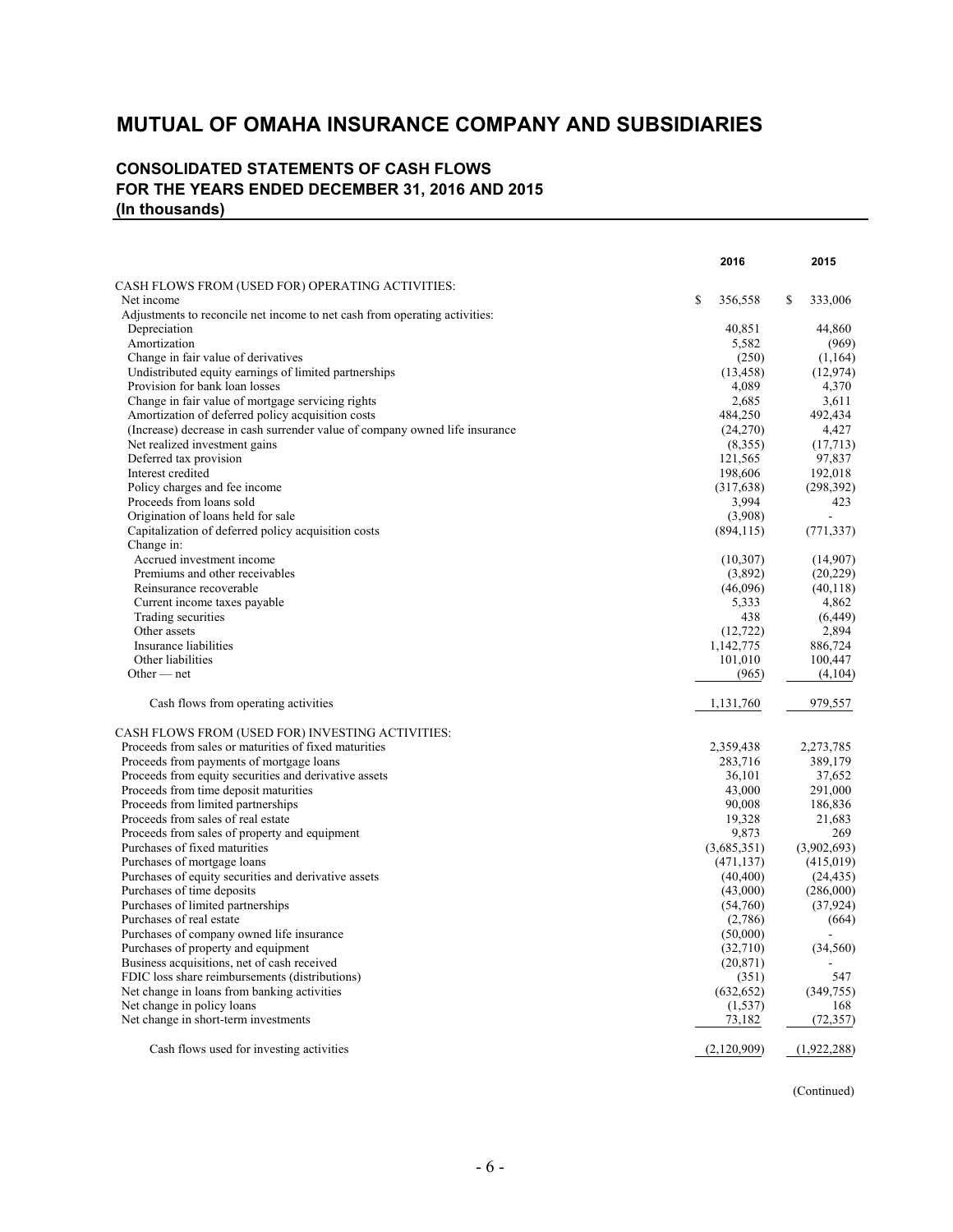# MUTUAL OF OMAHA INSURANCE COMPANY AND SUBSIDIARIES

## CONSOLIDATED STATEMENTS OF CASH FLOWS FOR THE YEARS ENDED DECEMBER 31, 2016 AND 2015 (In thousands)

| | 2016 | 2015 |
|---|---|---|
| CASH FLOWS FROM (USED FOR) OPERATING ACTIVITIES: | | |
| Net income | $ 356,558 | $ 333,006 |
| Adjustments to reconcile net income to net cash from operating activities: | | |
| Depreciation | 40,851 | 44,860 |
| Amortization | 5,582 | (969) |
| Change in fair value of derivatives | (250) | (1,164) |
| Undistributed equity earnings of limited partnerships | (13,458) | (12,974) |
| Provision for bank loan losses | 4,089 | 4,370 |
| Change in fair value of mortgage servicing rights | 2,685 | 3,611 |
| Amortization of deferred policy acquisition costs | 484,250 | 492,434 |
| (Increase) decrease in cash surrender value of company owned life insurance | (24,270) | 4,427 |
| Net realized investment gains | (8,355) | (17,713) |
| Deferred tax provision | 121,565 | 97,837 |
| Interest credited | 198,606 | 192,018 |
| Policy charges and fee income | (317,638) | (298,392) |
| Proceeds from loans sold | 3,994 | 423 |
| Origination of loans held for sale | (3,908) | - |
| Capitalization of deferred policy acquisition costs | (894,115) | (771,337) |
| Change in: | | |
| Accrued investment income | (10,307) | (14,907) |
| Premiums and other receivables | (3,892) | (20,229) |
| Reinsurance recoverable | (46,096) | (40,118) |
| Current income taxes payable | 5,333 | 4,862 |
| Trading securities | 438 | (6,449) |
| Other assets | (12,722) | 2,894 |
| Insurance liabilities | 1,142,775 | 886,724 |
| Other liabilities | 101,010 | 100,447 |
| Other — net | (965) | (4,104) |
| Cash flows from operating activities | 1,131,760 | 979,557 |
| CASH FLOWS FROM (USED FOR) INVESTING ACTIVITIES: | | |
| Proceeds from sales or maturities of fixed maturities | 2,359,438 | 2,273,785 |
| Proceeds from payments of mortgage loans | 283,716 | 389,179 |
| Proceeds from equity securities and derivative assets | 36,101 | 37,652 |
| Proceeds from time deposit maturities | 43,000 | 291,000 |
| Proceeds from limited partnerships | 90,008 | 186,836 |
| Proceeds from sales of real estate | 19,328 | 21,683 |
| Proceeds from sales of property and equipment | 9,873 | 269 |
| Purchases of fixed maturities | (3,685,351) | (3,902,693) |
| Purchases of mortgage loans | (471,137) | (415,019) |
| Purchases of equity securities and derivative assets | (40,400) | (24,435) |
| Purchases of time deposits | (43,000) | (286,000) |
| Purchases of limited partnerships | (54,760) | (37,924) |
| Purchases of real estate | (2,786) | (664) |
| Purchases of company owned life insurance | (50,000) | - |
| Purchases of property and equipment | (32,710) | (34,560) |
| Business acquisitions, net of cash received | (20,871) | - |
| FDIC loss share reimbursements (distributions) | (351) | 547 |
| Net change in loans from banking activities | (632,652) | (349,755) |
| Net change in policy loans | (1,537) | 168 |
| Net change in short-term investments | 73,182 | (72,357) |
| Cash flows used for investing activities | (2,120,909) | (1,922,288) |

(Continued)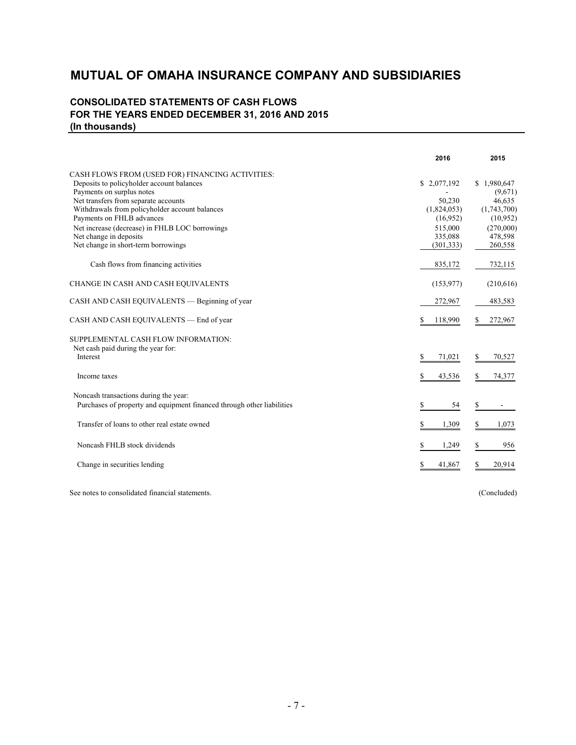# MUTUAL OF OMAHA INSURANCE COMPANY AND SUBSIDIARIES

## CONSOLIDATED STATEMENTS OF CASH FLOWS
## FOR THE YEARS ENDED DECEMBER 31, 2016 AND 2015
## (In thousands)

| | 2016 | 2015 |
|---|---|---|
| CASH FLOWS FROM (USED FOR) FINANCING ACTIVITIES: | | |
| Deposits to policyholder account balances | $ 2,077,192 | $ 1,980,647 |
| Payments on surplus notes | - | (9,671) |
| Net transfers from separate accounts | 50,230 | 46,635 |
| Withdrawals from policyholder account balances | (1,824,053) | (1,743,700) |
| Payments on FHLB advances | (16,952) | (10,952) |
| Net increase (decrease) in FHLB LOC borrowings | 515,000 | (270,000) |
| Net change in deposits | 335,088 | 478,598 |
| Net change in short-term borrowings | (301,333) | 260,558 |
| Cash flows from financing activities | 835,172 | 732,115 |
| CHANGE IN CASH AND CASH EQUIVALENTS | (153,977) | (210,616) |
| CASH AND CASH EQUIVALENTS — Beginning of year | 272,967 | 483,583 |
| CASH AND CASH EQUIVALENTS — End of year | $ 118,990 | $ 272,967 |
| SUPPLEMENTAL CASH FLOW INFORMATION: | | |
| Net cash paid during the year for: | | |
| Interest | $ 71,021 | $ 70,527 |
| Income taxes | $ 43,536 | $ 74,377 |
| Noncash transactions during the year: | | |
| Purchases of property and equipment financed through other liabilities | $ 54 | $ - |
| Transfer of loans to other real estate owned | $ 1,309 | $ 1,073 |
| Noncash FHLB stock dividends | $ 1,249 | $ 956 |
| Change in securities lending | $ 41,867 | $ 20,914 |

See notes to consolidated financial statements.

(Concluded)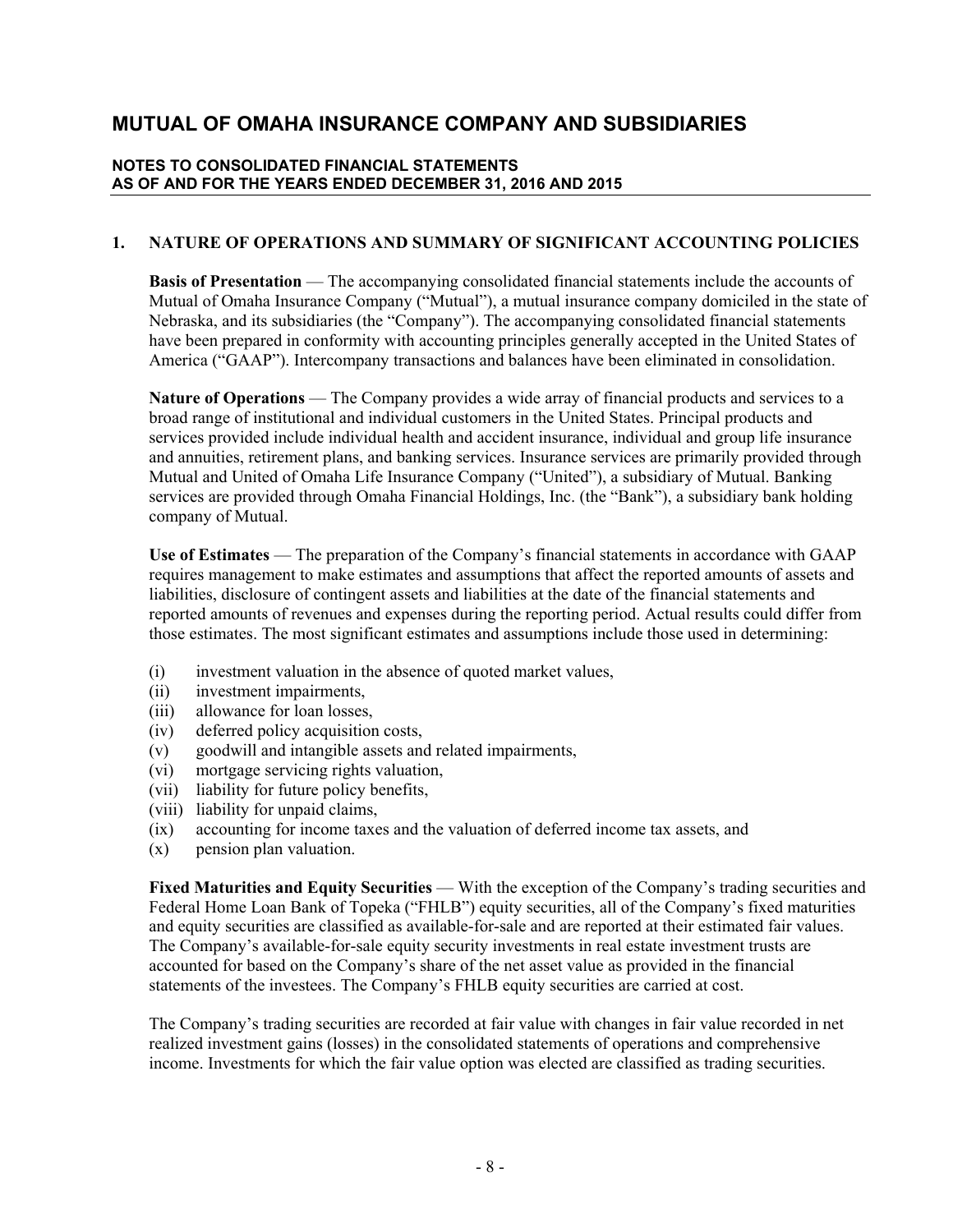# MUTUAL OF OMAHA INSURANCE COMPANY AND SUBSIDIARIES

**NOTES TO CONSOLIDATED FINANCIAL STATEMENTS**
**AS OF AND FOR THE YEARS ENDED DECEMBER 31, 2016 AND 2015**

## 1. NATURE OF OPERATIONS AND SUMMARY OF SIGNIFICANT ACCOUNTING POLICIES

**Basis of Presentation** — The accompanying consolidated financial statements include the accounts of Mutual of Omaha Insurance Company ("Mutual"), a mutual insurance company domiciled in the state of Nebraska, and its subsidiaries (the "Company"). The accompanying consolidated financial statements have been prepared in conformity with accounting principles generally accepted in the United States of America ("GAAP"). Intercompany transactions and balances have been eliminated in consolidation.

**Nature of Operations** — The Company provides a wide array of financial products and services to a broad range of institutional and individual customers in the United States. Principal products and services provided include individual health and accident insurance, individual and group life insurance and annuities, retirement plans, and banking services. Insurance services are primarily provided through Mutual and United of Omaha Life Insurance Company ("United"), a subsidiary of Mutual. Banking services are provided through Omaha Financial Holdings, Inc. (the "Bank"), a subsidiary bank holding company of Mutual.

**Use of Estimates** — The preparation of the Company's financial statements in accordance with GAAP requires management to make estimates and assumptions that affect the reported amounts of assets and liabilities, disclosure of contingent assets and liabilities at the date of the financial statements and reported amounts of revenues and expenses during the reporting period. Actual results could differ from those estimates. The most significant estimates and assumptions include those used in determining:

- (i) investment valuation in the absence of quoted market values,
- (ii) investment impairments,
- (iii) allowance for loan losses,
- (iv) deferred policy acquisition costs,
- (v) goodwill and intangible assets and related impairments,
- (vi) mortgage servicing rights valuation,
- (vii) liability for future policy benefits,
- (viii) liability for unpaid claims,
- (ix) accounting for income taxes and the valuation of deferred income tax assets, and
- (x) pension plan valuation.

**Fixed Maturities and Equity Securities** — With the exception of the Company's trading securities and Federal Home Loan Bank of Topeka ("FHLB") equity securities, all of the Company's fixed maturities and equity securities are classified as available-for-sale and are reported at their estimated fair values. The Company's available-for-sale equity security investments in real estate investment trusts are accounted for based on the Company's share of the net asset value as provided in the financial statements of the investees. The Company's FHLB equity securities are carried at cost.

The Company's trading securities are recorded at fair value with changes in fair value recorded in net realized investment gains (losses) in the consolidated statements of operations and comprehensive income. Investments for which the fair value option was elected are classified as trading securities.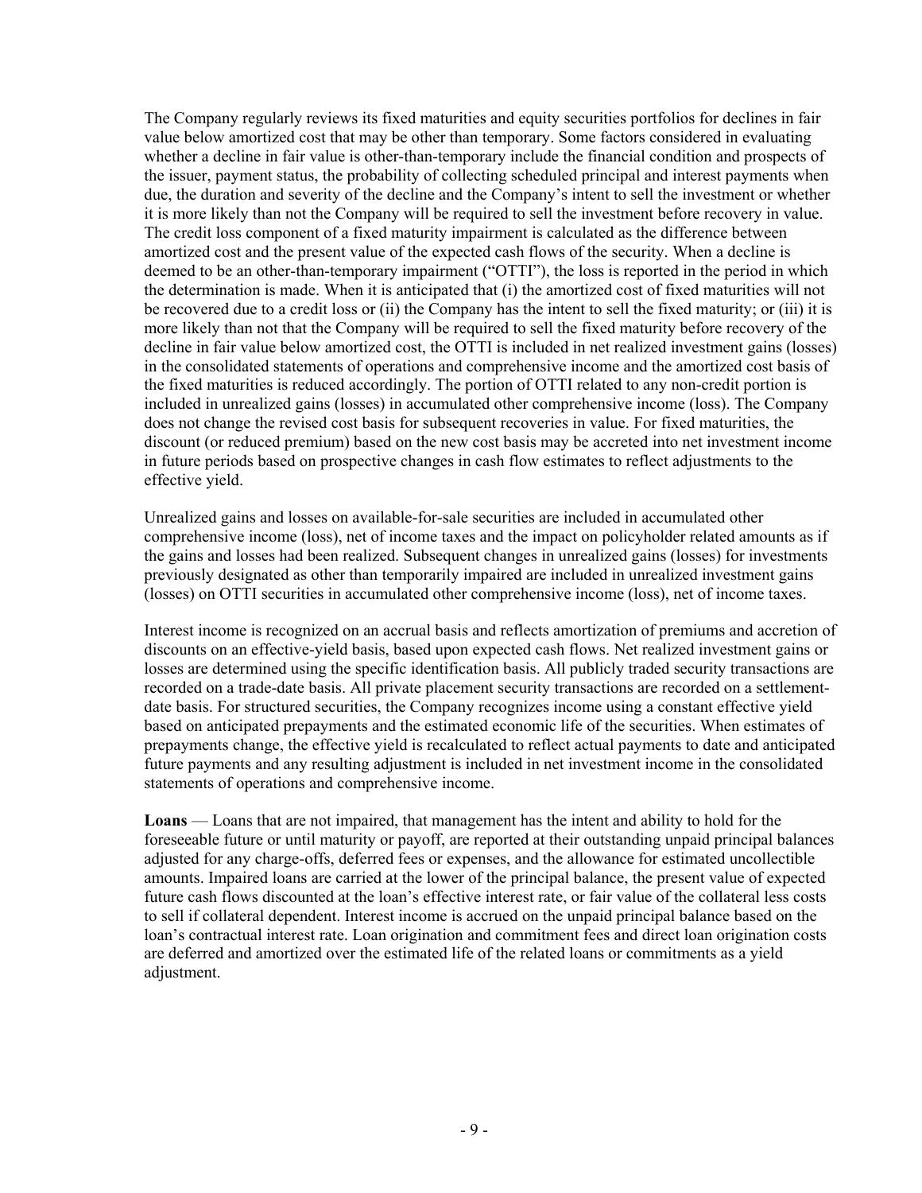The Company regularly reviews its fixed maturities and equity securities portfolios for declines in fair value below amortized cost that may be other than temporary. Some factors considered in evaluating whether a decline in fair value is other-than-temporary include the financial condition and prospects of the issuer, payment status, the probability of collecting scheduled principal and interest payments when due, the duration and severity of the decline and the Company's intent to sell the investment or whether it is more likely than not the Company will be required to sell the investment before recovery in value. The credit loss component of a fixed maturity impairment is calculated as the difference between amortized cost and the present value of the expected cash flows of the security. When a decline is deemed to be an other-than-temporary impairment ("OTTI"), the loss is reported in the period in which the determination is made. When it is anticipated that (i) the amortized cost of fixed maturities will not be recovered due to a credit loss or (ii) the Company has the intent to sell the fixed maturity; or (iii) it is more likely than not that the Company will be required to sell the fixed maturity before recovery of the decline in fair value below amortized cost, the OTTI is included in net realized investment gains (losses) in the consolidated statements of operations and comprehensive income and the amortized cost basis of the fixed maturities is reduced accordingly. The portion of OTTI related to any non-credit portion is included in unrealized gains (losses) in accumulated other comprehensive income (loss). The Company does not change the revised cost basis for subsequent recoveries in value. For fixed maturities, the discount (or reduced premium) based on the new cost basis may be accreted into net investment income in future periods based on prospective changes in cash flow estimates to reflect adjustments to the effective yield.

Unrealized gains and losses on available-for-sale securities are included in accumulated other comprehensive income (loss), net of income taxes and the impact on policyholder related amounts as if the gains and losses had been realized. Subsequent changes in unrealized gains (losses) for investments previously designated as other than temporarily impaired are included in unrealized investment gains (losses) on OTTI securities in accumulated other comprehensive income (loss), net of income taxes.

Interest income is recognized on an accrual basis and reflects amortization of premiums and accretion of discounts on an effective-yield basis, based upon expected cash flows. Net realized investment gains or losses are determined using the specific identification basis. All publicly traded security transactions are recorded on a trade-date basis. All private placement security transactions are recorded on a settlement-date basis. For structured securities, the Company recognizes income using a constant effective yield based on anticipated prepayments and the estimated economic life of the securities. When estimates of prepayments change, the effective yield is recalculated to reflect actual payments to date and anticipated future payments and any resulting adjustment is included in net investment income in the consolidated statements of operations and comprehensive income.

**Loans** — Loans that are not impaired, that management has the intent and ability to hold for the foreseeable future or until maturity or payoff, are reported at their outstanding unpaid principal balances adjusted for any charge-offs, deferred fees or expenses, and the allowance for estimated uncollectible amounts. Impaired loans are carried at the lower of the principal balance, the present value of expected future cash flows discounted at the loan's effective interest rate, or fair value of the collateral less costs to sell if collateral dependent. Interest income is accrued on the unpaid principal balance based on the loan's contractual interest rate. Loan origination and commitment fees and direct loan origination costs are deferred and amortized over the estimated life of the related loans or commitments as a yield adjustment.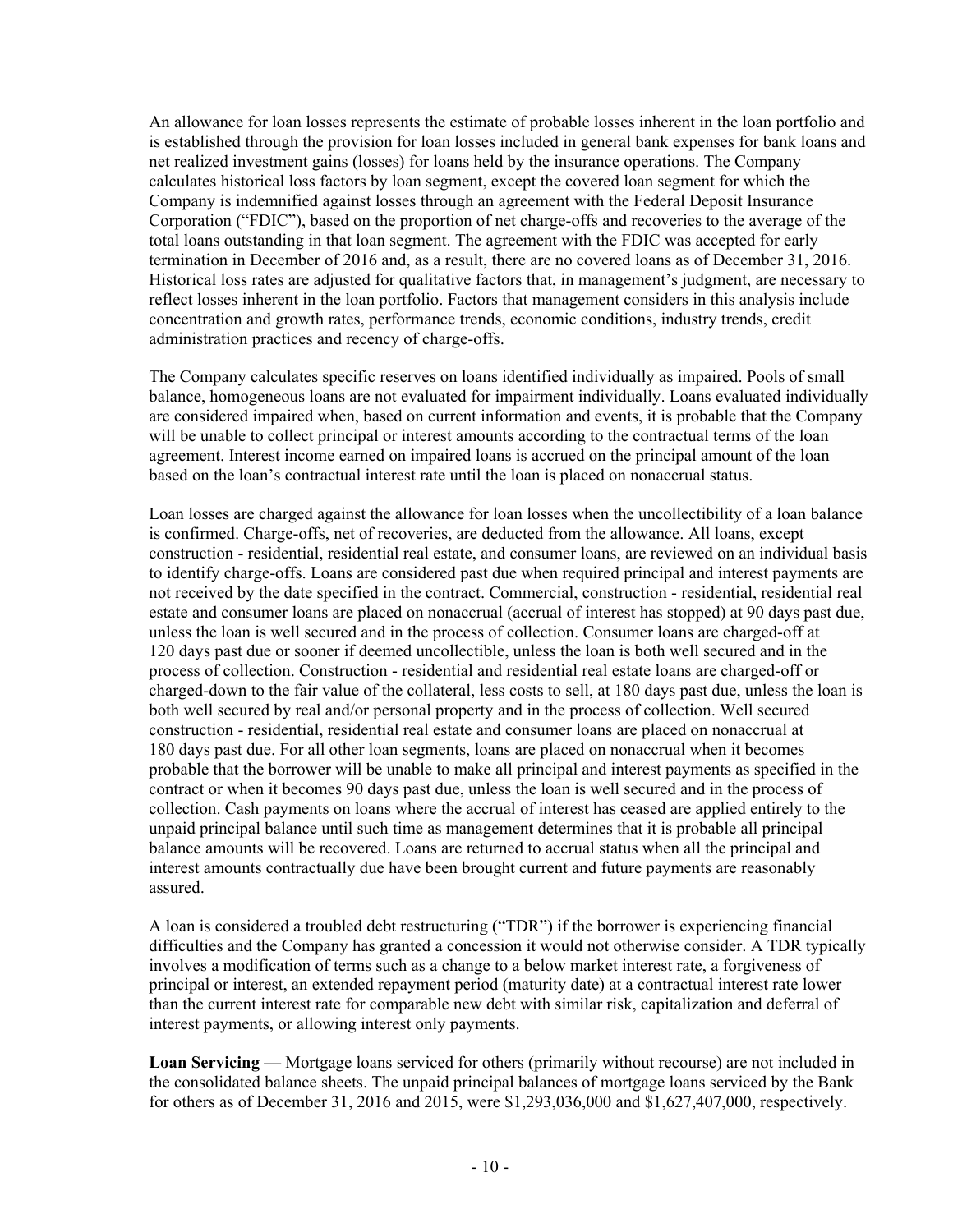An allowance for loan losses represents the estimate of probable losses inherent in the loan portfolio and is established through the provision for loan losses included in general bank expenses for bank loans and net realized investment gains (losses) for loans held by the insurance operations. The Company calculates historical loss factors by loan segment, except the covered loan segment for which the Company is indemnified against losses through an agreement with the Federal Deposit Insurance Corporation ("FDIC"), based on the proportion of net charge-offs and recoveries to the average of the total loans outstanding in that loan segment. The agreement with the FDIC was accepted for early termination in December of 2016 and, as a result, there are no covered loans as of December 31, 2016. Historical loss rates are adjusted for qualitative factors that, in management's judgment, are necessary to reflect losses inherent in the loan portfolio. Factors that management considers in this analysis include concentration and growth rates, performance trends, economic conditions, industry trends, credit administration practices and recency of charge-offs.

The Company calculates specific reserves on loans identified individually as impaired. Pools of small balance, homogeneous loans are not evaluated for impairment individually. Loans evaluated individually are considered impaired when, based on current information and events, it is probable that the Company will be unable to collect principal or interest amounts according to the contractual terms of the loan agreement. Interest income earned on impaired loans is accrued on the principal amount of the loan based on the loan's contractual interest rate until the loan is placed on nonaccrual status.

Loan losses are charged against the allowance for loan losses when the uncollectibility of a loan balance is confirmed. Charge-offs, net of recoveries, are deducted from the allowance. All loans, except construction - residential, residential real estate, and consumer loans, are reviewed on an individual basis to identify charge-offs. Loans are considered past due when required principal and interest payments are not received by the date specified in the contract. Commercial, construction - residential, residential real estate and consumer loans are placed on nonaccrual (accrual of interest has stopped) at 90 days past due, unless the loan is well secured and in the process of collection. Consumer loans are charged-off at 120 days past due or sooner if deemed uncollectible, unless the loan is both well secured and in the process of collection. Construction - residential and residential real estate loans are charged-off or charged-down to the fair value of the collateral, less costs to sell, at 180 days past due, unless the loan is both well secured by real and/or personal property and in the process of collection. Well secured construction - residential, residential real estate and consumer loans are placed on nonaccrual at 180 days past due. For all other loan segments, loans are placed on nonaccrual when it becomes probable that the borrower will be unable to make all principal and interest payments as specified in the contract or when it becomes 90 days past due, unless the loan is well secured and in the process of collection. Cash payments on loans where the accrual of interest has ceased are applied entirely to the unpaid principal balance until such time as management determines that it is probable all principal balance amounts will be recovered. Loans are returned to accrual status when all the principal and interest amounts contractually due have been brought current and future payments are reasonably assured.

A loan is considered a troubled debt restructuring ("TDR") if the borrower is experiencing financial difficulties and the Company has granted a concession it would not otherwise consider. A TDR typically involves a modification of terms such as a change to a below market interest rate, a forgiveness of principal or interest, an extended repayment period (maturity date) at a contractual interest rate lower than the current interest rate for comparable new debt with similar risk, capitalization and deferral of interest payments, or allowing interest only payments.

**Loan Servicing** — Mortgage loans serviced for others (primarily without recourse) are not included in the consolidated balance sheets. The unpaid principal balances of mortgage loans serviced by the Bank for others as of December 31, 2016 and 2015, were $1,293,036,000 and $1,627,407,000, respectively.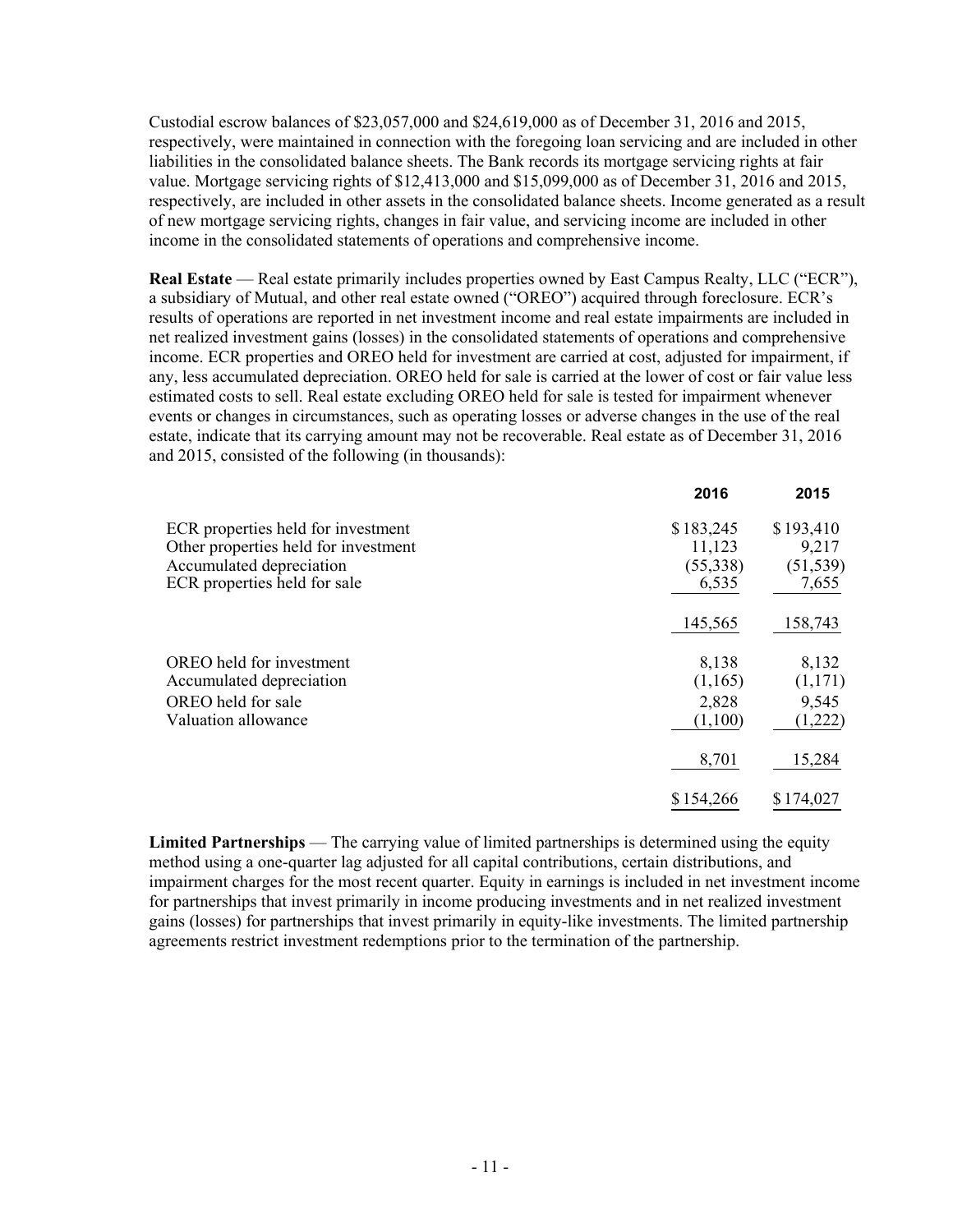Custodial escrow balances of $23,057,000 and $24,619,000 as of December 31, 2016 and 2015, respectively, were maintained in connection with the foregoing loan servicing and are included in other liabilities in the consolidated balance sheets. The Bank records its mortgage servicing rights at fair value. Mortgage servicing rights of $12,413,000 and $15,099,000 as of December 31, 2016 and 2015, respectively, are included in other assets in the consolidated balance sheets. Income generated as a result of new mortgage servicing rights, changes in fair value, and servicing income are included in other income in the consolidated statements of operations and comprehensive income.

**Real Estate** — Real estate primarily includes properties owned by East Campus Realty, LLC ("ECR"), a subsidiary of Mutual, and other real estate owned ("OREO") acquired through foreclosure. ECR's results of operations are reported in net investment income and real estate impairments are included in net realized investment gains (losses) in the consolidated statements of operations and comprehensive income. ECR properties and OREO held for investment are carried at cost, adjusted for impairment, if any, less accumulated depreciation. OREO held for sale is carried at the lower of cost or fair value less estimated costs to sell. Real estate excluding OREO held for sale is tested for impairment whenever events or changes in circumstances, such as operating losses or adverse changes in the use of the real estate, indicate that its carrying amount may not be recoverable. Real estate as of December 31, 2016 and 2015, consisted of the following (in thousands):

| | 2016 | 2015 |
|---|---|---|
| ECR properties held for investment | $ 183,245 | $ 193,410 |
| Other properties held for investment | 11,123 | 9,217 |
| Accumulated depreciation | (55,338) | (51,539) |
| ECR properties held for sale | 6,535 | 7,655 |
| | 145,565 | 158,743 |
| OREO held for investment | 8,138 | 8,132 |
| Accumulated depreciation | (1,165) | (1,171) |
| OREO held for sale | 2,828 | 9,545 |
| Valuation allowance | (1,100) | (1,222) |
| | 8,701 | 15,284 |
| | $ 154,266 | $ 174,027 |

**Limited Partnerships** — The carrying value of limited partnerships is determined using the equity method using a one-quarter lag adjusted for all capital contributions, certain distributions, and impairment charges for the most recent quarter. Equity in earnings is included in net investment income for partnerships that invest primarily in income producing investments and in net realized investment gains (losses) for partnerships that invest primarily in equity-like investments. The limited partnership agreements restrict investment redemptions prior to the termination of the partnership.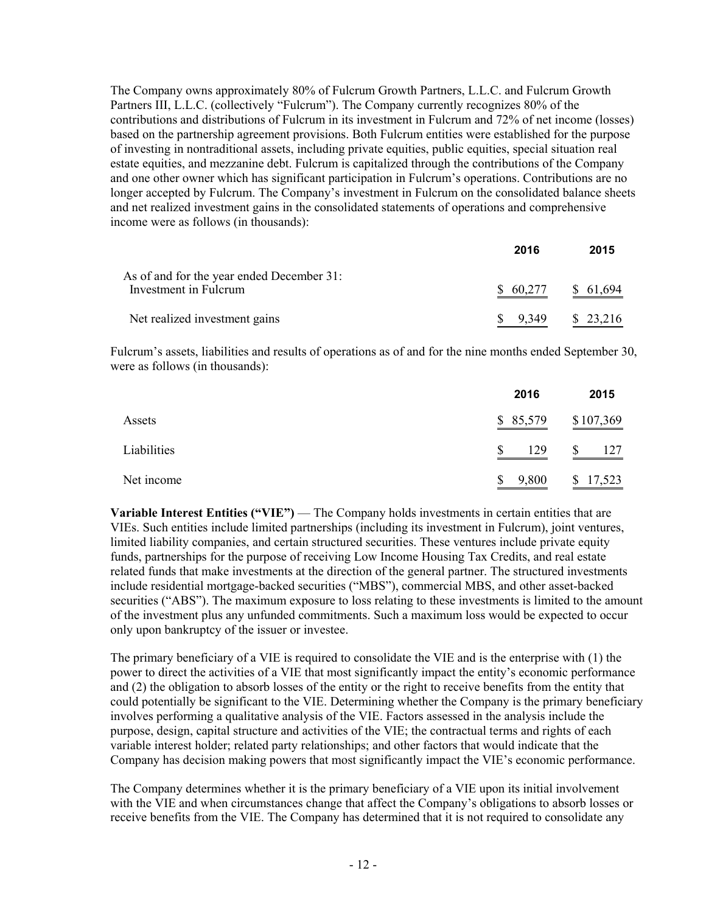The Company owns approximately 80% of Fulcrum Growth Partners, L.L.C. and Fulcrum Growth Partners III, L.L.C. (collectively "Fulcrum"). The Company currently recognizes 80% of the contributions and distributions of Fulcrum in its investment in Fulcrum and 72% of net income (losses) based on the partnership agreement provisions. Both Fulcrum entities were established for the purpose of investing in nontraditional assets, including private equities, public equities, special situation real estate equities, and mezzanine debt. Fulcrum is capitalized through the contributions of the Company and one other owner which has significant participation in Fulcrum's operations. Contributions are no longer accepted by Fulcrum. The Company's investment in Fulcrum on the consolidated balance sheets and net realized investment gains in the consolidated statements of operations and comprehensive income were as follows (in thousands):

| | 2016 | 2015 |
|---|---|---|
| As of and for the year ended December 31: | | |
| Investment in Fulcrum | $ 60,277 | $ 61,694 |
| Net realized investment gains | $ 9,349 | $ 23,216 |

Fulcrum's assets, liabilities and results of operations as of and for the nine months ended September 30, were as follows (in thousands):

| | 2016 | 2015 |
|---|---|---|
| Assets | $ 85,579 | $ 107,369 |
| Liabilities | $ 129 | $ 127 |
| Net income | $ 9,800 | $ 17,523 |

**Variable Interest Entities ("VIE")** — The Company holds investments in certain entities that are VIEs. Such entities include limited partnerships (including its investment in Fulcrum), joint ventures, limited liability companies, and certain structured securities. These ventures include private equity funds, partnerships for the purpose of receiving Low Income Housing Tax Credits, and real estate related funds that make investments at the direction of the general partner. The structured investments include residential mortgage-backed securities ("MBS"), commercial MBS, and other asset-backed securities ("ABS"). The maximum exposure to loss relating to these investments is limited to the amount of the investment plus any unfunded commitments. Such a maximum loss would be expected to occur only upon bankruptcy of the issuer or investee.

The primary beneficiary of a VIE is required to consolidate the VIE and is the enterprise with (1) the power to direct the activities of a VIE that most significantly impact the entity's economic performance and (2) the obligation to absorb losses of the entity or the right to receive benefits from the entity that could potentially be significant to the VIE. Determining whether the Company is the primary beneficiary involves performing a qualitative analysis of the VIE. Factors assessed in the analysis include the purpose, design, capital structure and activities of the VIE; the contractual terms and rights of each variable interest holder; related party relationships; and other factors that would indicate that the Company has decision making powers that most significantly impact the VIE's economic performance.

The Company determines whether it is the primary beneficiary of a VIE upon its initial involvement with the VIE and when circumstances change that affect the Company's obligations to absorb losses or receive benefits from the VIE. The Company has determined that it is not required to consolidate any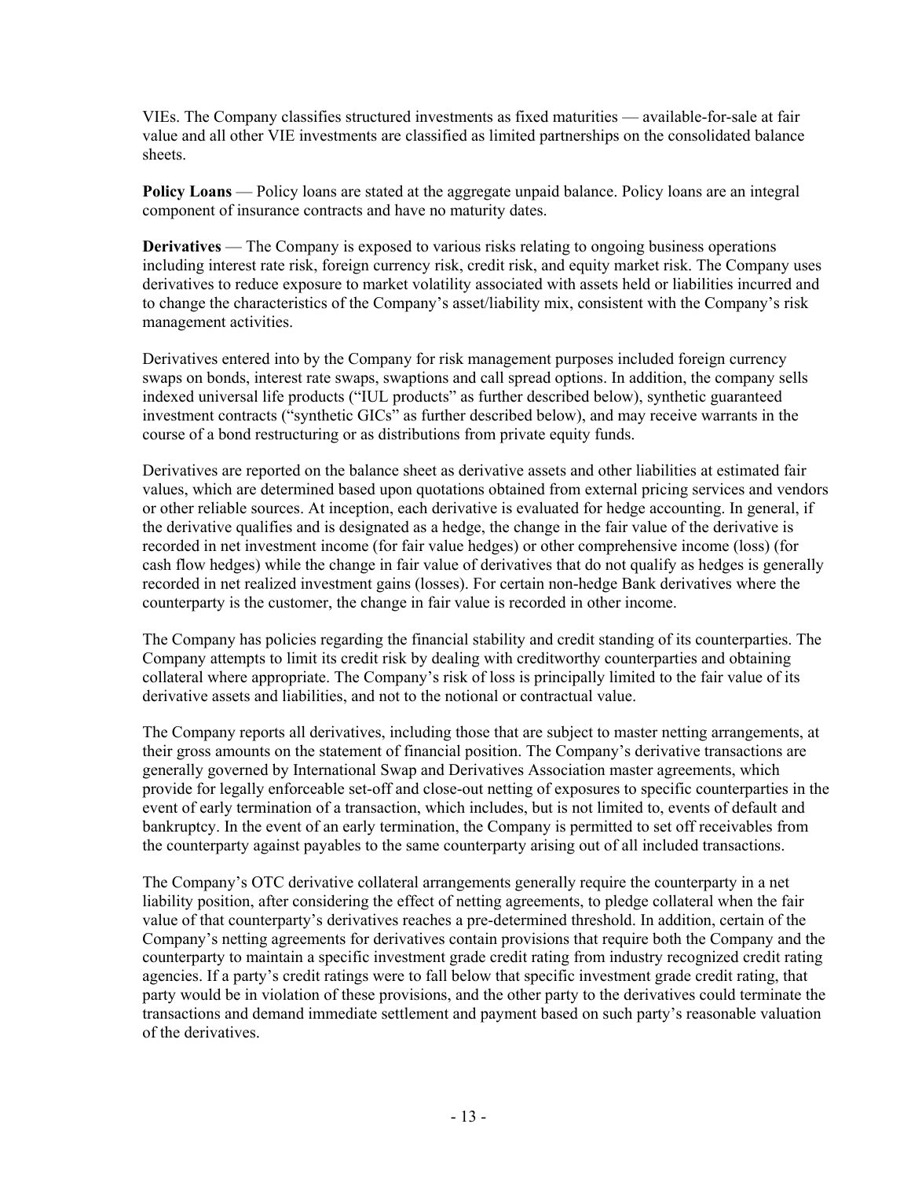VIEs. The Company classifies structured investments as fixed maturities — available-for-sale at fair value and all other VIE investments are classified as limited partnerships on the consolidated balance sheets.

**Policy Loans** — Policy loans are stated at the aggregate unpaid balance. Policy loans are an integral component of insurance contracts and have no maturity dates.

**Derivatives** — The Company is exposed to various risks relating to ongoing business operations including interest rate risk, foreign currency risk, credit risk, and equity market risk. The Company uses derivatives to reduce exposure to market volatility associated with assets held or liabilities incurred and to change the characteristics of the Company's asset/liability mix, consistent with the Company's risk management activities.

Derivatives entered into by the Company for risk management purposes included foreign currency swaps on bonds, interest rate swaps, swaptions and call spread options. In addition, the company sells indexed universal life products ("IUL products" as further described below), synthetic guaranteed investment contracts ("synthetic GICs" as further described below), and may receive warrants in the course of a bond restructuring or as distributions from private equity funds.

Derivatives are reported on the balance sheet as derivative assets and other liabilities at estimated fair values, which are determined based upon quotations obtained from external pricing services and vendors or other reliable sources. At inception, each derivative is evaluated for hedge accounting. In general, if the derivative qualifies and is designated as a hedge, the change in the fair value of the derivative is recorded in net investment income (for fair value hedges) or other comprehensive income (loss) (for cash flow hedges) while the change in fair value of derivatives that do not qualify as hedges is generally recorded in net realized investment gains (losses). For certain non-hedge Bank derivatives where the counterparty is the customer, the change in fair value is recorded in other income.

The Company has policies regarding the financial stability and credit standing of its counterparties. The Company attempts to limit its credit risk by dealing with creditworthy counterparties and obtaining collateral where appropriate. The Company's risk of loss is principally limited to the fair value of its derivative assets and liabilities, and not to the notional or contractual value.

The Company reports all derivatives, including those that are subject to master netting arrangements, at their gross amounts on the statement of financial position. The Company's derivative transactions are generally governed by International Swap and Derivatives Association master agreements, which provide for legally enforceable set-off and close-out netting of exposures to specific counterparties in the event of early termination of a transaction, which includes, but is not limited to, events of default and bankruptcy. In the event of an early termination, the Company is permitted to set off receivables from the counterparty against payables to the same counterparty arising out of all included transactions.

The Company's OTC derivative collateral arrangements generally require the counterparty in a net liability position, after considering the effect of netting agreements, to pledge collateral when the fair value of that counterparty's derivatives reaches a pre-determined threshold. In addition, certain of the Company's netting agreements for derivatives contain provisions that require both the Company and the counterparty to maintain a specific investment grade credit rating from industry recognized credit rating agencies. If a party's credit ratings were to fall below that specific investment grade credit rating, that party would be in violation of these provisions, and the other party to the derivatives could terminate the transactions and demand immediate settlement and payment based on such party's reasonable valuation of the derivatives.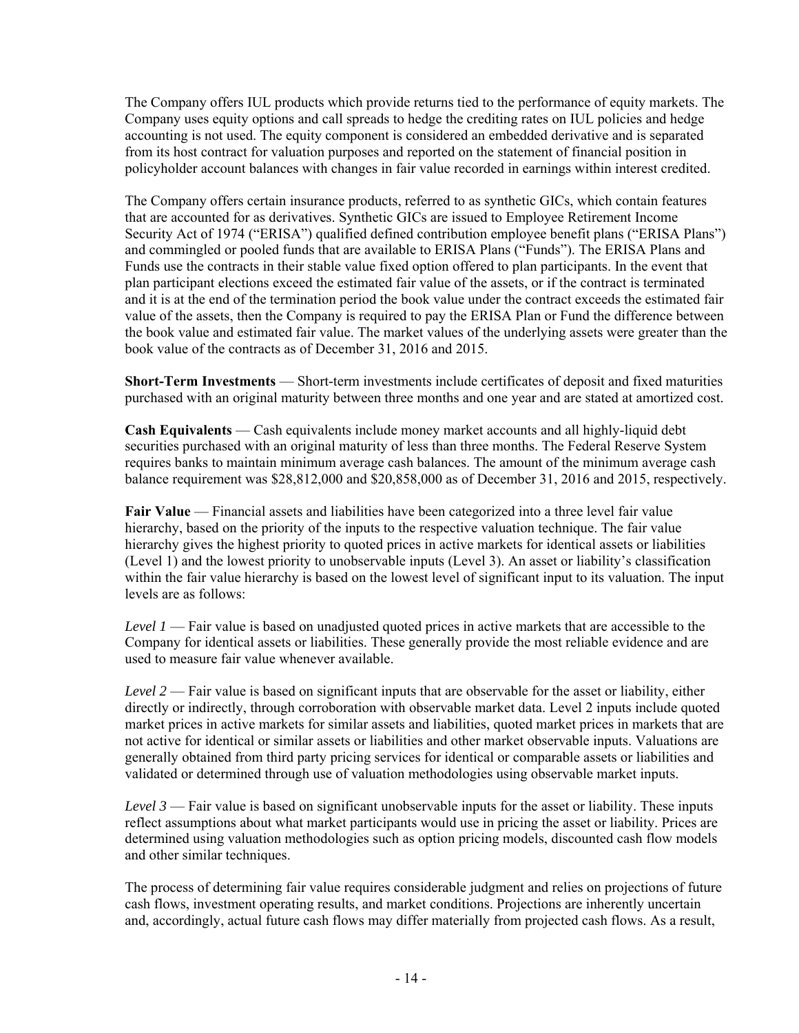The Company offers IUL products which provide returns tied to the performance of equity markets. The Company uses equity options and call spreads to hedge the crediting rates on IUL policies and hedge accounting is not used. The equity component is considered an embedded derivative and is separated from its host contract for valuation purposes and reported on the statement of financial position in policyholder account balances with changes in fair value recorded in earnings within interest credited.

The Company offers certain insurance products, referred to as synthetic GICs, which contain features that are accounted for as derivatives. Synthetic GICs are issued to Employee Retirement Income Security Act of 1974 ("ERISA") qualified defined contribution employee benefit plans ("ERISA Plans") and commingled or pooled funds that are available to ERISA Plans ("Funds"). The ERISA Plans and Funds use the contracts in their stable value fixed option offered to plan participants. In the event that plan participant elections exceed the estimated fair value of the assets, or if the contract is terminated and it is at the end of the termination period the book value under the contract exceeds the estimated fair value of the assets, then the Company is required to pay the ERISA Plan or Fund the difference between the book value and estimated fair value. The market values of the underlying assets were greater than the book value of the contracts as of December 31, 2016 and 2015.

**Short-Term Investments** — Short-term investments include certificates of deposit and fixed maturities purchased with an original maturity between three months and one year and are stated at amortized cost.

**Cash Equivalents** — Cash equivalents include money market accounts and all highly-liquid debt securities purchased with an original maturity of less than three months. The Federal Reserve System requires banks to maintain minimum average cash balances. The amount of the minimum average cash balance requirement was $28,812,000 and $20,858,000 as of December 31, 2016 and 2015, respectively.

**Fair Value** — Financial assets and liabilities have been categorized into a three level fair value hierarchy, based on the priority of the inputs to the respective valuation technique. The fair value hierarchy gives the highest priority to quoted prices in active markets for identical assets or liabilities (Level 1) and the lowest priority to unobservable inputs (Level 3). An asset or liability's classification within the fair value hierarchy is based on the lowest level of significant input to its valuation. The input levels are as follows:

*Level 1* — Fair value is based on unadjusted quoted prices in active markets that are accessible to the Company for identical assets or liabilities. These generally provide the most reliable evidence and are used to measure fair value whenever available.

*Level 2* — Fair value is based on significant inputs that are observable for the asset or liability, either directly or indirectly, through corroboration with observable market data. Level 2 inputs include quoted market prices in active markets for similar assets and liabilities, quoted market prices in markets that are not active for identical or similar assets or liabilities and other market observable inputs. Valuations are generally obtained from third party pricing services for identical or comparable assets or liabilities and validated or determined through use of valuation methodologies using observable market inputs.

*Level 3* — Fair value is based on significant unobservable inputs for the asset or liability. These inputs reflect assumptions about what market participants would use in pricing the asset or liability. Prices are determined using valuation methodologies such as option pricing models, discounted cash flow models and other similar techniques.

The process of determining fair value requires considerable judgment and relies on projections of future cash flows, investment operating results, and market conditions. Projections are inherently uncertain and, accordingly, actual future cash flows may differ materially from projected cash flows. As a result,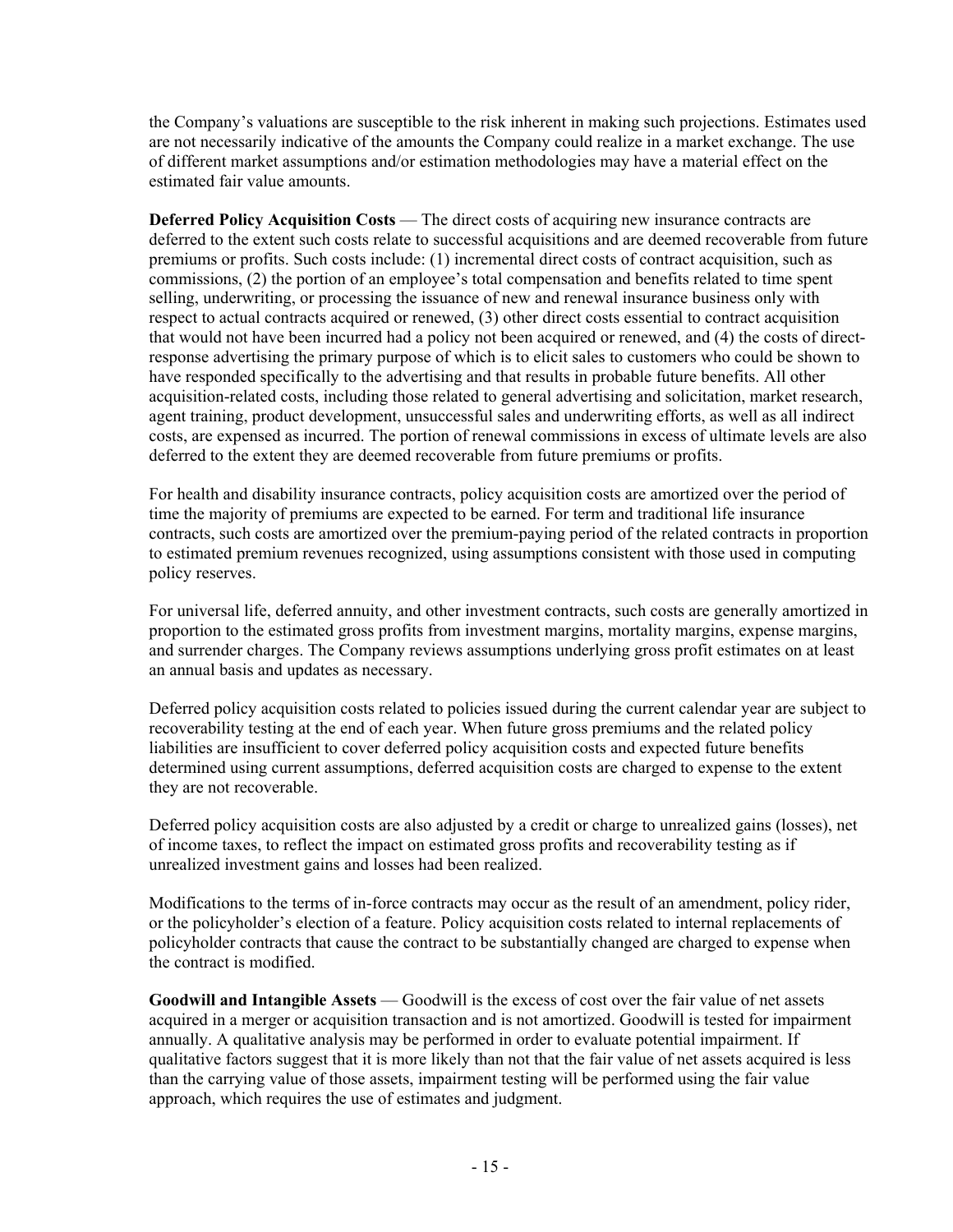the Company's valuations are susceptible to the risk inherent in making such projections. Estimates used are not necessarily indicative of the amounts the Company could realize in a market exchange. The use of different market assumptions and/or estimation methodologies may have a material effect on the estimated fair value amounts.

**Deferred Policy Acquisition Costs** — The direct costs of acquiring new insurance contracts are deferred to the extent such costs relate to successful acquisitions and are deemed recoverable from future premiums or profits. Such costs include: (1) incremental direct costs of contract acquisition, such as commissions, (2) the portion of an employee's total compensation and benefits related to time spent selling, underwriting, or processing the issuance of new and renewal insurance business only with respect to actual contracts acquired or renewed, (3) other direct costs essential to contract acquisition that would not have been incurred had a policy not been acquired or renewed, and (4) the costs of direct-response advertising the primary purpose of which is to elicit sales to customers who could be shown to have responded specifically to the advertising and that results in probable future benefits. All other acquisition-related costs, including those related to general advertising and solicitation, market research, agent training, product development, unsuccessful sales and underwriting efforts, as well as all indirect costs, are expensed as incurred. The portion of renewal commissions in excess of ultimate levels are also deferred to the extent they are deemed recoverable from future premiums or profits.

For health and disability insurance contracts, policy acquisition costs are amortized over the period of time the majority of premiums are expected to be earned. For term and traditional life insurance contracts, such costs are amortized over the premium-paying period of the related contracts in proportion to estimated premium revenues recognized, using assumptions consistent with those used in computing policy reserves.

For universal life, deferred annuity, and other investment contracts, such costs are generally amortized in proportion to the estimated gross profits from investment margins, mortality margins, expense margins, and surrender charges. The Company reviews assumptions underlying gross profit estimates on at least an annual basis and updates as necessary.

Deferred policy acquisition costs related to policies issued during the current calendar year are subject to recoverability testing at the end of each year. When future gross premiums and the related policy liabilities are insufficient to cover deferred policy acquisition costs and expected future benefits determined using current assumptions, deferred acquisition costs are charged to expense to the extent they are not recoverable.

Deferred policy acquisition costs are also adjusted by a credit or charge to unrealized gains (losses), net of income taxes, to reflect the impact on estimated gross profits and recoverability testing as if unrealized investment gains and losses had been realized.

Modifications to the terms of in-force contracts may occur as the result of an amendment, policy rider, or the policyholder's election of a feature. Policy acquisition costs related to internal replacements of policyholder contracts that cause the contract to be substantially changed are charged to expense when the contract is modified.

**Goodwill and Intangible Assets** — Goodwill is the excess of cost over the fair value of net assets acquired in a merger or acquisition transaction and is not amortized. Goodwill is tested for impairment annually. A qualitative analysis may be performed in order to evaluate potential impairment. If qualitative factors suggest that it is more likely than not that the fair value of net assets acquired is less than the carrying value of those assets, impairment testing will be performed using the fair value approach, which requires the use of estimates and judgment.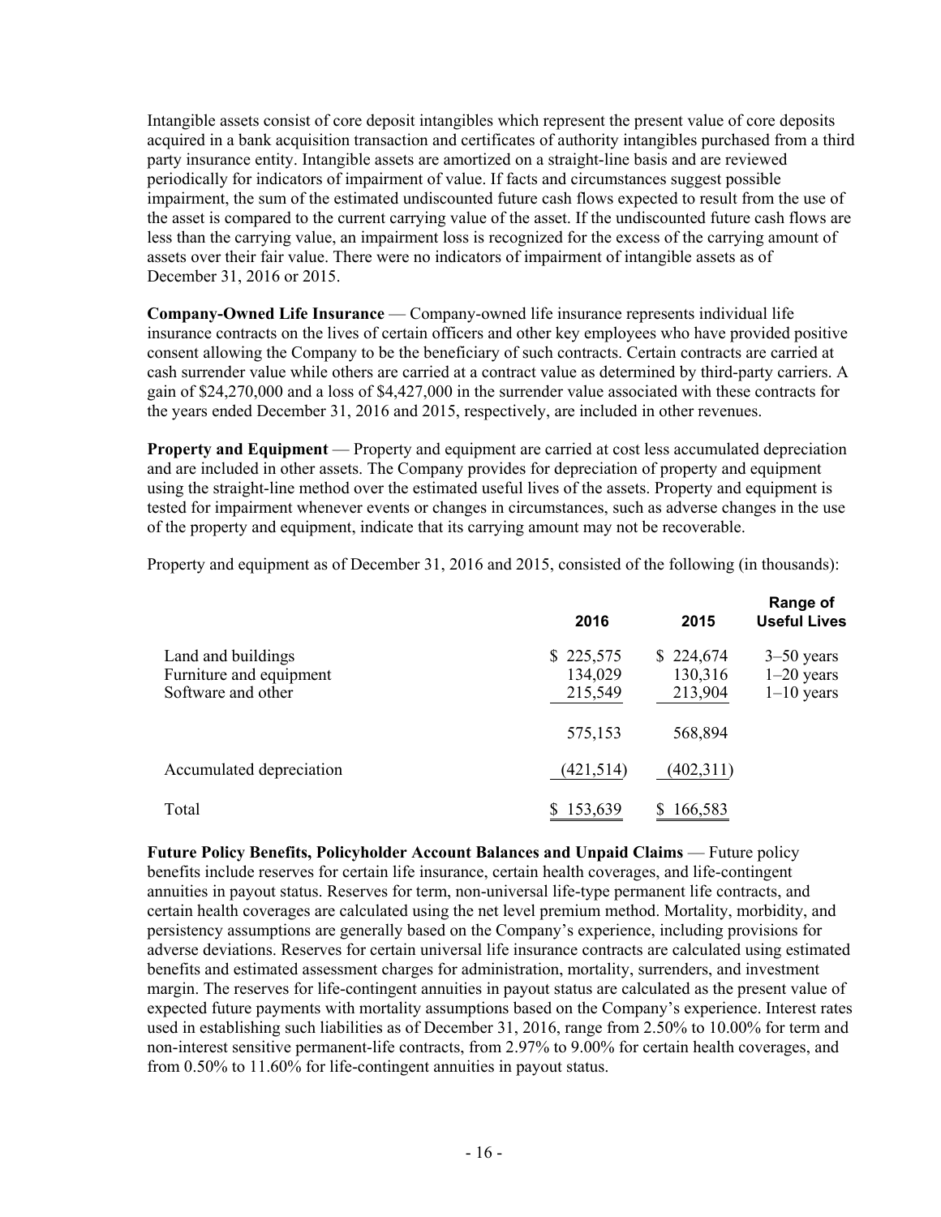Intangible assets consist of core deposit intangibles which represent the present value of core deposits acquired in a bank acquisition transaction and certificates of authority intangibles purchased from a third party insurance entity. Intangible assets are amortized on a straight-line basis and are reviewed periodically for indicators of impairment of value. If facts and circumstances suggest possible impairment, the sum of the estimated undiscounted future cash flows expected to result from the use of the asset is compared to the current carrying value of the asset. If the undiscounted future cash flows are less than the carrying value, an impairment loss is recognized for the excess of the carrying amount of assets over their fair value. There were no indicators of impairment of intangible assets as of December 31, 2016 or 2015.

**Company-Owned Life Insurance** — Company-owned life insurance represents individual life insurance contracts on the lives of certain officers and other key employees who have provided positive consent allowing the Company to be the beneficiary of such contracts. Certain contracts are carried at cash surrender value while others are carried at a contract value as determined by third-party carriers. A gain of $24,270,000 and a loss of $4,427,000 in the surrender value associated with these contracts for the years ended December 31, 2016 and 2015, respectively, are included in other revenues.

**Property and Equipment** — Property and equipment are carried at cost less accumulated depreciation and are included in other assets. The Company provides for depreciation of property and equipment using the straight-line method over the estimated useful lives of the assets. Property and equipment is tested for impairment whenever events or changes in circumstances, such as adverse changes in the use of the property and equipment, indicate that its carrying amount may not be recoverable.

Property and equipment as of December 31, 2016 and 2015, consisted of the following (in thousands):

| | 2016 | 2015 | Range of Useful Lives |
|---|---|---|---|
| Land and buildings | $ 225,575 | $ 224,674 | 3–50 years |
| Furniture and equipment | 134,029 | 130,316 | 1–20 years |
| Software and other | 215,549 | 213,904 | 1–10 years |
| | 575,153 | 568,894 | |
| Accumulated depreciation | (421,514) | (402,311) | |
| Total | $ 153,639 | $ 166,583 | |

**Future Policy Benefits, Policyholder Account Balances and Unpaid Claims** — Future policy benefits include reserves for certain life insurance, certain health coverages, and life-contingent annuities in payout status. Reserves for term, non-universal life-type permanent life contracts, and certain health coverages are calculated using the net level premium method. Mortality, morbidity, and persistency assumptions are generally based on the Company's experience, including provisions for adverse deviations. Reserves for certain universal life insurance contracts are calculated using estimated benefits and estimated assessment charges for administration, mortality, surrenders, and investment margin. The reserves for life-contingent annuities in payout status are calculated as the present value of expected future payments with mortality assumptions based on the Company's experience. Interest rates used in establishing such liabilities as of December 31, 2016, range from 2.50% to 10.00% for term and non-interest sensitive permanent-life contracts, from 2.97% to 9.00% for certain health coverages, and from 0.50% to 11.60% for life-contingent annuities in payout status.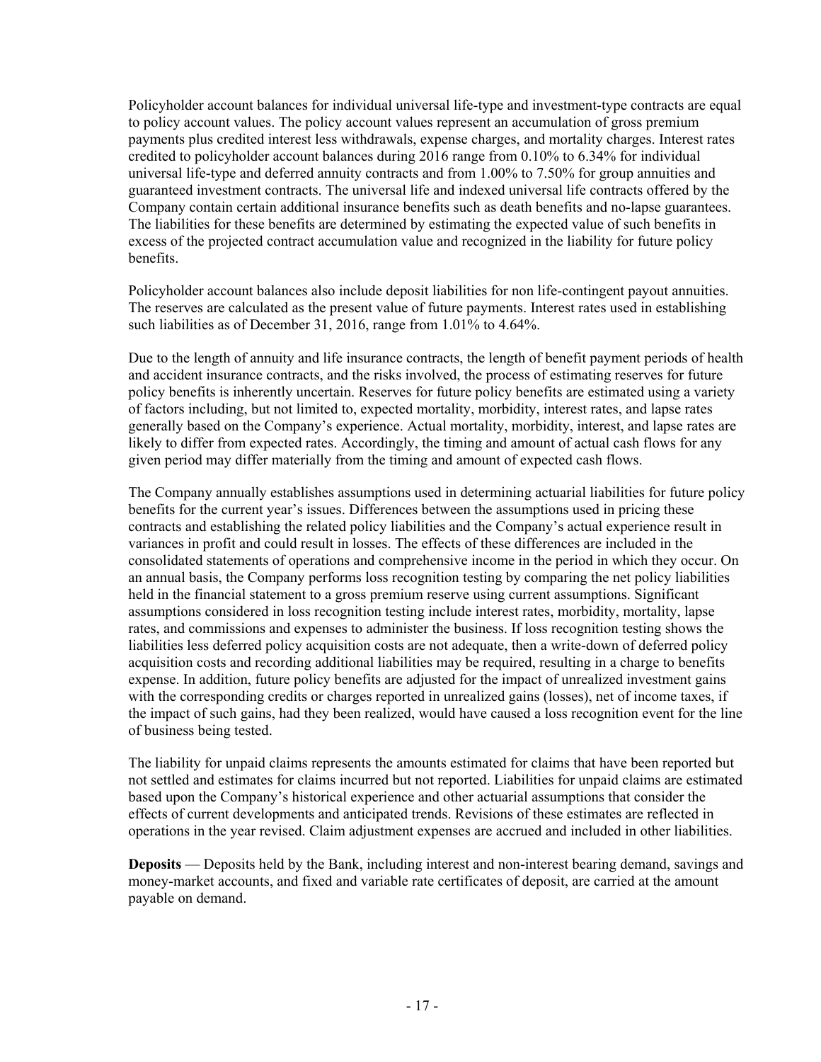Policyholder account balances for individual universal life-type and investment-type contracts are equal to policy account values. The policy account values represent an accumulation of gross premium payments plus credited interest less withdrawals, expense charges, and mortality charges. Interest rates credited to policyholder account balances during 2016 range from 0.10% to 6.34% for individual universal life-type and deferred annuity contracts and from 1.00% to 7.50% for group annuities and guaranteed investment contracts. The universal life and indexed universal life contracts offered by the Company contain certain additional insurance benefits such as death benefits and no-lapse guarantees. The liabilities for these benefits are determined by estimating the expected value of such benefits in excess of the projected contract accumulation value and recognized in the liability for future policy benefits.

Policyholder account balances also include deposit liabilities for non life-contingent payout annuities. The reserves are calculated as the present value of future payments. Interest rates used in establishing such liabilities as of December 31, 2016, range from 1.01% to 4.64%.

Due to the length of annuity and life insurance contracts, the length of benefit payment periods of health and accident insurance contracts, and the risks involved, the process of estimating reserves for future policy benefits is inherently uncertain. Reserves for future policy benefits are estimated using a variety of factors including, but not limited to, expected mortality, morbidity, interest rates, and lapse rates generally based on the Company's experience. Actual mortality, morbidity, interest, and lapse rates are likely to differ from expected rates. Accordingly, the timing and amount of actual cash flows for any given period may differ materially from the timing and amount of expected cash flows.

The Company annually establishes assumptions used in determining actuarial liabilities for future policy benefits for the current year's issues. Differences between the assumptions used in pricing these contracts and establishing the related policy liabilities and the Company's actual experience result in variances in profit and could result in losses. The effects of these differences are included in the consolidated statements of operations and comprehensive income in the period in which they occur. On an annual basis, the Company performs loss recognition testing by comparing the net policy liabilities held in the financial statement to a gross premium reserve using current assumptions. Significant assumptions considered in loss recognition testing include interest rates, morbidity, mortality, lapse rates, and commissions and expenses to administer the business. If loss recognition testing shows the liabilities less deferred policy acquisition costs are not adequate, then a write-down of deferred policy acquisition costs and recording additional liabilities may be required, resulting in a charge to benefits expense. In addition, future policy benefits are adjusted for the impact of unrealized investment gains with the corresponding credits or charges reported in unrealized gains (losses), net of income taxes, if the impact of such gains, had they been realized, would have caused a loss recognition event for the line of business being tested.

The liability for unpaid claims represents the amounts estimated for claims that have been reported but not settled and estimates for claims incurred but not reported. Liabilities for unpaid claims are estimated based upon the Company's historical experience and other actuarial assumptions that consider the effects of current developments and anticipated trends. Revisions of these estimates are reflected in operations in the year revised. Claim adjustment expenses are accrued and included in other liabilities.

**Deposits** — Deposits held by the Bank, including interest and non-interest bearing demand, savings and money-market accounts, and fixed and variable rate certificates of deposit, are carried at the amount payable on demand.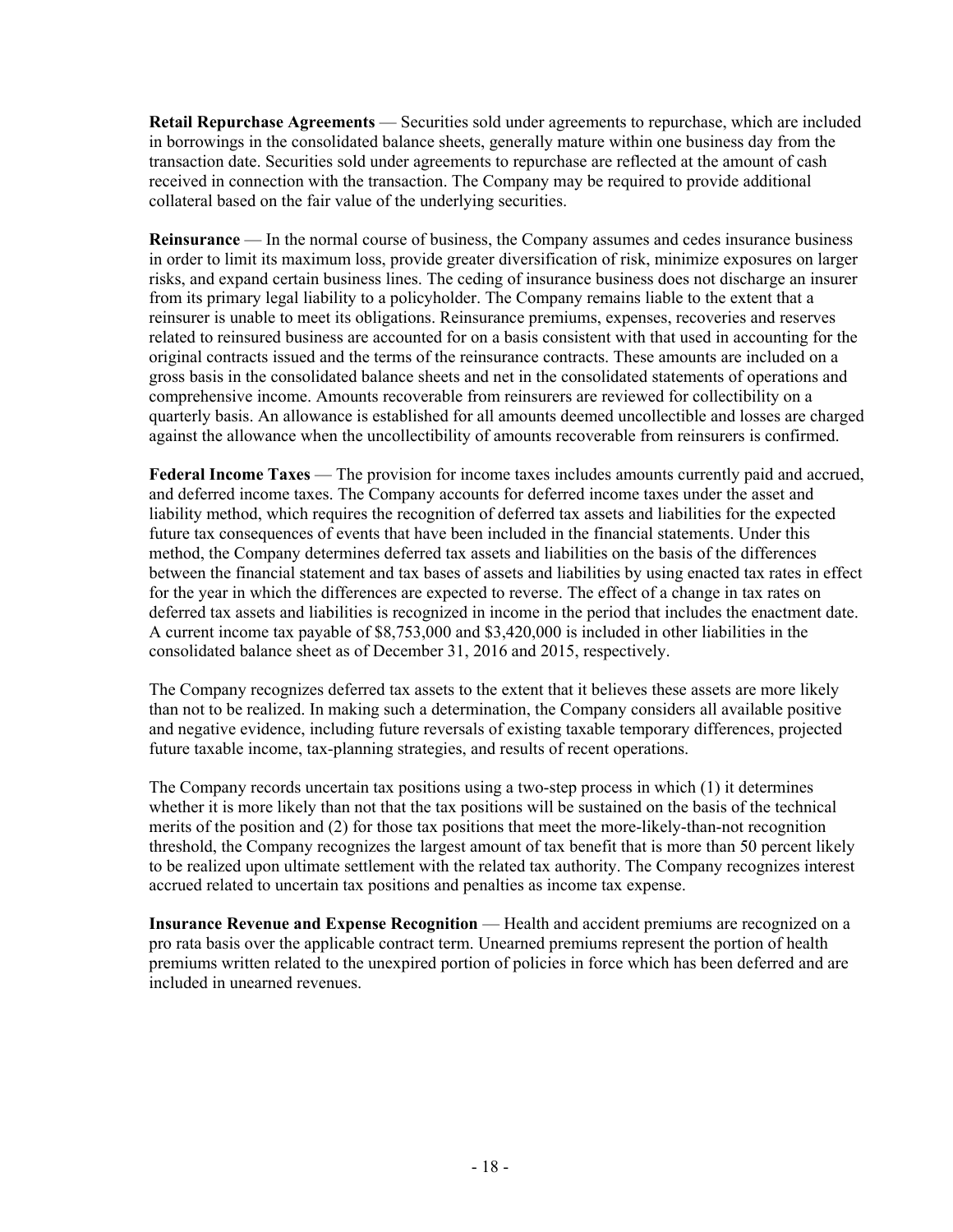**Retail Repurchase Agreements** — Securities sold under agreements to repurchase, which are included in borrowings in the consolidated balance sheets, generally mature within one business day from the transaction date. Securities sold under agreements to repurchase are reflected at the amount of cash received in connection with the transaction. The Company may be required to provide additional collateral based on the fair value of the underlying securities.

**Reinsurance** — In the normal course of business, the Company assumes and cedes insurance business in order to limit its maximum loss, provide greater diversification of risk, minimize exposures on larger risks, and expand certain business lines. The ceding of insurance business does not discharge an insurer from its primary legal liability to a policyholder. The Company remains liable to the extent that a reinsurer is unable to meet its obligations. Reinsurance premiums, expenses, recoveries and reserves related to reinsured business are accounted for on a basis consistent with that used in accounting for the original contracts issued and the terms of the reinsurance contracts. These amounts are included on a gross basis in the consolidated balance sheets and net in the consolidated statements of operations and comprehensive income. Amounts recoverable from reinsurers are reviewed for collectibility on a quarterly basis. An allowance is established for all amounts deemed uncollectible and losses are charged against the allowance when the uncollectibility of amounts recoverable from reinsurers is confirmed.

**Federal Income Taxes** — The provision for income taxes includes amounts currently paid and accrued, and deferred income taxes. The Company accounts for deferred income taxes under the asset and liability method, which requires the recognition of deferred tax assets and liabilities for the expected future tax consequences of events that have been included in the financial statements. Under this method, the Company determines deferred tax assets and liabilities on the basis of the differences between the financial statement and tax bases of assets and liabilities by using enacted tax rates in effect for the year in which the differences are expected to reverse. The effect of a change in tax rates on deferred tax assets and liabilities is recognized in income in the period that includes the enactment date. A current income tax payable of $8,753,000 and $3,420,000 is included in other liabilities in the consolidated balance sheet as of December 31, 2016 and 2015, respectively.

The Company recognizes deferred tax assets to the extent that it believes these assets are more likely than not to be realized. In making such a determination, the Company considers all available positive and negative evidence, including future reversals of existing taxable temporary differences, projected future taxable income, tax-planning strategies, and results of recent operations.

The Company records uncertain tax positions using a two-step process in which (1) it determines whether it is more likely than not that the tax positions will be sustained on the basis of the technical merits of the position and (2) for those tax positions that meet the more-likely-than-not recognition threshold, the Company recognizes the largest amount of tax benefit that is more than 50 percent likely to be realized upon ultimate settlement with the related tax authority. The Company recognizes interest accrued related to uncertain tax positions and penalties as income tax expense.

**Insurance Revenue and Expense Recognition** — Health and accident premiums are recognized on a pro rata basis over the applicable contract term. Unearned premiums represent the portion of health premiums written related to the unexpired portion of policies in force which has been deferred and are included in unearned revenues.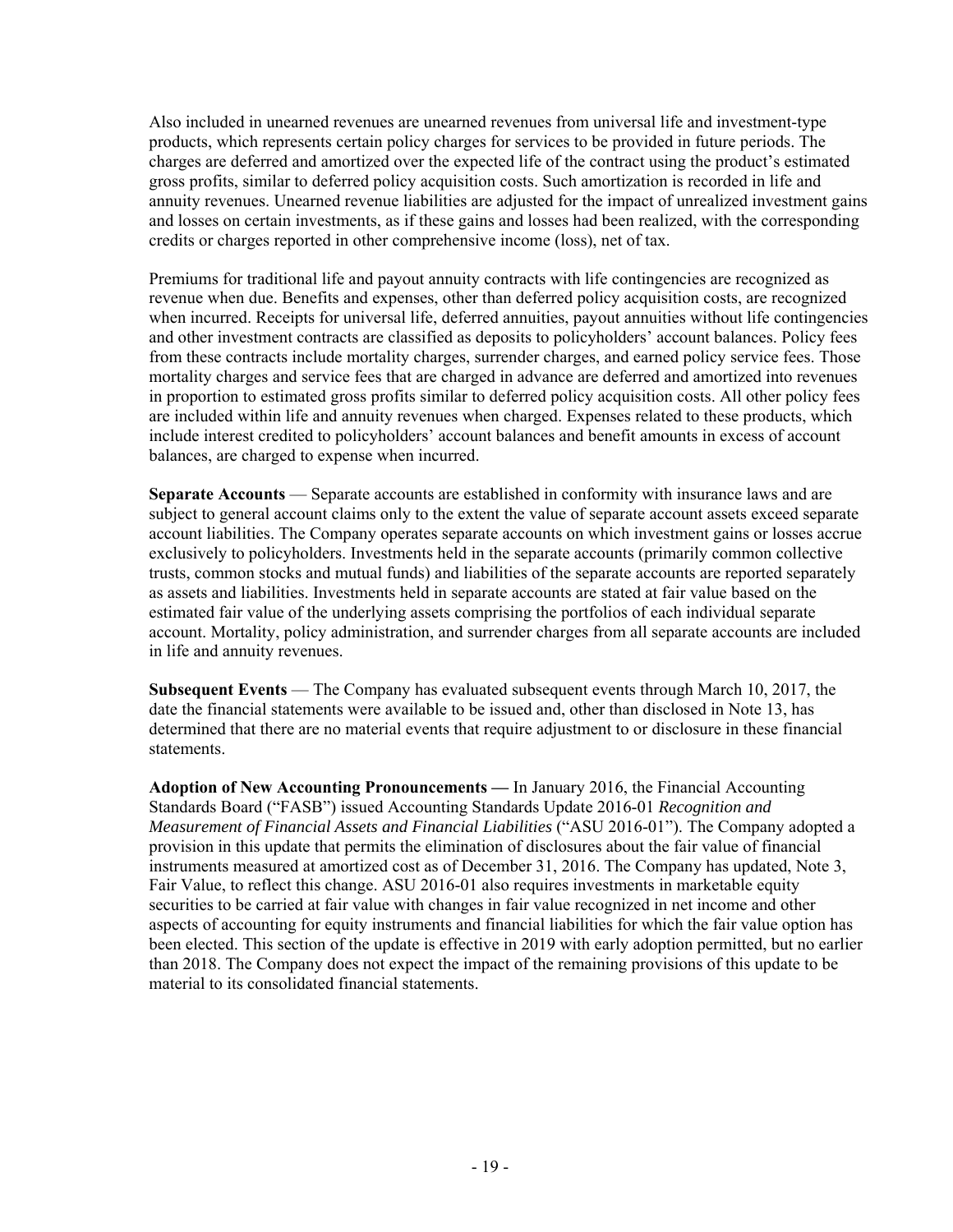Also included in unearned revenues are unearned revenues from universal life and investment-type products, which represents certain policy charges for services to be provided in future periods. The charges are deferred and amortized over the expected life of the contract using the product's estimated gross profits, similar to deferred policy acquisition costs. Such amortization is recorded in life and annuity revenues. Unearned revenue liabilities are adjusted for the impact of unrealized investment gains and losses on certain investments, as if these gains and losses had been realized, with the corresponding credits or charges reported in other comprehensive income (loss), net of tax.

Premiums for traditional life and payout annuity contracts with life contingencies are recognized as revenue when due. Benefits and expenses, other than deferred policy acquisition costs, are recognized when incurred. Receipts for universal life, deferred annuities, payout annuities without life contingencies and other investment contracts are classified as deposits to policyholders' account balances. Policy fees from these contracts include mortality charges, surrender charges, and earned policy service fees. Those mortality charges and service fees that are charged in advance are deferred and amortized into revenues in proportion to estimated gross profits similar to deferred policy acquisition costs. All other policy fees are included within life and annuity revenues when charged. Expenses related to these products, which include interest credited to policyholders' account balances and benefit amounts in excess of account balances, are charged to expense when incurred.

**Separate Accounts** — Separate accounts are established in conformity with insurance laws and are subject to general account claims only to the extent the value of separate account assets exceed separate account liabilities. The Company operates separate accounts on which investment gains or losses accrue exclusively to policyholders. Investments held in the separate accounts (primarily common collective trusts, common stocks and mutual funds) and liabilities of the separate accounts are reported separately as assets and liabilities. Investments held in separate accounts are stated at fair value based on the estimated fair value of the underlying assets comprising the portfolios of each individual separate account. Mortality, policy administration, and surrender charges from all separate accounts are included in life and annuity revenues.

**Subsequent Events** — The Company has evaluated subsequent events through March 10, 2017, the date the financial statements were available to be issued and, other than disclosed in Note 13, has determined that there are no material events that require adjustment to or disclosure in these financial statements.

**Adoption of New Accounting Pronouncements —** In January 2016, the Financial Accounting Standards Board ("FASB") issued Accounting Standards Update 2016-01 *Recognition and Measurement of Financial Assets and Financial Liabilities* ("ASU 2016-01"). The Company adopted a provision in this update that permits the elimination of disclosures about the fair value of financial instruments measured at amortized cost as of December 31, 2016. The Company has updated, Note 3, Fair Value, to reflect this change. ASU 2016-01 also requires investments in marketable equity securities to be carried at fair value with changes in fair value recognized in net income and other aspects of accounting for equity instruments and financial liabilities for which the fair value option has been elected. This section of the update is effective in 2019 with early adoption permitted, but no earlier than 2018. The Company does not expect the impact of the remaining provisions of this update to be material to its consolidated financial statements.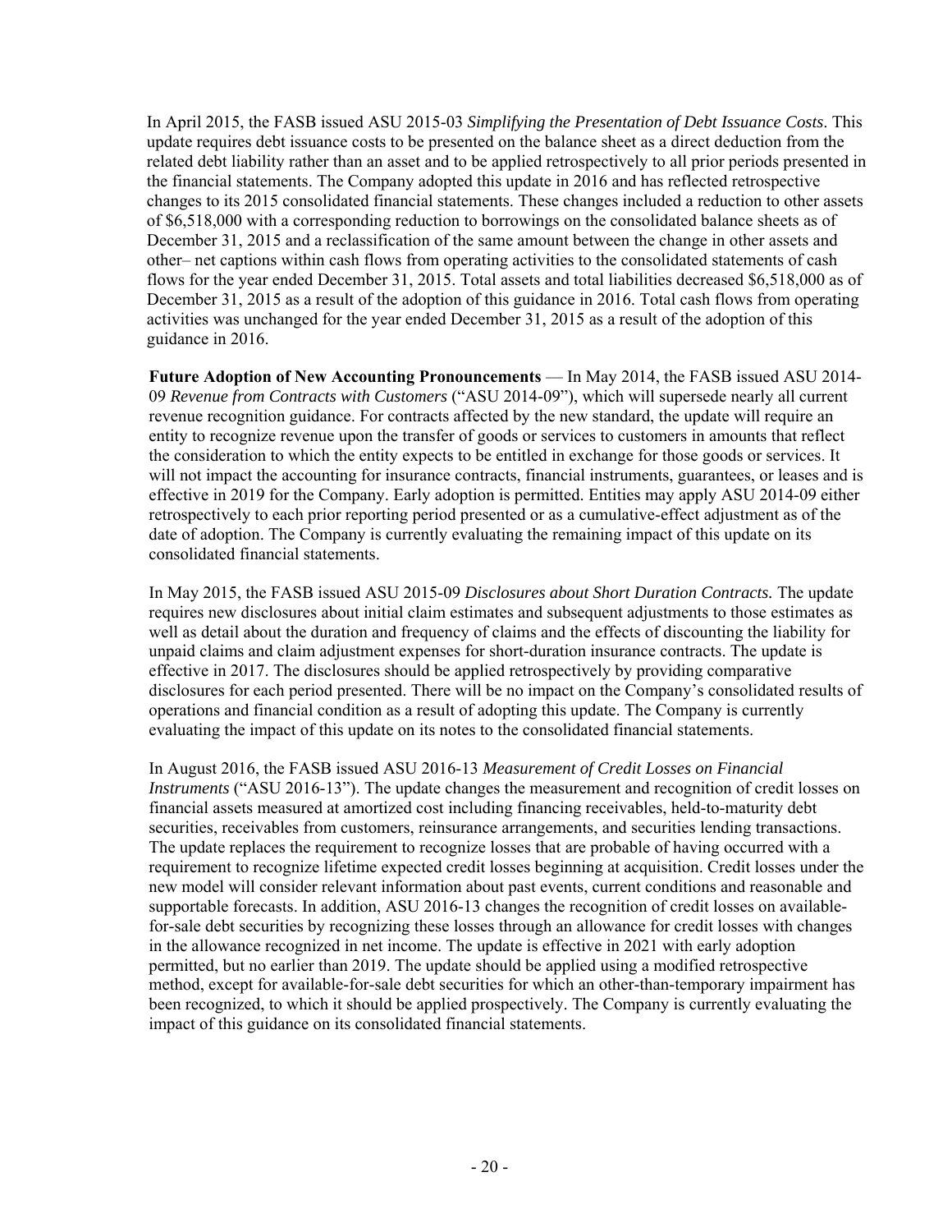In April 2015, the FASB issued ASU 2015-03 *Simplifying the Presentation of Debt Issuance Costs*. This update requires debt issuance costs to be presented on the balance sheet as a direct deduction from the related debt liability rather than an asset and to be applied retrospectively to all prior periods presented in the financial statements. The Company adopted this update in 2016 and has reflected retrospective changes to its 2015 consolidated financial statements. These changes included a reduction to other assets of $6,518,000 with a corresponding reduction to borrowings on the consolidated balance sheets as of December 31, 2015 and a reclassification of the same amount between the change in other assets and other– net captions within cash flows from operating activities to the consolidated statements of cash flows for the year ended December 31, 2015. Total assets and total liabilities decreased $6,518,000 as of December 31, 2015 as a result of the adoption of this guidance in 2016. Total cash flows from operating activities was unchanged for the year ended December 31, 2015 as a result of the adoption of this guidance in 2016.

**Future Adoption of New Accounting Pronouncements** — In May 2014, the FASB issued ASU 2014-09 *Revenue from Contracts with Customers* ("ASU 2014-09"), which will supersede nearly all current revenue recognition guidance. For contracts affected by the new standard, the update will require an entity to recognize revenue upon the transfer of goods or services to customers in amounts that reflect the consideration to which the entity expects to be entitled in exchange for those goods or services. It will not impact the accounting for insurance contracts, financial instruments, guarantees, or leases and is effective in 2019 for the Company. Early adoption is permitted. Entities may apply ASU 2014-09 either retrospectively to each prior reporting period presented or as a cumulative-effect adjustment as of the date of adoption. The Company is currently evaluating the remaining impact of this update on its consolidated financial statements.

In May 2015, the FASB issued ASU 2015-09 *Disclosures about Short Duration Contracts.* The update requires new disclosures about initial claim estimates and subsequent adjustments to those estimates as well as detail about the duration and frequency of claims and the effects of discounting the liability for unpaid claims and claim adjustment expenses for short-duration insurance contracts. The update is effective in 2017. The disclosures should be applied retrospectively by providing comparative disclosures for each period presented. There will be no impact on the Company's consolidated results of operations and financial condition as a result of adopting this update. The Company is currently evaluating the impact of this update on its notes to the consolidated financial statements.

In August 2016, the FASB issued ASU 2016-13 *Measurement of Credit Losses on Financial Instruments* ("ASU 2016-13"). The update changes the measurement and recognition of credit losses on financial assets measured at amortized cost including financing receivables, held-to-maturity debt securities, receivables from customers, reinsurance arrangements, and securities lending transactions. The update replaces the requirement to recognize losses that are probable of having occurred with a requirement to recognize lifetime expected credit losses beginning at acquisition. Credit losses under the new model will consider relevant information about past events, current conditions and reasonable and supportable forecasts. In addition, ASU 2016-13 changes the recognition of credit losses on available-for-sale debt securities by recognizing these losses through an allowance for credit losses with changes in the allowance recognized in net income. The update is effective in 2021 with early adoption permitted, but no earlier than 2019. The update should be applied using a modified retrospective method, except for available-for-sale debt securities for which an other-than-temporary impairment has been recognized, to which it should be applied prospectively. The Company is currently evaluating the impact of this guidance on its consolidated financial statements.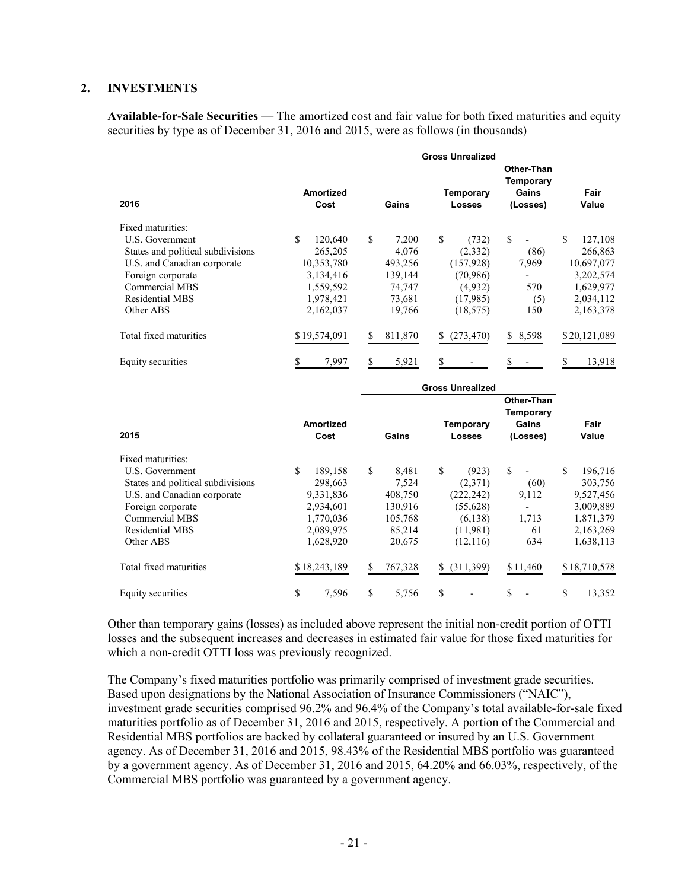## 2. INVESTMENTS

**Available-for-Sale Securities** — The amortized cost and fair value for both fixed maturities and equity securities by type as of December 31, 2016 and 2015, were as follows (in thousands)

| 2016 | Amortized Cost | Gross Unrealized Gains | Gross Unrealized Temporary Losses | Gross Unrealized Other-Than Temporary Gains (Losses) | Fair Value |
|---|---|---|---|---|---|
| Fixed maturities: | | | | | |
| U.S. Government | $ 120,640 | $ 7,200 | $ (732) | $ - | $ 127,108 |
| States and political subdivisions | 265,205 | 4,076 | (2,332) | (86) | 266,863 |
| U.S. and Canadian corporate | 10,353,780 | 493,256 | (157,928) | 7,969 | 10,697,077 |
| Foreign corporate | 3,134,416 | 139,144 | (70,986) | - | 3,202,574 |
| Commercial MBS | 1,559,592 | 74,747 | (4,932) | 570 | 1,629,977 |
| Residential MBS | 1,978,421 | 73,681 | (17,985) | (5) | 2,034,112 |
| Other ABS | 2,162,037 | 19,766 | (18,575) | 150 | 2,163,378 |
| Total fixed maturities | $ 19,574,091 | $ 811,870 | $ (273,470) | $ 8,598 | $ 20,121,089 |
| Equity securities | $ 7,997 | $ 5,921 | $ - | $ - | $ 13,918 |

| 2015 | Amortized Cost | Gross Unrealized Gains | Gross Unrealized Temporary Losses | Gross Unrealized Other-Than Temporary Gains (Losses) | Fair Value |
|---|---|---|---|---|---|
| Fixed maturities: | | | | | |
| U.S. Government | $ 189,158 | $ 8,481 | $ (923) | $ - | $ 196,716 |
| States and political subdivisions | 298,663 | 7,524 | (2,371) | (60) | 303,756 |
| U.S. and Canadian corporate | 9,331,836 | 408,750 | (222,242) | 9,112 | 9,527,456 |
| Foreign corporate | 2,934,601 | 130,916 | (55,628) | - | 3,009,889 |
| Commercial MBS | 1,770,036 | 105,768 | (6,138) | 1,713 | 1,871,379 |
| Residential MBS | 2,089,975 | 85,214 | (11,981) | 61 | 2,163,269 |
| Other ABS | 1,628,920 | 20,675 | (12,116) | 634 | 1,638,113 |
| Total fixed maturities | $ 18,243,189 | $ 767,328 | $ (311,399) | $ 11,460 | $ 18,710,578 |
| Equity securities | $ 7,596 | $ 5,756 | $ - | $ - | $ 13,352 |

Other than temporary gains (losses) as included above represent the initial non-credit portion of OTTI losses and the subsequent increases and decreases in estimated fair value for those fixed maturities for which a non-credit OTTI loss was previously recognized.

The Company's fixed maturities portfolio was primarily comprised of investment grade securities. Based upon designations by the National Association of Insurance Commissioners ("NAIC"), investment grade securities comprised 96.2% and 96.4% of the Company's total available-for-sale fixed maturities portfolio as of December 31, 2016 and 2015, respectively. A portion of the Commercial and Residential MBS portfolios are backed by collateral guaranteed or insured by an U.S. Government agency. As of December 31, 2016 and 2015, 98.43% of the Residential MBS portfolio was guaranteed by a government agency. As of December 31, 2016 and 2015, 64.20% and 66.03%, respectively, of the Commercial MBS portfolio was guaranteed by a government agency.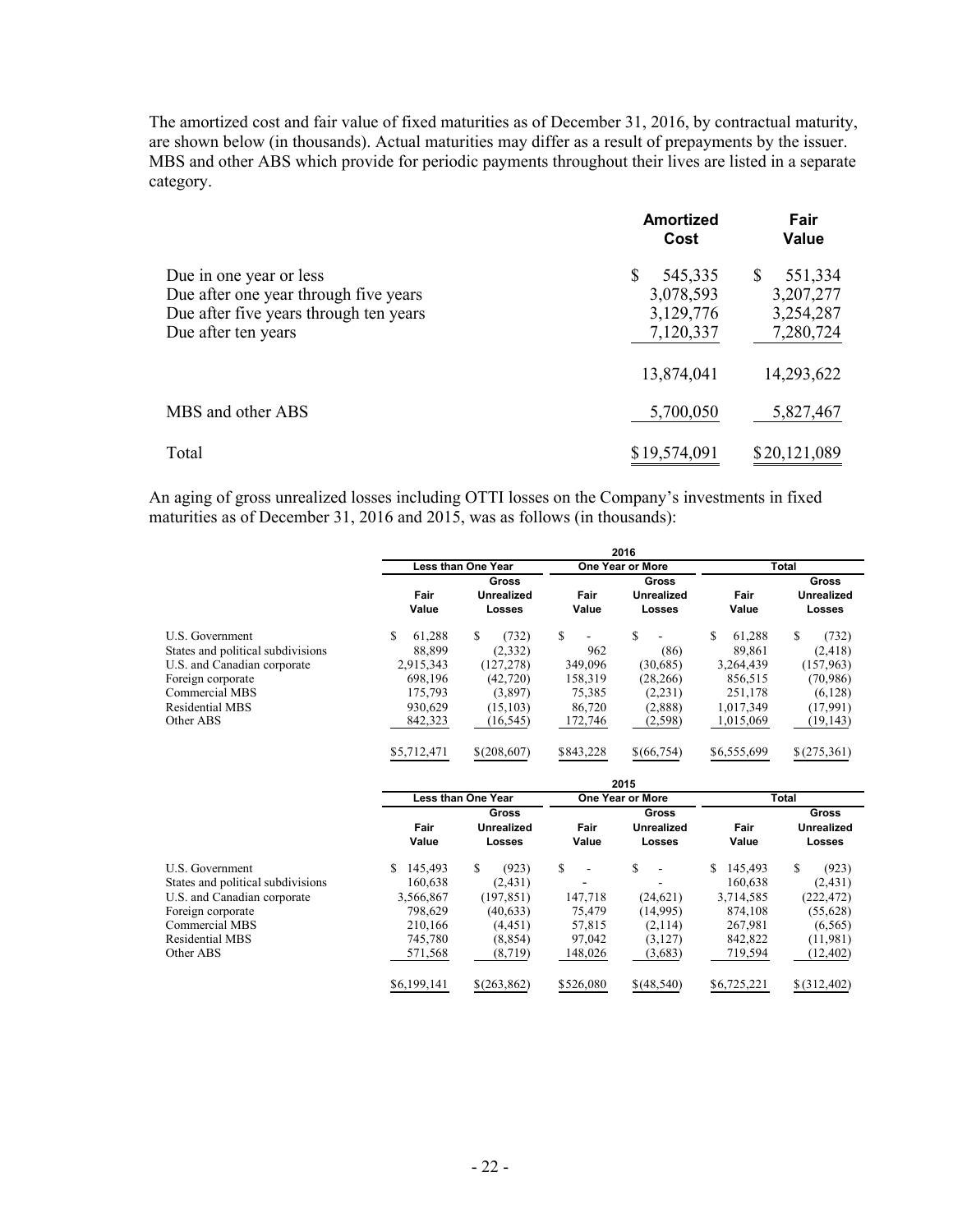The amortized cost and fair value of fixed maturities as of December 31, 2016, by contractual maturity, are shown below (in thousands). Actual maturities may differ as a result of prepayments by the issuer. MBS and other ABS which provide for periodic payments throughout their lives are listed in a separate category.

| | Amortized Cost | Fair Value |
|---|---|---|
| Due in one year or less | $ 545,335 | $ 551,334 |
| Due after one year through five years | 3,078,593 | 3,207,277 |
| Due after five years through ten years | 3,129,776 | 3,254,287 |
| Due after ten years | 7,120,337 | 7,280,724 |
| | 13,874,041 | 14,293,622 |
| MBS and other ABS | 5,700,050 | 5,827,467 |
| Total | $19,574,091 | $20,121,089 |

An aging of gross unrealized losses including OTTI losses on the Company's investments in fixed maturities as of December 31, 2016 and 2015, was as follows (in thousands):

| | 2016 | | | | | |
|---|---|---|---|---|---|---|
| | Less than One Year | | One Year or More | | Total | |
| | Fair Value | Gross Unrealized Losses | Fair Value | Gross Unrealized Losses | Fair Value | Gross Unrealized Losses |
| U.S. Government | $ 61,288 | $ (732) | $ - | $ - | $ 61,288 | $ (732) |
| States and political subdivisions | 88,899 | (2,332) | 962 | (86) | 89,861 | (2,418) |
| U.S. and Canadian corporate | 2,915,343 | (127,278) | 349,096 | (30,685) | 3,264,439 | (157,963) |
| Foreign corporate | 698,196 | (42,720) | 158,319 | (28,266) | 856,515 | (70,986) |
| Commercial MBS | 175,793 | (3,897) | 75,385 | (2,231) | 251,178 | (6,128) |
| Residential MBS | 930,629 | (15,103) | 86,720 | (2,888) | 1,017,349 | (17,991) |
| Other ABS | 842,323 | (16,545) | 172,746 | (2,598) | 1,015,069 | (19,143) |
| | $5,712,471 | $(208,607) | $843,228 | $(66,754) | $6,555,699 | $(275,361) |

| | 2015 | | | | | |
|---|---|---|---|---|---|---|
| | Less than One Year | | One Year or More | | Total | |
| | Fair Value | Gross Unrealized Losses | Fair Value | Gross Unrealized Losses | Fair Value | Gross Unrealized Losses |
| U.S. Government | $ 145,493 | $ (923) | $ - | $ - | $ 145,493 | $ (923) |
| States and political subdivisions | 160,638 | (2,431) | - | - | 160,638 | (2,431) |
| U.S. and Canadian corporate | 3,566,867 | (197,851) | 147,718 | (24,621) | 3,714,585 | (222,472) |
| Foreign corporate | 798,629 | (40,633) | 75,479 | (14,995) | 874,108 | (55,628) |
| Commercial MBS | 210,166 | (4,451) | 57,815 | (2,114) | 267,981 | (6,565) |
| Residential MBS | 745,780 | (8,854) | 97,042 | (3,127) | 842,822 | (11,981) |
| Other ABS | 571,568 | (8,719) | 148,026 | (3,683) | 719,594 | (12,402) |
| | $6,199,141 | $(263,862) | $526,080 | $(48,540) | $6,725,221 | $(312,402) |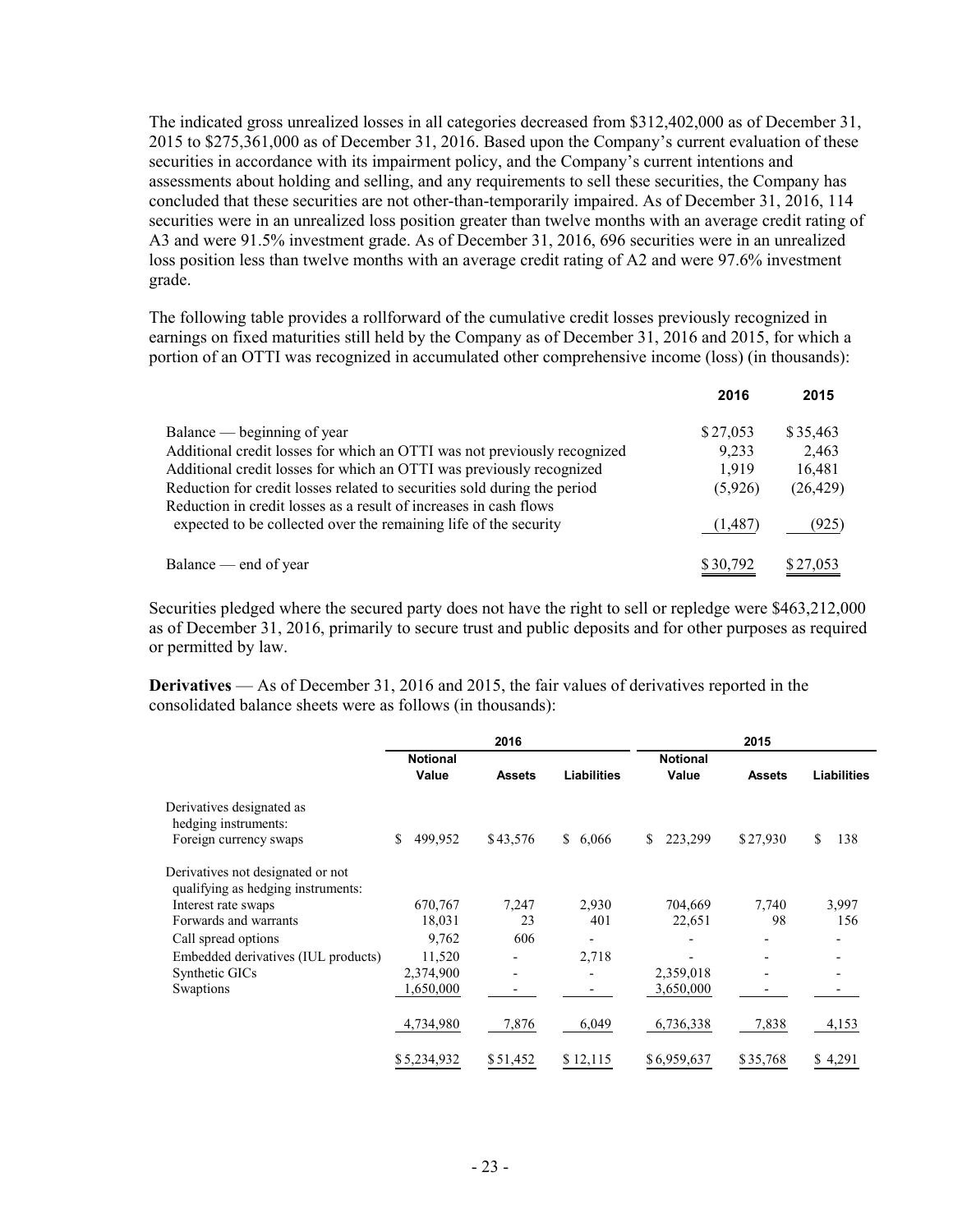The indicated gross unrealized losses in all categories decreased from $312,402,000 as of December 31, 2015 to $275,361,000 as of December 31, 2016. Based upon the Company's current evaluation of these securities in accordance with its impairment policy, and the Company's current intentions and assessments about holding and selling, and any requirements to sell these securities, the Company has concluded that these securities are not other-than-temporarily impaired. As of December 31, 2016, 114 securities were in an unrealized loss position greater than twelve months with an average credit rating of A3 and were 91.5% investment grade. As of December 31, 2016, 696 securities were in an unrealized loss position less than twelve months with an average credit rating of A2 and were 97.6% investment grade.

The following table provides a rollforward of the cumulative credit losses previously recognized in earnings on fixed maturities still held by the Company as of December 31, 2016 and 2015, for which a portion of an OTTI was recognized in accumulated other comprehensive income (loss) (in thousands):

| | 2016 | 2015 |
|---|---|---|
| Balance — beginning of year | $ 27,053 | $ 35,463 |
| Additional credit losses for which an OTTI was not previously recognized | 9,233 | 2,463 |
| Additional credit losses for which an OTTI was previously recognized | 1,919 | 16,481 |
| Reduction for credit losses related to securities sold during the period | (5,926) | (26,429) |
| Reduction in credit losses as a result of increases in cash flows expected to be collected over the remaining life of the security | (1,487) | (925) |
| Balance — end of year | $ 30,792 | $ 27,053 |

Securities pledged where the secured party does not have the right to sell or repledge were $463,212,000 as of December 31, 2016, primarily to secure trust and public deposits and for other purposes as required or permitted by law.

**Derivatives** — As of December 31, 2016 and 2015, the fair values of derivatives reported in the consolidated balance sheets were as follows (in thousands):

| | 2016 | | | 2015 | | |
|---|---|---|---|---|---|---|
| | Notional Value | Assets | Liabilities | Notional Value | Assets | Liabilities |
| Derivatives designated as hedging instruments: | | | | | | |
| Foreign currency swaps | $ 499,952 | $ 43,576 | $ 6,066 | $ 223,299 | $ 27,930 | $ 138 |
| Derivatives not designated or not qualifying as hedging instruments: | | | | | | |
| Interest rate swaps | 670,767 | 7,247 | 2,930 | 704,669 | 7,740 | 3,997 |
| Forwards and warrants | 18,031 | 23 | 401 | 22,651 | 98 | 156 |
| Call spread options | 9,762 | 606 | - | - | - | - |
| Embedded derivatives (IUL products) | 11,520 | - | 2,718 | - | - | - |
| Synthetic GICs | 2,374,900 | - | - | 2,359,018 | - | - |
| Swaptions | 1,650,000 | - | - | 3,650,000 | - | - |
| | 4,734,980 | 7,876 | 6,049 | 6,736,338 | 7,838 | 4,153 |
| | $ 5,234,932 | $ 51,452 | $ 12,115 | $ 6,959,637 | $ 35,768 | $ 4,291 |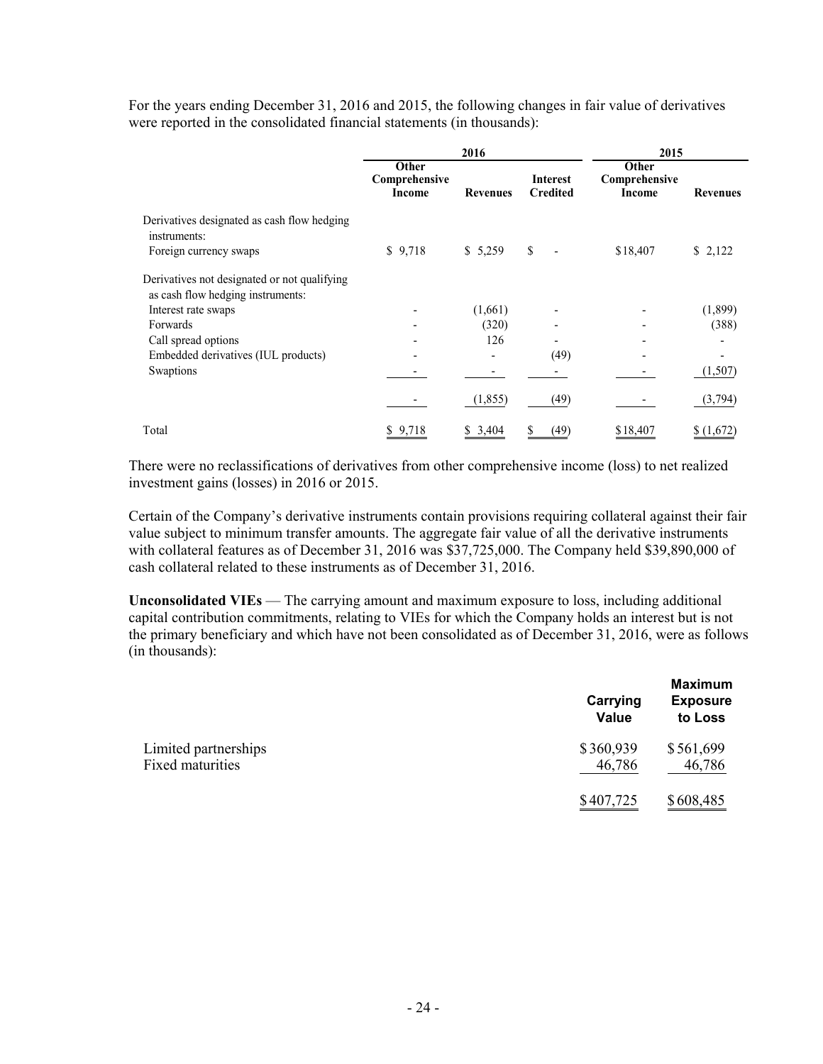For the years ending December 31, 2016 and 2015, the following changes in fair value of derivatives were reported in the consolidated financial statements (in thousands):

| | 2016 | | | 2015 | |
|---|---|---|---|---|---|
| | Other Comprehensive Income | Revenues | Interest Credited | Other Comprehensive Income | Revenues |
| Derivatives designated as cash flow hedging instruments: | | | | | |
| Foreign currency swaps | $ 9,718 | $ 5,259 | $ - | $18,407 | $ 2,122 |
| Derivatives not designated or not qualifying as cash flow hedging instruments: | | | | | |
| Interest rate swaps | - | (1,661) | - | - | (1,899) |
| Forwards | - | (320) | - | - | (388) |
| Call spread options | - | 126 | - | - | - |
| Embedded derivatives (IUL products) | - | - | (49) | - | - |
| Swaptions | - | - | - | - | (1,507) |
| | - | (1,855) | (49) | - | (3,794) |
| Total | $ 9,718 | $ 3,404 | $ (49) | $18,407 | $ (1,672) |

There were no reclassifications of derivatives from other comprehensive income (loss) to net realized investment gains (losses) in 2016 or 2015.

Certain of the Company's derivative instruments contain provisions requiring collateral against their fair value subject to minimum transfer amounts. The aggregate fair value of all the derivative instruments with collateral features as of December 31, 2016 was $37,725,000. The Company held $39,890,000 of cash collateral related to these instruments as of December 31, 2016.

**Unconsolidated VIEs** — The carrying amount and maximum exposure to loss, including additional capital contribution commitments, relating to VIEs for which the Company holds an interest but is not the primary beneficiary and which have not been consolidated as of December 31, 2016, were as follows (in thousands):

| | Carrying Value | Maximum Exposure to Loss |
|---|---|---|
| Limited partnerships | $360,939 | $561,699 |
| Fixed maturities | 46,786 | 46,786 |
| | $407,725 | $608,485 |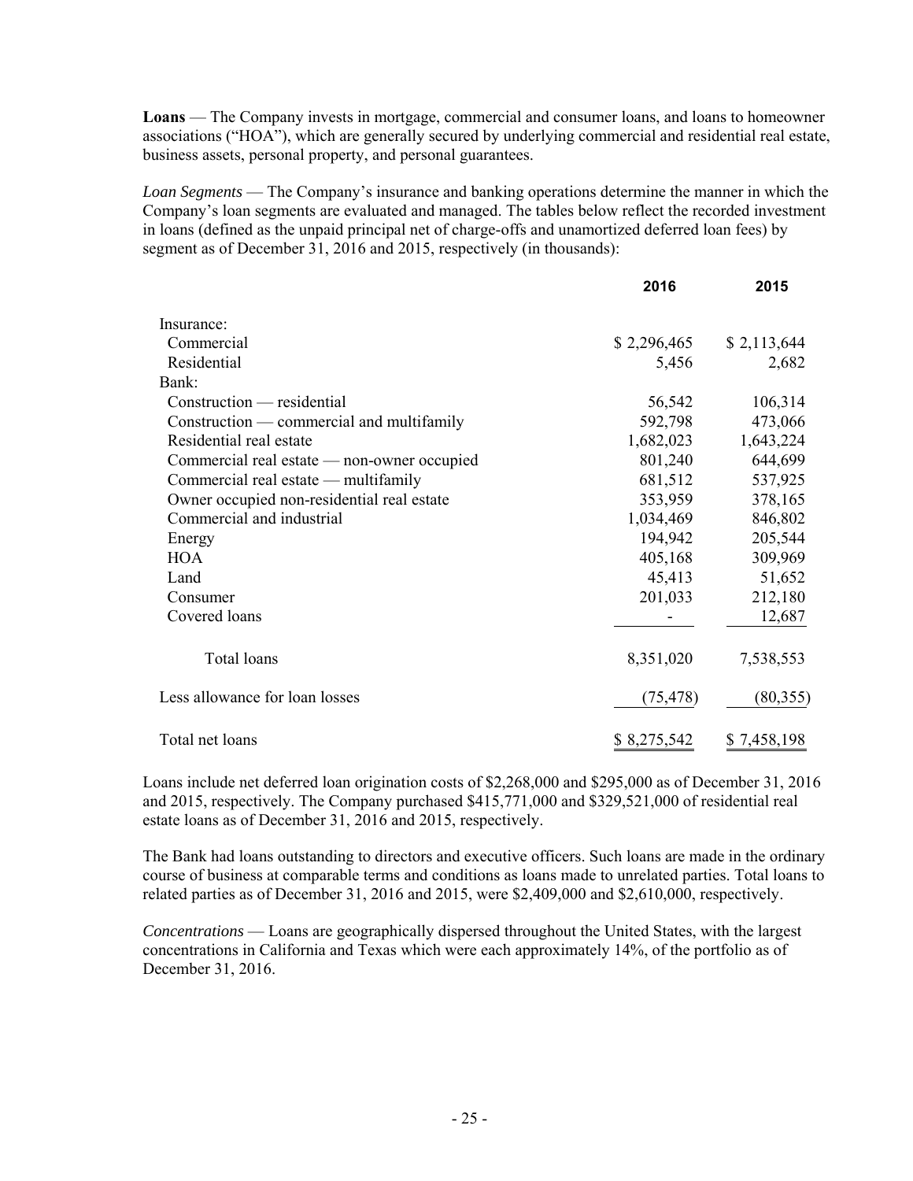**Loans** — The Company invests in mortgage, commercial and consumer loans, and loans to homeowner associations ("HOA"), which are generally secured by underlying commercial and residential real estate, business assets, personal property, and personal guarantees.

*Loan Segments* — The Company's insurance and banking operations determine the manner in which the Company's loan segments are evaluated and managed. The tables below reflect the recorded investment in loans (defined as the unpaid principal net of charge-offs and unamortized deferred loan fees) by segment as of December 31, 2016 and 2015, respectively (in thousands):

| | 2016 | 2015 |
|---|---|---|
| Insurance: | | |
| Commercial | $ 2,296,465 | $ 2,113,644 |
| Residential | 5,456 | 2,682 |
| Bank: | | |
| Construction — residential | 56,542 | 106,314 |
| Construction — commercial and multifamily | 592,798 | 473,066 |
| Residential real estate | 1,682,023 | 1,643,224 |
| Commercial real estate — non-owner occupied | 801,240 | 644,699 |
| Commercial real estate — multifamily | 681,512 | 537,925 |
| Owner occupied non-residential real estate | 353,959 | 378,165 |
| Commercial and industrial | 1,034,469 | 846,802 |
| Energy | 194,942 | 205,544 |
| HOA | 405,168 | 309,969 |
| Land | 45,413 | 51,652 |
| Consumer | 201,033 | 212,180 |
| Covered loans | - | 12,687 |
| Total loans | 8,351,020 | 7,538,553 |
| Less allowance for loan losses | (75,478) | (80,355) |
| Total net loans | $ 8,275,542 | $ 7,458,198 |

Loans include net deferred loan origination costs of $2,268,000 and $295,000 as of December 31, 2016 and 2015, respectively. The Company purchased $415,771,000 and $329,521,000 of residential real estate loans as of December 31, 2016 and 2015, respectively.

The Bank had loans outstanding to directors and executive officers. Such loans are made in the ordinary course of business at comparable terms and conditions as loans made to unrelated parties. Total loans to related parties as of December 31, 2016 and 2015, were $2,409,000 and $2,610,000, respectively.

*Concentrations* — Loans are geographically dispersed throughout the United States, with the largest concentrations in California and Texas which were each approximately 14%, of the portfolio as of December 31, 2016.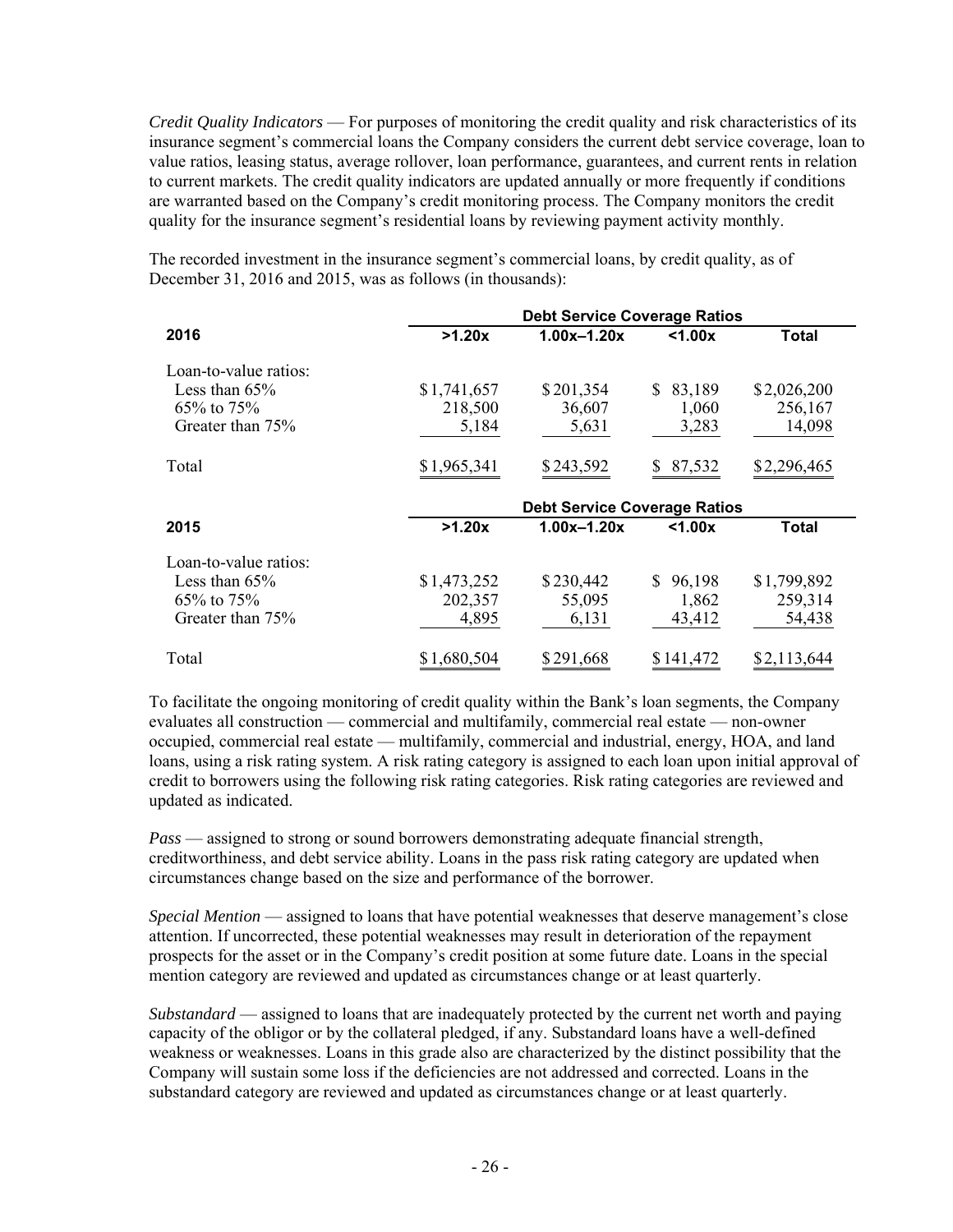*Credit Quality Indicators* — For purposes of monitoring the credit quality and risk characteristics of its insurance segment's commercial loans the Company considers the current debt service coverage, loan to value ratios, leasing status, average rollover, loan performance, guarantees, and current rents in relation to current markets. The credit quality indicators are updated annually or more frequently if conditions are warranted based on the Company's credit monitoring process. The Company monitors the credit quality for the insurance segment's residential loans by reviewing payment activity monthly.

The recorded investment in the insurance segment's commercial loans, by credit quality, as of December 31, 2016 and 2015, was as follows (in thousands):

| | Debt Service Coverage Ratios | | | |
|---|---|---|---|---|
| **2016** | **>1.20x** | **1.00x–1.20x** | **<1.00x** | **Total** |
| Loan-to-value ratios: | | | | |
| Less than 65% | $1,741,657 | $201,354 | $ 83,189 | $2,026,200 |
| 65% to 75% | 218,500 | 36,607 | 1,060 | 256,167 |
| Greater than 75% | 5,184 | 5,631 | 3,283 | 14,098 |
| Total | $1,965,341 | $243,592 | $ 87,532 | $2,296,465 |

| | Debt Service Coverage Ratios | | | |
|---|---|---|---|---|
| **2015** | **>1.20x** | **1.00x–1.20x** | **<1.00x** | **Total** |
| Loan-to-value ratios: | | | | |
| Less than 65% | $1,473,252 | $230,442 | $ 96,198 | $1,799,892 |
| 65% to 75% | 202,357 | 55,095 | 1,862 | 259,314 |
| Greater than 75% | 4,895 | 6,131 | 43,412 | 54,438 |
| Total | $1,680,504 | $291,668 | $141,472 | $2,113,644 |

To facilitate the ongoing monitoring of credit quality within the Bank's loan segments, the Company evaluates all construction — commercial and multifamily, commercial real estate — non-owner occupied, commercial real estate — multifamily, commercial and industrial, energy, HOA, and land loans, using a risk rating system. A risk rating category is assigned to each loan upon initial approval of credit to borrowers using the following risk rating categories. Risk rating categories are reviewed and updated as indicated.

*Pass* — assigned to strong or sound borrowers demonstrating adequate financial strength, creditworthiness, and debt service ability. Loans in the pass risk rating category are updated when circumstances change based on the size and performance of the borrower.

*Special Mention* — assigned to loans that have potential weaknesses that deserve management's close attention. If uncorrected, these potential weaknesses may result in deterioration of the repayment prospects for the asset or in the Company's credit position at some future date. Loans in the special mention category are reviewed and updated as circumstances change or at least quarterly.

*Substandard* — assigned to loans that are inadequately protected by the current net worth and paying capacity of the obligor or by the collateral pledged, if any. Substandard loans have a well-defined weakness or weaknesses. Loans in this grade also are characterized by the distinct possibility that the Company will sustain some loss if the deficiencies are not addressed and corrected. Loans in the substandard category are reviewed and updated as circumstances change or at least quarterly.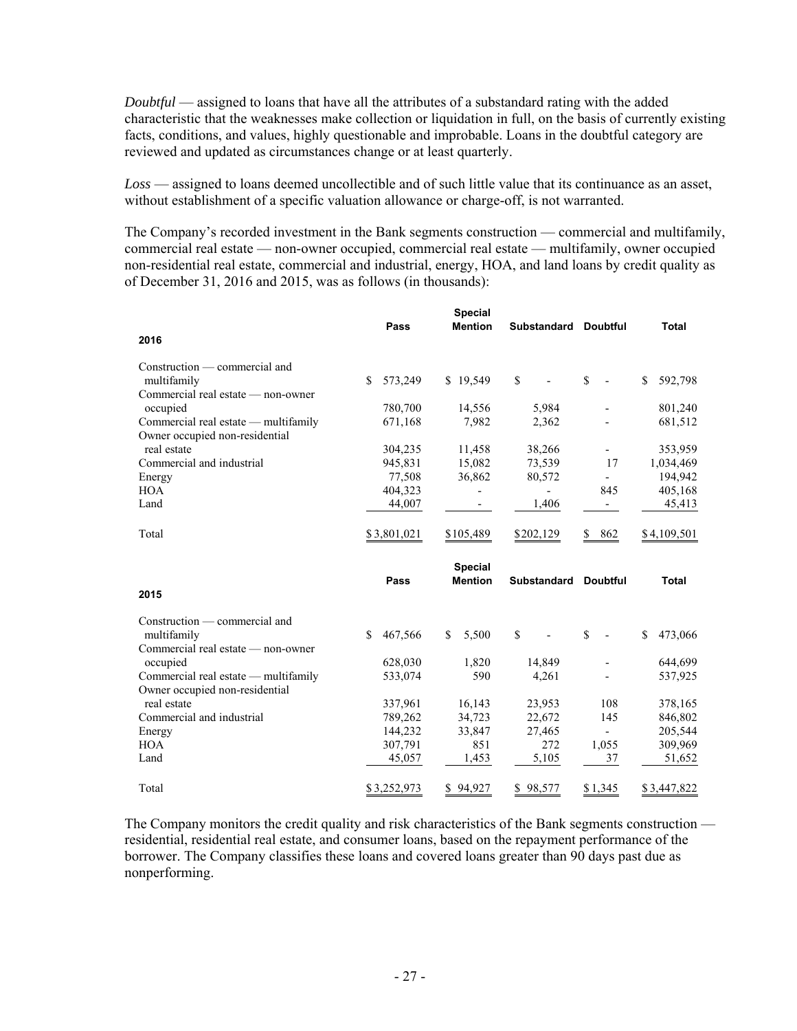*Doubtful* — assigned to loans that have all the attributes of a substandard rating with the added characteristic that the weaknesses make collection or liquidation in full, on the basis of currently existing facts, conditions, and values, highly questionable and improbable. Loans in the doubtful category are reviewed and updated as circumstances change or at least quarterly.

*Loss* — assigned to loans deemed uncollectible and of such little value that its continuance as an asset, without establishment of a specific valuation allowance or charge-off, is not warranted.

The Company's recorded investment in the Bank segments construction — commercial and multifamily, commercial real estate — non-owner occupied, commercial real estate — multifamily, owner occupied non-residential real estate, commercial and industrial, energy, HOA, and land loans by credit quality as of December 31, 2016 and 2015, was as follows (in thousands):

| 2016 | Pass | Special Mention | Substandard | Doubtful | Total |
|---|---|---|---|---|---|
| Construction — commercial and multifamily | $ 573,249 | $ 19,549 | $ - | $ - | $ 592,798 |
| Commercial real estate — non-owner occupied | 780,700 | 14,556 | 5,984 | - | 801,240 |
| Commercial real estate — multifamily | 671,168 | 7,982 | 2,362 | - | 681,512 |
| Owner occupied non-residential real estate | 304,235 | 11,458 | 38,266 | - | 353,959 |
| Commercial and industrial | 945,831 | 15,082 | 73,539 | 17 | 1,034,469 |
| Energy | 77,508 | 36,862 | 80,572 | - | 194,942 |
| HOA | 404,323 | - | - | 845 | 405,168 |
| Land | 44,007 | - | 1,406 | - | 45,413 |
| Total | $ 3,801,021 | $105,489 | $202,129 | $ 862 | $ 4,109,501 |

| 2015 | Pass | Special Mention | Substandard | Doubtful | Total |
|---|---|---|---|---|---|
| Construction — commercial and multifamily | $ 467,566 | $ 5,500 | $ - | $ - | $ 473,066 |
| Commercial real estate — non-owner occupied | 628,030 | 1,820 | 14,849 | - | 644,699 |
| Commercial real estate — multifamily | 533,074 | 590 | 4,261 | - | 537,925 |
| Owner occupied non-residential real estate | 337,961 | 16,143 | 23,953 | 108 | 378,165 |
| Commercial and industrial | 789,262 | 34,723 | 22,672 | 145 | 846,802 |
| Energy | 144,232 | 33,847 | 27,465 | - | 205,544 |
| HOA | 307,791 | 851 | 272 | 1,055 | 309,969 |
| Land | 45,057 | 1,453 | 5,105 | 37 | 51,652 |
| Total | $ 3,252,973 | $ 94,927 | $ 98,577 | $ 1,345 | $ 3,447,822 |

The Company monitors the credit quality and risk characteristics of the Bank segments construction — residential, residential real estate, and consumer loans, based on the repayment performance of the borrower. The Company classifies these loans and covered loans greater than 90 days past due as nonperforming.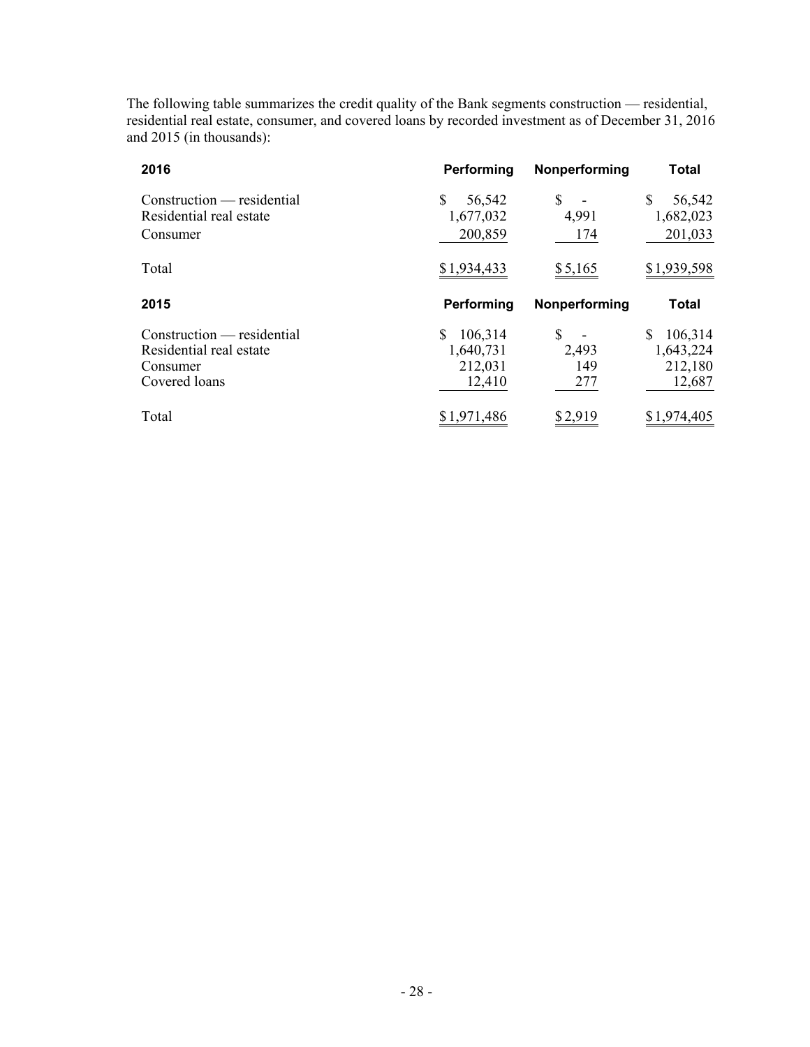The following table summarizes the credit quality of the Bank segments construction — residential, residential real estate, consumer, and covered loans by recorded investment as of December 31, 2016 and 2015 (in thousands):

| **2016** | **Performing** | **Nonperforming** | **Total** |
|---|---|---|---|
| Construction — residential | $ 56,542 | $ - | $ 56,542 |
| Residential real estate | 1,677,032 | 4,991 | 1,682,023 |
| Consumer | 200,859 | 174 | 201,033 |
| Total | $ 1,934,433 | $ 5,165 | $ 1,939,598 |

| **2015** | **Performing** | **Nonperforming** | **Total** |
|---|---|---|---|
| Construction — residential | $ 106,314 | $ - | $ 106,314 |
| Residential real estate | 1,640,731 | 2,493 | 1,643,224 |
| Consumer | 212,031 | 149 | 212,180 |
| Covered loans | 12,410 | 277 | 12,687 |
| Total | $ 1,971,486 | $ 2,919 | $ 1,974,405 |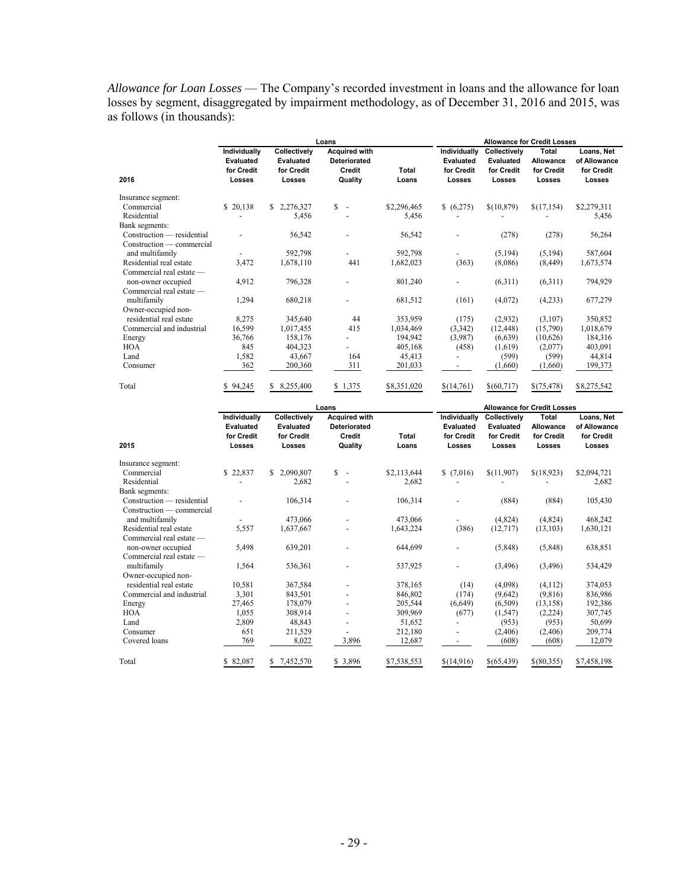*Allowance for Loan Losses* — The Company's recorded investment in loans and the allowance for loan losses by segment, disaggregated by impairment methodology, as of December 31, 2016 and 2015, was as follows (in thousands):

| | Loans | | | | Allowance for Credit Losses | | | |
|---|---|---|---|---|---|---|---|---|
| 2016 | Individually Evaluated for Credit Losses | Collectively Evaluated for Credit Losses | Acquired with Deteriorated Credit Quality | Total Loans | Individually Evaluated for Credit Losses | Collectively Evaluated for Credit Losses | Total Allowance for Credit Losses | Loans, Net of Allowance for Credit Losses |
| Insurance segment: | | | | | | | | |
| Commercial | $ 20,138 | $ 2,276,327 | $ - | $2,296,465 | $ (6,275) | $(10,879) | $(17,154) | $2,279,311 |
| Residential | - | 5,456 | - | 5,456 | - | - | - | 5,456 |
| Bank segments: | | | | | | | | |
| Construction — residential | - | 56,542 | - | 56,542 | - | (278) | (278) | 56,264 |
| Construction — commercial and multifamily | - | 592,798 | - | 592,798 | - | (5,194) | (5,194) | 587,604 |
| Residential real estate | 3,472 | 1,678,110 | 441 | 1,682,023 | (363) | (8,086) | (8,449) | 1,673,574 |
| Commercial real estate — non-owner occupied | 4,912 | 796,328 | - | 801,240 | - | (6,311) | (6,311) | 794,929 |
| Commercial real estate — multifamily | 1,294 | 680,218 | - | 681,512 | (161) | (4,072) | (4,233) | 677,279 |
| Owner-occupied non-residential real estate | 8,275 | 345,640 | 44 | 353,959 | (175) | (2,932) | (3,107) | 350,852 |
| Commercial and industrial | 16,599 | 1,017,455 | 415 | 1,034,469 | (3,342) | (12,448) | (15,790) | 1,018,679 |
| Energy | 36,766 | 158,176 | - | 194,942 | (3,987) | (6,639) | (10,626) | 184,316 |
| HOA | 845 | 404,323 | - | 405,168 | (458) | (1,619) | (2,077) | 403,091 |
| Land | 1,582 | 43,667 | 164 | 45,413 | - | (599) | (599) | 44,814 |
| Consumer | 362 | 200,360 | 311 | 201,033 | - | (1,660) | (1,660) | 199,373 |
| Total | $ 94,245 | $ 8,255,400 | $ 1,375 | $8,351,020 | $(14,761) | $(60,717) | $(75,478) | $8,275,542 |

| | Loans | | | | Allowance for Credit Losses | | | |
|---|---|---|---|---|---|---|---|---|
| 2015 | Individually Evaluated for Credit Losses | Collectively Evaluated for Credit Losses | Acquired with Deteriorated Credit Quality | Total Loans | Individually Evaluated for Credit Losses | Collectively Evaluated for Credit Losses | Total Allowance for Credit Losses | Loans, Net of Allowance for Credit Losses |
| Insurance segment: | | | | | | | | |
| Commercial | $ 22,837 | $ 2,090,807 | $ - | $2,113,644 | $ (7,016) | $(11,907) | $(18,923) | $2,094,721 |
| Residential | - | 2,682 | - | 2,682 | - | - | - | 2,682 |
| Bank segments: | | | | | | | | |
| Construction — residential | - | 106,314 | - | 106,314 | - | (884) | (884) | 105,430 |
| Construction — commercial and multifamily | - | 473,066 | - | 473,066 | - | (4,824) | (4,824) | 468,242 |
| Residential real estate | 5,557 | 1,637,667 | - | 1,643,224 | (386) | (12,717) | (13,103) | 1,630,121 |
| Commercial real estate — non-owner occupied | 5,498 | 639,201 | - | 644,699 | - | (5,848) | (5,848) | 638,851 |
| Commercial real estate — multifamily | 1,564 | 536,361 | - | 537,925 | - | (3,496) | (3,496) | 534,429 |
| Owner-occupied non-residential real estate | 10,581 | 367,584 | - | 378,165 | (14) | (4,098) | (4,112) | 374,053 |
| Commercial and industrial | 3,301 | 843,501 | - | 846,802 | (174) | (9,642) | (9,816) | 836,986 |
| Energy | 27,465 | 178,079 | - | 205,544 | (6,649) | (6,509) | (13,158) | 192,386 |
| HOA | 1,055 | 308,914 | - | 309,969 | (677) | (1,547) | (2,224) | 307,745 |
| Land | 2,809 | 48,843 | - | 51,652 | - | (953) | (953) | 50,699 |
| Consumer | 651 | 211,529 | - | 212,180 | - | (2,406) | (2,406) | 209,774 |
| Covered loans | 769 | 8,022 | 3,896 | 12,687 | - | (608) | (608) | 12,079 |
| Total | $ 82,087 | $ 7,452,570 | $ 3,896 | $7,538,553 | $(14,916) | $(65,439) | $(80,355) | $7,458,198 |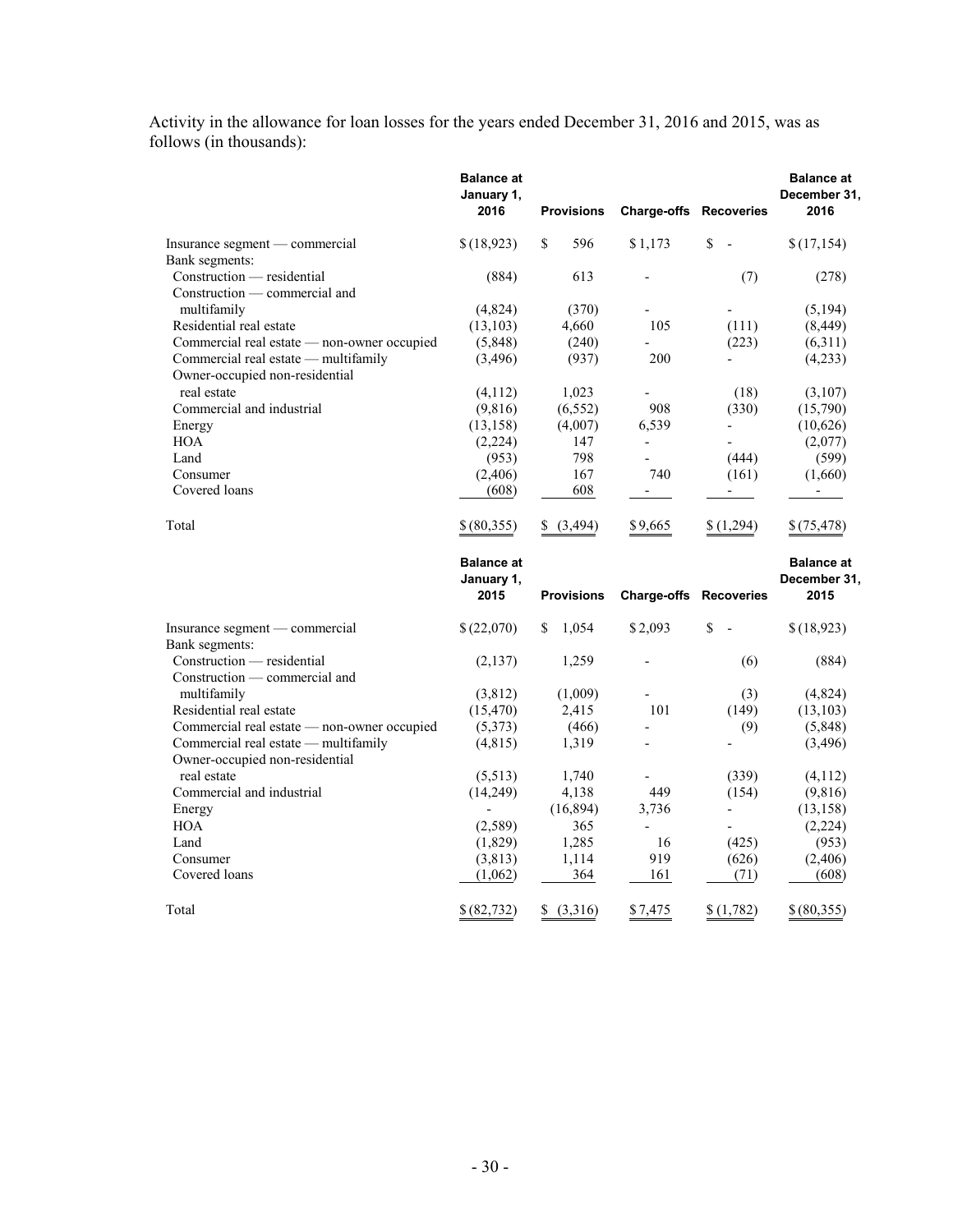Activity in the allowance for loan losses for the years ended December 31, 2016 and 2015, was as follows (in thousands):

| | Balance at January 1, 2016 | Provisions | Charge-offs | Recoveries | Balance at December 31, 2016 |
|---|---|---|---|---|---|
| Insurance segment — commercial | $ (18,923) | $ 596 | $ 1,173 | $ - | $ (17,154) |
| Bank segments: | | | | | |
| Construction — residential | (884) | 613 | - | (7) | (278) |
| Construction — commercial and multifamily | (4,824) | (370) | - | - | (5,194) |
| Residential real estate | (13,103) | 4,660 | 105 | (111) | (8,449) |
| Commercial real estate — non-owner occupied | (5,848) | (240) | - | (223) | (6,311) |
| Commercial real estate — multifamily | (3,496) | (937) | 200 | - | (4,233) |
| Owner-occupied non-residential real estate | (4,112) | 1,023 | - | (18) | (3,107) |
| Commercial and industrial | (9,816) | (6,552) | 908 | (330) | (15,790) |
| Energy | (13,158) | (4,007) | 6,539 | - | (10,626) |
| HOA | (2,224) | 147 | - | - | (2,077) |
| Land | (953) | 798 | - | (444) | (599) |
| Consumer | (2,406) | 167 | 740 | (161) | (1,660) |
| Covered loans | (608) | 608 | - | - | - |
| Total | $ (80,355) | $ (3,494) | $ 9,665 | $ (1,294) | $ (75,478) |

| | Balance at January 1, 2015 | Provisions | Charge-offs | Recoveries | Balance at December 31, 2015 |
|---|---|---|---|---|---|
| Insurance segment — commercial | $ (22,070) | $ 1,054 | $ 2,093 | $ - | $ (18,923) |
| Bank segments: | | | | | |
| Construction — residential | (2,137) | 1,259 | - | (6) | (884) |
| Construction — commercial and multifamily | (3,812) | (1,009) | - | (3) | (4,824) |
| Residential real estate | (15,470) | 2,415 | 101 | (149) | (13,103) |
| Commercial real estate — non-owner occupied | (5,373) | (466) | - | (9) | (5,848) |
| Commercial real estate — multifamily | (4,815) | 1,319 | - | - | (3,496) |
| Owner-occupied non-residential real estate | (5,513) | 1,740 | - | (339) | (4,112) |
| Commercial and industrial | (14,249) | 4,138 | 449 | (154) | (9,816) |
| Energy | - | (16,894) | 3,736 | - | (13,158) |
| HOA | (2,589) | 365 | - | - | (2,224) |
| Land | (1,829) | 1,285 | 16 | (425) | (953) |
| Consumer | (3,813) | 1,114 | 919 | (626) | (2,406) |
| Covered loans | (1,062) | 364 | 161 | (71) | (608) |
| Total | $ (82,732) | $ (3,316) | $ 7,475 | $ (1,782) | $ (80,355) |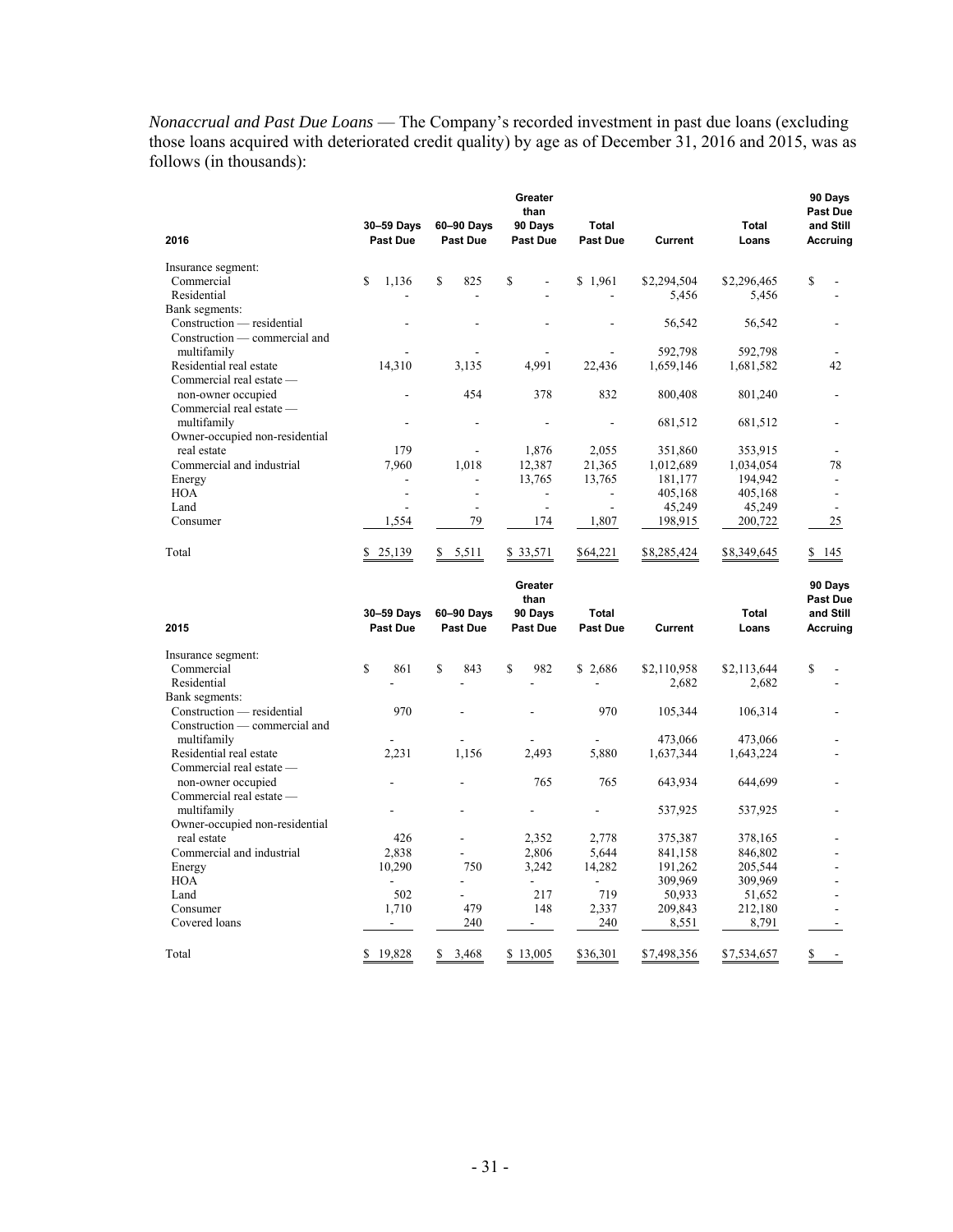*Nonaccrual and Past Due Loans* — The Company's recorded investment in past due loans (excluding those loans acquired with deteriorated credit quality) by age as of December 31, 2016 and 2015, was as follows (in thousands):

| 2016 | 30–59 Days Past Due | 60–90 Days Past Due | Greater than 90 Days Past Due | Total Past Due | Current | Total Loans | 90 Days Past Due and Still Accruing |
|---|---|---|---|---|---|---|---|
| Insurance segment: | | | | | | | |
| Commercial | $ 1,136 | $ 825 | $ - | $ 1,961 | $2,294,504 | $2,296,465 | $ - |
| Residential | - | - | - | - | 5,456 | 5,456 | - |
| Bank segments: | | | | | | | |
| Construction — residential | - | - | - | - | 56,542 | 56,542 | - |
| Construction — commercial and multifamily | - | - | - | - | 592,798 | 592,798 | - |
| Residential real estate | 14,310 | 3,135 | 4,991 | 22,436 | 1,659,146 | 1,681,582 | 42 |
| Commercial real estate — non-owner occupied | - | 454 | 378 | 832 | 800,408 | 801,240 | - |
| Commercial real estate — multifamily | - | - | - | - | 681,512 | 681,512 | - |
| Owner-occupied non-residential real estate | 179 | - | 1,876 | 2,055 | 351,860 | 353,915 | - |
| Commercial and industrial | 7,960 | 1,018 | 12,387 | 21,365 | 1,012,689 | 1,034,054 | 78 |
| Energy | - | - | 13,765 | 13,765 | 181,177 | 194,942 | - |
| HOA | - | - | - | - | 405,168 | 405,168 | - |
| Land | - | - | - | - | 45,249 | 45,249 | - |
| Consumer | 1,554 | 79 | 174 | 1,807 | 198,915 | 200,722 | 25 |
| Total | $ 25,139 | $ 5,511 | $ 33,571 | $64,221 | $8,285,424 | $8,349,645 | $ 145 |

| 2015 | 30–59 Days Past Due | 60–90 Days Past Due | Greater than 90 Days Past Due | Total Past Due | Current | Total Loans | 90 Days Past Due and Still Accruing |
|---|---|---|---|---|---|---|---|
| Insurance segment: | | | | | | | |
| Commercial | $ 861 | $ 843 | $ 982 | $ 2,686 | $2,110,958 | $2,113,644 | $ - |
| Residential | - | - | - | - | 2,682 | 2,682 | - |
| Bank segments: | | | | | | | |
| Construction — residential | 970 | - | - | 970 | 105,344 | 106,314 | - |
| Construction — commercial and multifamily | - | - | - | - | 473,066 | 473,066 | - |
| Residential real estate | 2,231 | 1,156 | 2,493 | 5,880 | 1,637,344 | 1,643,224 | - |
| Commercial real estate — non-owner occupied | - | - | 765 | 765 | 643,934 | 644,699 | - |
| Commercial real estate — multifamily | - | - | - | - | 537,925 | 537,925 | - |
| Owner-occupied non-residential real estate | 426 | - | 2,352 | 2,778 | 375,387 | 378,165 | - |
| Commercial and industrial | 2,838 | - | 2,806 | 5,644 | 841,158 | 846,802 | - |
| Energy | 10,290 | 750 | 3,242 | 14,282 | 191,262 | 205,544 | - |
| HOA | - | - | - | - | 309,969 | 309,969 | - |
| Land | 502 | - | 217 | 719 | 50,933 | 51,652 | - |
| Consumer | 1,710 | 479 | 148 | 2,337 | 209,843 | 212,180 | - |
| Covered loans | - | 240 | - | 240 | 8,551 | 8,791 | - |
| Total | $ 19,828 | $ 3,468 | $ 13,005 | $36,301 | $7,498,356 | $7,534,657 | $ - |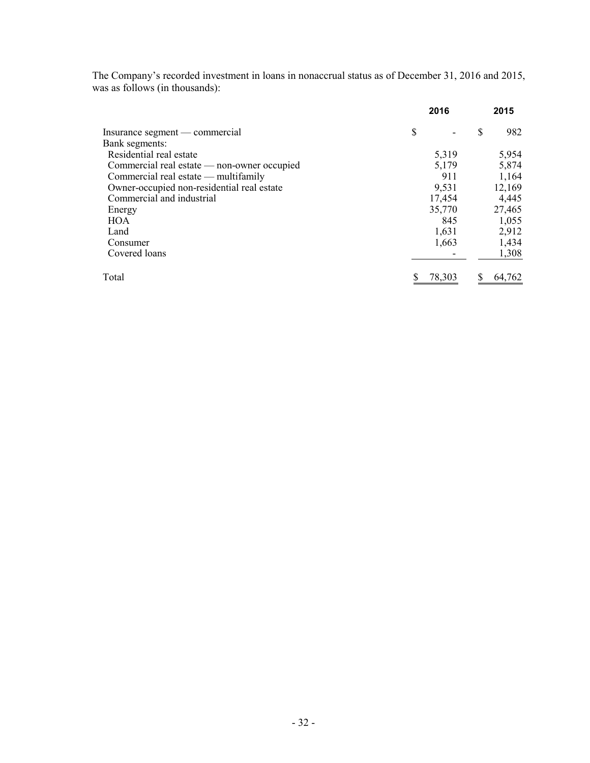The Company's recorded investment in loans in nonaccrual status as of December 31, 2016 and 2015, was as follows (in thousands):

| | 2016 | 2015 |
|---|---|---|
| Insurance segment — commercial | $ - | $ 982 |
| Bank segments: | | |
| Residential real estate | 5,319 | 5,954 |
| Commercial real estate — non-owner occupied | 5,179 | 5,874 |
| Commercial real estate — multifamily | 911 | 1,164 |
| Owner-occupied non-residential real estate | 9,531 | 12,169 |
| Commercial and industrial | 17,454 | 4,445 |
| Energy | 35,770 | 27,465 |
| HOA | 845 | 1,055 |
| Land | 1,631 | 2,912 |
| Consumer | 1,663 | 1,434 |
| Covered loans | - | 1,308 |
| Total | $ 78,303 | $ 64,762 |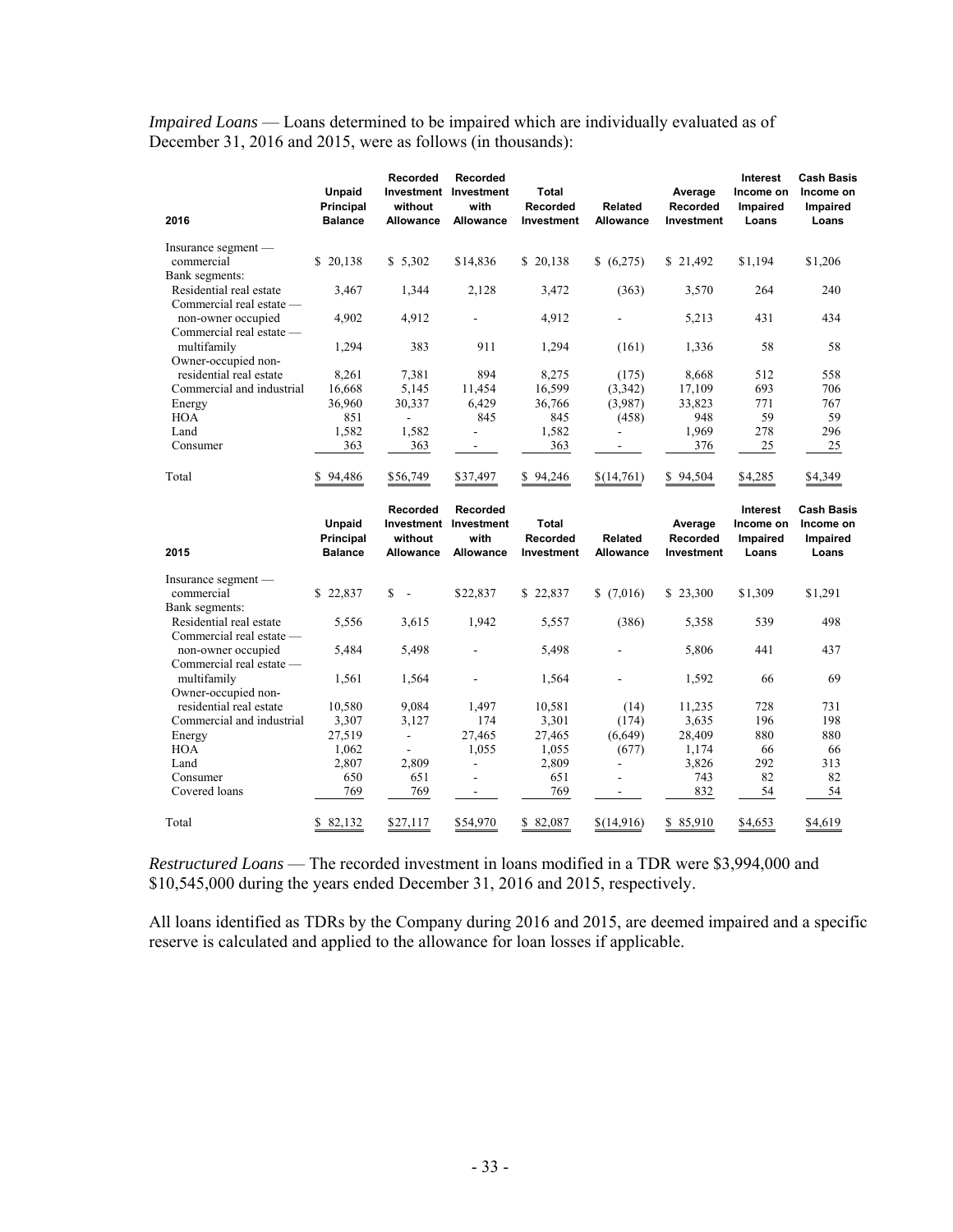*Impaired Loans* — Loans determined to be impaired which are individually evaluated as of December 31, 2016 and 2015, were as follows (in thousands):

| 2016 | Unpaid Principal Balance | Recorded Investment without Allowance | Recorded Investment with Allowance | Total Recorded Investment | Related Allowance | Average Recorded Investment | Interest Income on Impaired Loans | Cash Basis Income on Impaired Loans |
|---|---|---|---|---|---|---|---|---|
| Insurance segment — commercial | $ 20,138 | $ 5,302 | $14,836 | $ 20,138 | $ (6,275) | $ 21,492 | $1,194 | $1,206 |
| Bank segments: | | | | | | | | |
| Residential real estate | 3,467 | 1,344 | 2,128 | 3,472 | (363) | 3,570 | 264 | 240 |
| Commercial real estate — non-owner occupied | 4,902 | 4,912 | - | 4,912 | - | 5,213 | 431 | 434 |
| Commercial real estate — multifamily | 1,294 | 383 | 911 | 1,294 | (161) | 1,336 | 58 | 58 |
| Owner-occupied non-residential real estate | 8,261 | 7,381 | 894 | 8,275 | (175) | 8,668 | 512 | 558 |
| Commercial and industrial | 16,668 | 5,145 | 11,454 | 16,599 | (3,342) | 17,109 | 693 | 706 |
| Energy | 36,960 | 30,337 | 6,429 | 36,766 | (3,987) | 33,823 | 771 | 767 |
| HOA | 851 | - | 845 | 845 | (458) | 948 | 59 | 59 |
| Land | 1,582 | 1,582 | - | 1,582 | - | 1,969 | 278 | 296 |
| Consumer | 363 | 363 | - | 363 | - | 376 | 25 | 25 |
| Total | $ 94,486 | $56,749 | $37,497 | $ 94,246 | $(14,761) | $ 94,504 | $4,285 | $4,349 |

| 2015 | Unpaid Principal Balance | Recorded Investment without Allowance | Recorded Investment with Allowance | Total Recorded Investment | Related Allowance | Average Recorded Investment | Interest Income on Impaired Loans | Cash Basis Income on Impaired Loans |
|---|---|---|---|---|---|---|---|---|
| Insurance segment — commercial | $ 22,837 | $ - | $22,837 | $ 22,837 | $ (7,016) | $ 23,300 | $1,309 | $1,291 |
| Bank segments: | | | | | | | | |
| Residential real estate | 5,556 | 3,615 | 1,942 | 5,557 | (386) | 5,358 | 539 | 498 |
| Commercial real estate — non-owner occupied | 5,484 | 5,498 | - | 5,498 | - | 5,806 | 441 | 437 |
| Commercial real estate — multifamily | 1,561 | 1,564 | - | 1,564 | - | 1,592 | 66 | 69 |
| Owner-occupied non-residential real estate | 10,580 | 9,084 | 1,497 | 10,581 | (14) | 11,235 | 728 | 731 |
| Commercial and industrial | 3,307 | 3,127 | 174 | 3,301 | (174) | 3,635 | 196 | 198 |
| Energy | 27,519 | - | 27,465 | 27,465 | (6,649) | 28,409 | 880 | 880 |
| HOA | 1,062 | - | 1,055 | 1,055 | (677) | 1,174 | 66 | 66 |
| Land | 2,807 | 2,809 | - | 2,809 | - | 3,826 | 292 | 313 |
| Consumer | 650 | 651 | - | 651 | - | 743 | 82 | 82 |
| Covered loans | 769 | 769 | - | 769 | - | 832 | 54 | 54 |
| Total | $ 82,132 | $27,117 | $54,970 | $ 82,087 | $(14,916) | $ 85,910 | $4,653 | $4,619 |

*Restructured Loans* — The recorded investment in loans modified in a TDR were $3,994,000 and $10,545,000 during the years ended December 31, 2016 and 2015, respectively.

All loans identified as TDRs by the Company during 2016 and 2015, are deemed impaired and a specific reserve is calculated and applied to the allowance for loan losses if applicable.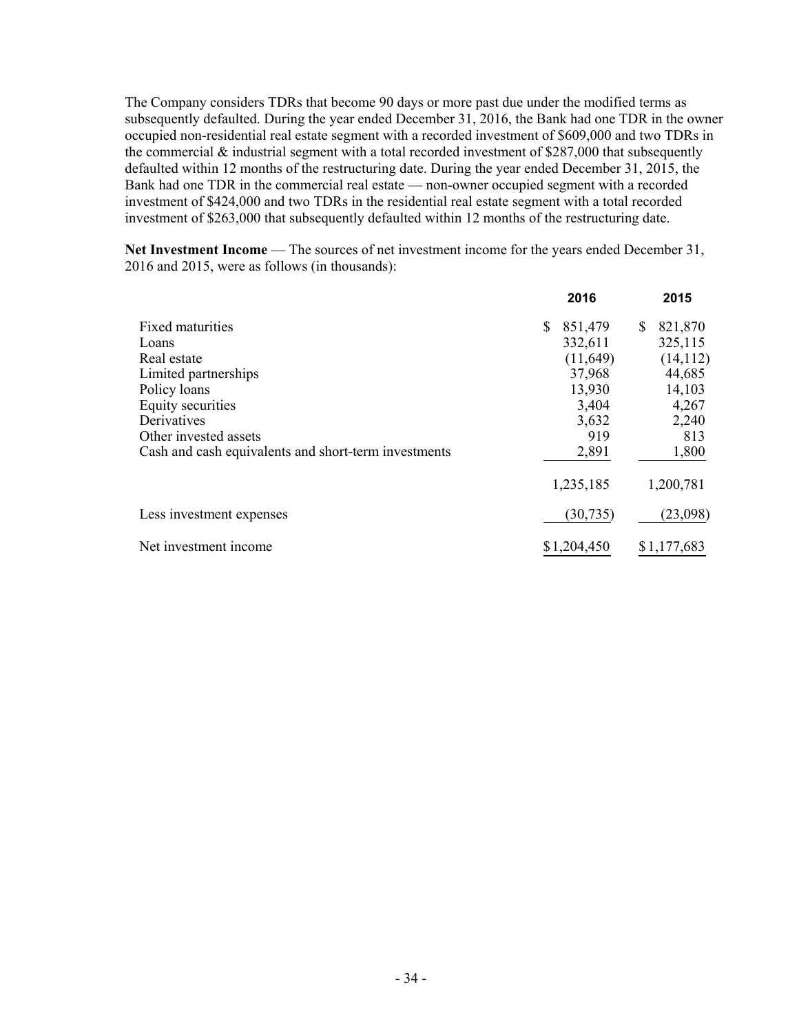The Company considers TDRs that become 90 days or more past due under the modified terms as subsequently defaulted. During the year ended December 31, 2016, the Bank had one TDR in the owner occupied non-residential real estate segment with a recorded investment of $609,000 and two TDRs in the commercial & industrial segment with a total recorded investment of $287,000 that subsequently defaulted within 12 months of the restructuring date. During the year ended December 31, 2015, the Bank had one TDR in the commercial real estate — non-owner occupied segment with a recorded investment of $424,000 and two TDRs in the residential real estate segment with a total recorded investment of $263,000 that subsequently defaulted within 12 months of the restructuring date.

**Net Investment Income** — The sources of net investment income for the years ended December 31, 2016 and 2015, were as follows (in thousands):

| | 2016 | 2015 |
|---|---|---|
| Fixed maturities | $ 851,479 | $ 821,870 |
| Loans | 332,611 | 325,115 |
| Real estate | (11,649) | (14,112) |
| Limited partnerships | 37,968 | 44,685 |
| Policy loans | 13,930 | 14,103 |
| Equity securities | 3,404 | 4,267 |
| Derivatives | 3,632 | 2,240 |
| Other invested assets | 919 | 813 |
| Cash and cash equivalents and short-term investments | 2,891 | 1,800 |
| | 1,235,185 | 1,200,781 |
| Less investment expenses | (30,735) | (23,098) |
| Net investment income | $1,204,450 | $1,177,683 |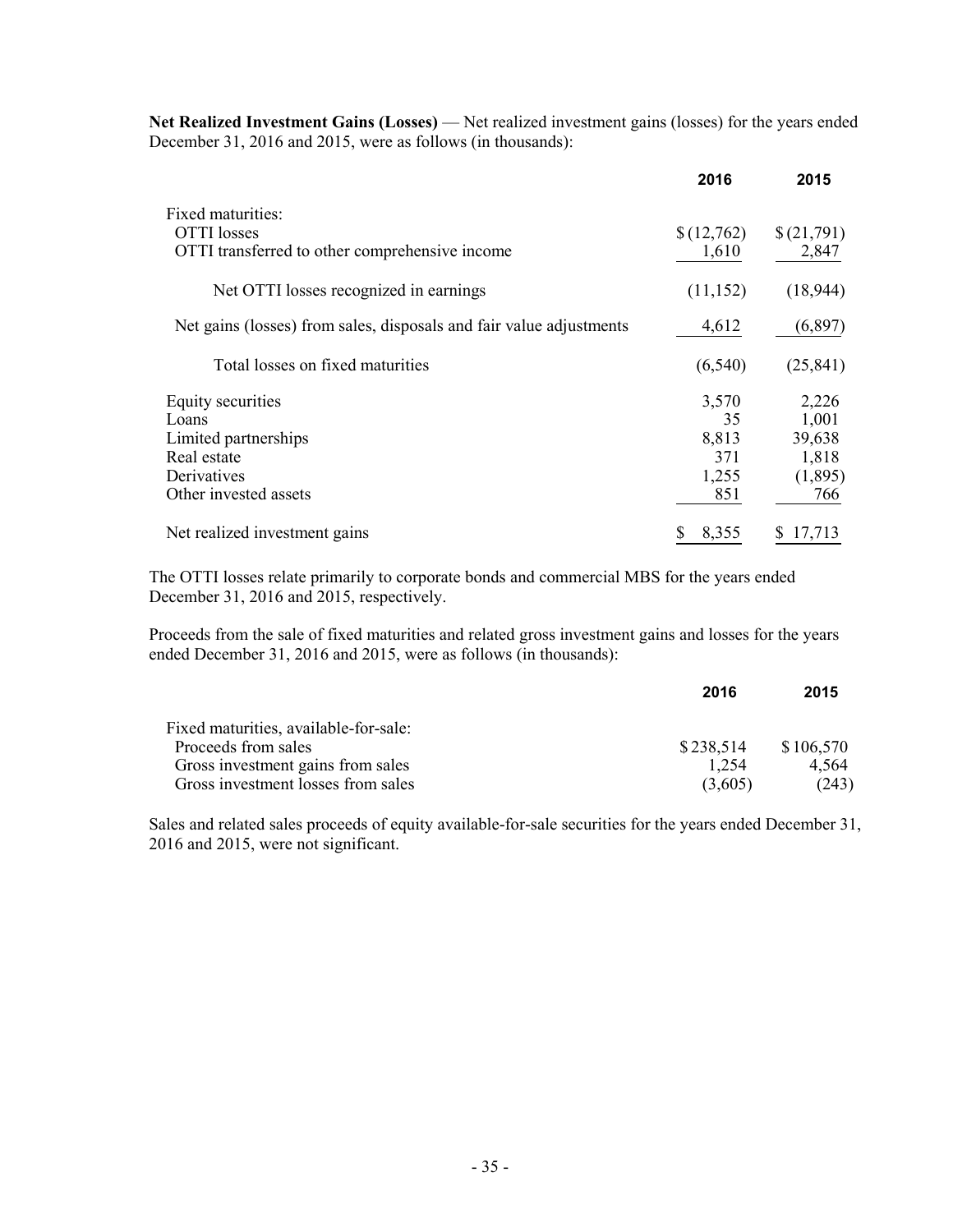**Net Realized Investment Gains (Losses)** — Net realized investment gains (losses) for the years ended December 31, 2016 and 2015, were as follows (in thousands):

| | 2016 | 2015 |
|---|---|---|
| Fixed maturities: | | |
| OTTI losses | $ (12,762) | $ (21,791) |
| OTTI transferred to other comprehensive income | 1,610 | 2,847 |
| Net OTTI losses recognized in earnings | (11,152) | (18,944) |
| Net gains (losses) from sales, disposals and fair value adjustments | 4,612 | (6,897) |
| Total losses on fixed maturities | (6,540) | (25,841) |
| Equity securities | 3,570 | 2,226 |
| Loans | 35 | 1,001 |
| Limited partnerships | 8,813 | 39,638 |
| Real estate | 371 | 1,818 |
| Derivatives | 1,255 | (1,895) |
| Other invested assets | 851 | 766 |
| Net realized investment gains | $ 8,355 | $ 17,713 |

The OTTI losses relate primarily to corporate bonds and commercial MBS for the years ended December 31, 2016 and 2015, respectively.

Proceeds from the sale of fixed maturities and related gross investment gains and losses for the years ended December 31, 2016 and 2015, were as follows (in thousands):

| | 2016 | 2015 |
|---|---|---|
| Fixed maturities, available-for-sale: | | |
| Proceeds from sales | $ 238,514 | $ 106,570 |
| Gross investment gains from sales | 1,254 | 4,564 |
| Gross investment losses from sales | (3,605) | (243) |

Sales and related sales proceeds of equity available-for-sale securities for the years ended December 31, 2016 and 2015, were not significant.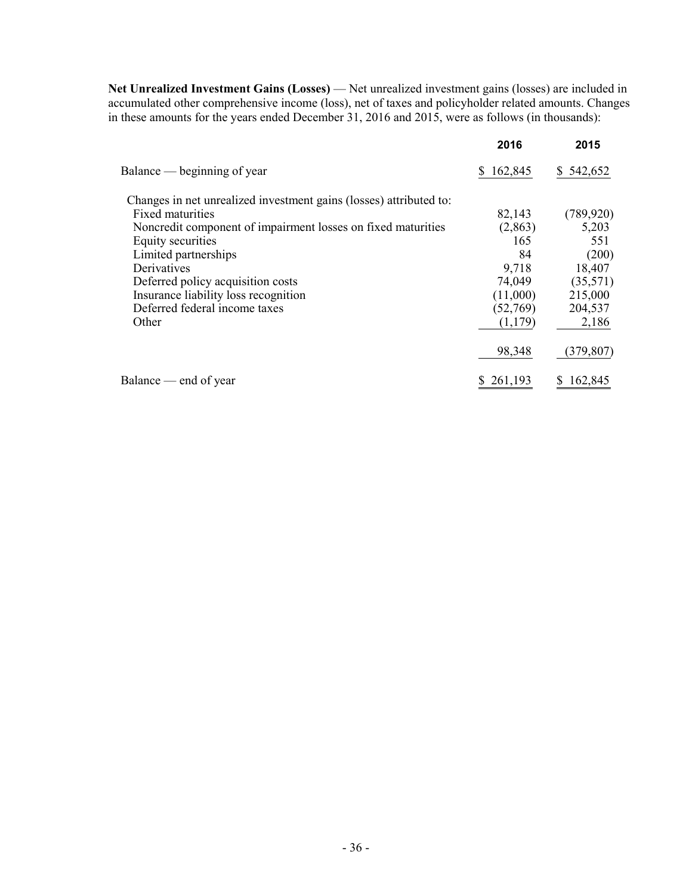**Net Unrealized Investment Gains (Losses)** — Net unrealized investment gains (losses) are included in accumulated other comprehensive income (loss), net of taxes and policyholder related amounts. Changes in these amounts for the years ended December 31, 2016 and 2015, were as follows (in thousands):

| | 2016 | 2015 |
|---|---|---|
| Balance — beginning of year | $ 162,845 | $ 542,652 |
| Changes in net unrealized investment gains (losses) attributed to: | | |
| Fixed maturities | 82,143 | (789,920) |
| Noncredit component of impairment losses on fixed maturities | (2,863) | 5,203 |
| Equity securities | 165 | 551 |
| Limited partnerships | 84 | (200) |
| Derivatives | 9,718 | 18,407 |
| Deferred policy acquisition costs | 74,049 | (35,571) |
| Insurance liability loss recognition | (11,000) | 215,000 |
| Deferred federal income taxes | (52,769) | 204,537 |
| Other | (1,179) | 2,186 |
| | 98,348 | (379,807) |
| Balance — end of year | $ 261,193 | $ 162,845 |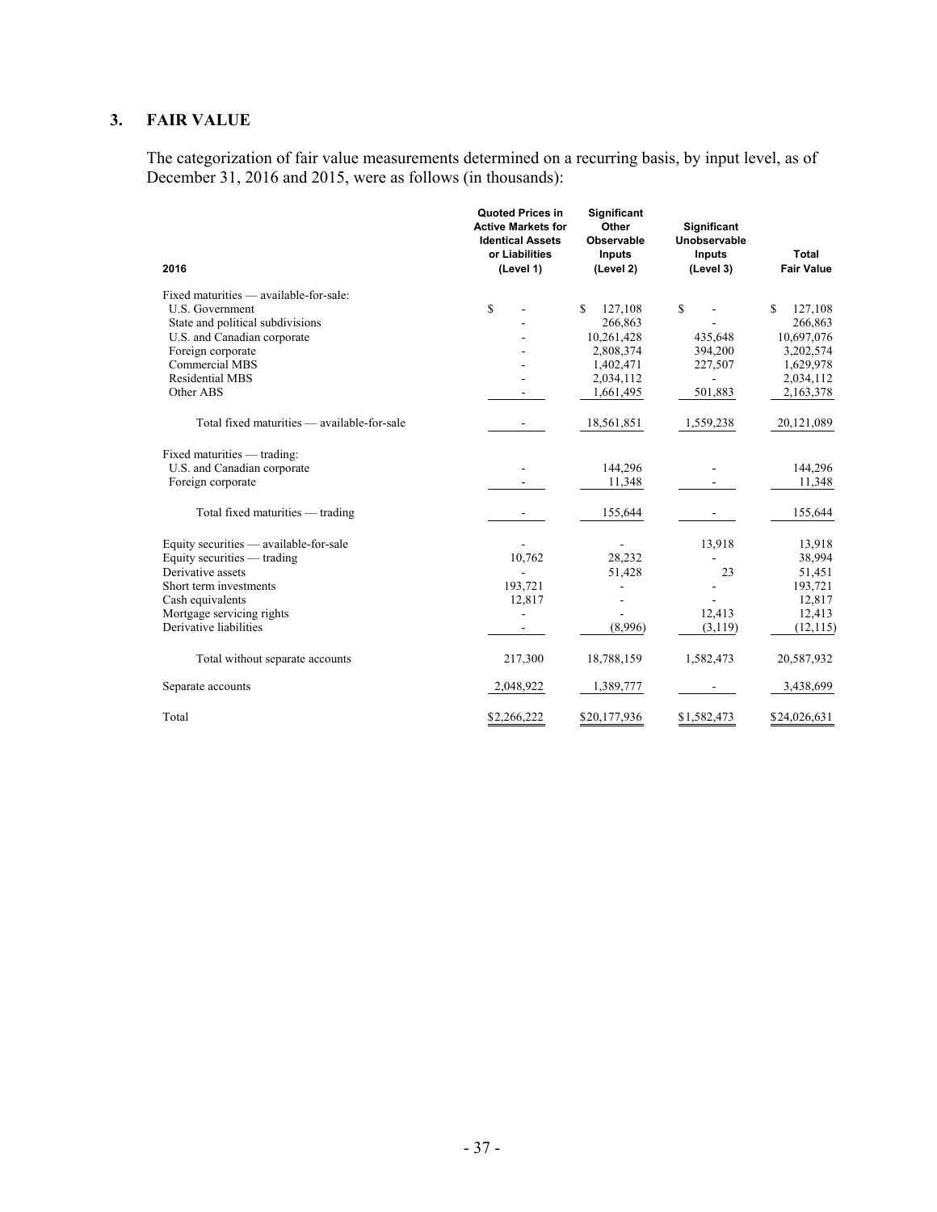## 3. FAIR VALUE

The categorization of fair value measurements determined on a recurring basis, by input level, as of December 31, 2016 and 2015, were as follows (in thousands):

| 2016 | Quoted Prices in Active Markets for Identical Assets or Liabilities (Level 1) | Significant Other Observable Inputs (Level 2) | Significant Unobservable Inputs (Level 3) | Total Fair Value |
|---|---|---|---|---|
| Fixed maturities — available-for-sale: | | | | |
| U.S. Government | $ - | $ 127,108 | $ - | $ 127,108 |
| State and political subdivisions | - | 266,863 | - | 266,863 |
| U.S. and Canadian corporate | - | 10,261,428 | 435,648 | 10,697,076 |
| Foreign corporate | - | 2,808,374 | 394,200 | 3,202,574 |
| Commercial MBS | - | 1,402,471 | 227,507 | 1,629,978 |
| Residential MBS | - | 2,034,112 | - | 2,034,112 |
| Other ABS | - | 1,661,495 | 501,883 | 2,163,378 |
| Total fixed maturities — available-for-sale | - | 18,561,851 | 1,559,238 | 20,121,089 |
| Fixed maturities — trading: | | | | |
| U.S. and Canadian corporate | - | 144,296 | - | 144,296 |
| Foreign corporate | - | 11,348 | - | 11,348 |
| Total fixed maturities — trading | - | 155,644 | - | 155,644 |
| Equity securities — available-for-sale | - | - | 13,918 | 13,918 |
| Equity securities — trading | 10,762 | 28,232 | - | 38,994 |
| Derivative assets | - | 51,428 | 23 | 51,451 |
| Short term investments | 193,721 | - | - | 193,721 |
| Cash equivalents | 12,817 | - | - | 12,817 |
| Mortgage servicing rights | - | - | 12,413 | 12,413 |
| Derivative liabilities | - | (8,996) | (3,119) | (12,115) |
| Total without separate accounts | 217,300 | 18,788,159 | 1,582,473 | 20,587,932 |
| Separate accounts | 2,048,922 | 1,389,777 | - | 3,438,699 |
| Total | $2,266,222 | $20,177,936 | $1,582,473 | $24,026,631 |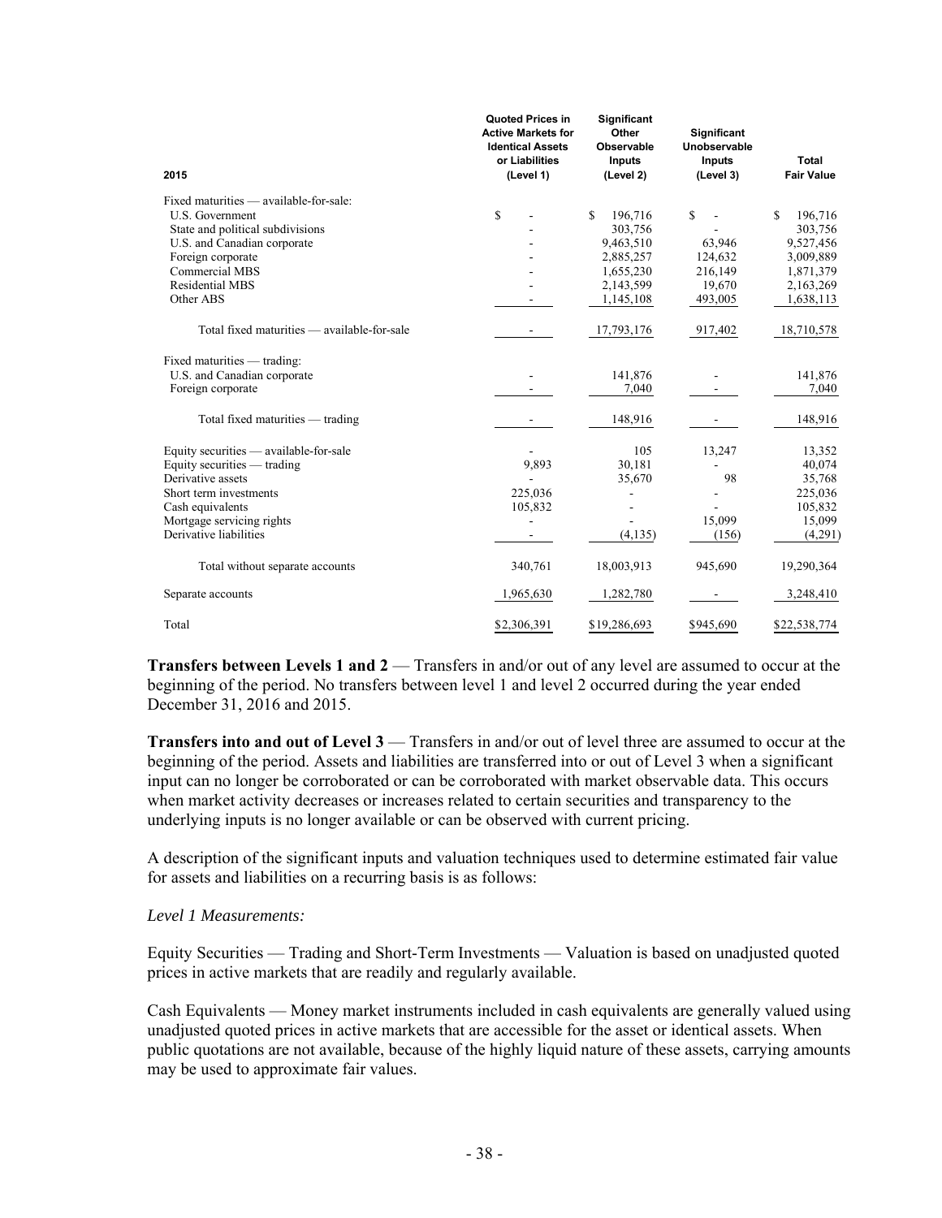| 2015 | Quoted Prices in Active Markets for Identical Assets or Liabilities (Level 1) | Significant Other Observable Inputs (Level 2) | Significant Unobservable Inputs (Level 3) | Total Fair Value |
|---|---|---|---|---|
| Fixed maturities — available-for-sale: | | | | |
| U.S. Government | $ - | $ 196,716 | $ - | $ 196,716 |
| State and political subdivisions | - | 303,756 | - | 303,756 |
| U.S. and Canadian corporate | - | 9,463,510 | 63,946 | 9,527,456 |
| Foreign corporate | - | 2,885,257 | 124,632 | 3,009,889 |
| Commercial MBS | - | 1,655,230 | 216,149 | 1,871,379 |
| Residential MBS | - | 2,143,599 | 19,670 | 2,163,269 |
| Other ABS | - | 1,145,108 | 493,005 | 1,638,113 |
| Total fixed maturities — available-for-sale | - | 17,793,176 | 917,402 | 18,710,578 |
| Fixed maturities — trading: | | | | |
| U.S. and Canadian corporate | - | 141,876 | - | 141,876 |
| Foreign corporate | - | 7,040 | - | 7,040 |
| Total fixed maturities — trading | - | 148,916 | - | 148,916 |
| Equity securities — available-for-sale | - | 105 | 13,247 | 13,352 |
| Equity securities — trading | 9,893 | 30,181 | - | 40,074 |
| Derivative assets | - | 35,670 | 98 | 35,768 |
| Short term investments | 225,036 | - | - | 225,036 |
| Cash equivalents | 105,832 | - | - | 105,832 |
| Mortgage servicing rights | - | - | 15,099 | 15,099 |
| Derivative liabilities | - | (4,135) | (156) | (4,291) |
| Total without separate accounts | 340,761 | 18,003,913 | 945,690 | 19,290,364 |
| Separate accounts | 1,965,630 | 1,282,780 | - | 3,248,410 |
| Total | $2,306,391 | $19,286,693 | $945,690 | $22,538,774 |

**Transfers between Levels 1 and 2** — Transfers in and/or out of any level are assumed to occur at the beginning of the period. No transfers between level 1 and level 2 occurred during the year ended December 31, 2016 and 2015.

**Transfers into and out of Level 3** — Transfers in and/or out of level three are assumed to occur at the beginning of the period. Assets and liabilities are transferred into or out of Level 3 when a significant input can no longer be corroborated or can be corroborated with market observable data. This occurs when market activity decreases or increases related to certain securities and transparency to the underlying inputs is no longer available or can be observed with current pricing.

A description of the significant inputs and valuation techniques used to determine estimated fair value for assets and liabilities on a recurring basis is as follows:

*Level 1 Measurements:*

Equity Securities — Trading and Short-Term Investments — Valuation is based on unadjusted quoted prices in active markets that are readily and regularly available.

Cash Equivalents — Money market instruments included in cash equivalents are generally valued using unadjusted quoted prices in active markets that are accessible for the asset or identical assets. When public quotations are not available, because of the highly liquid nature of these assets, carrying amounts may be used to approximate fair values.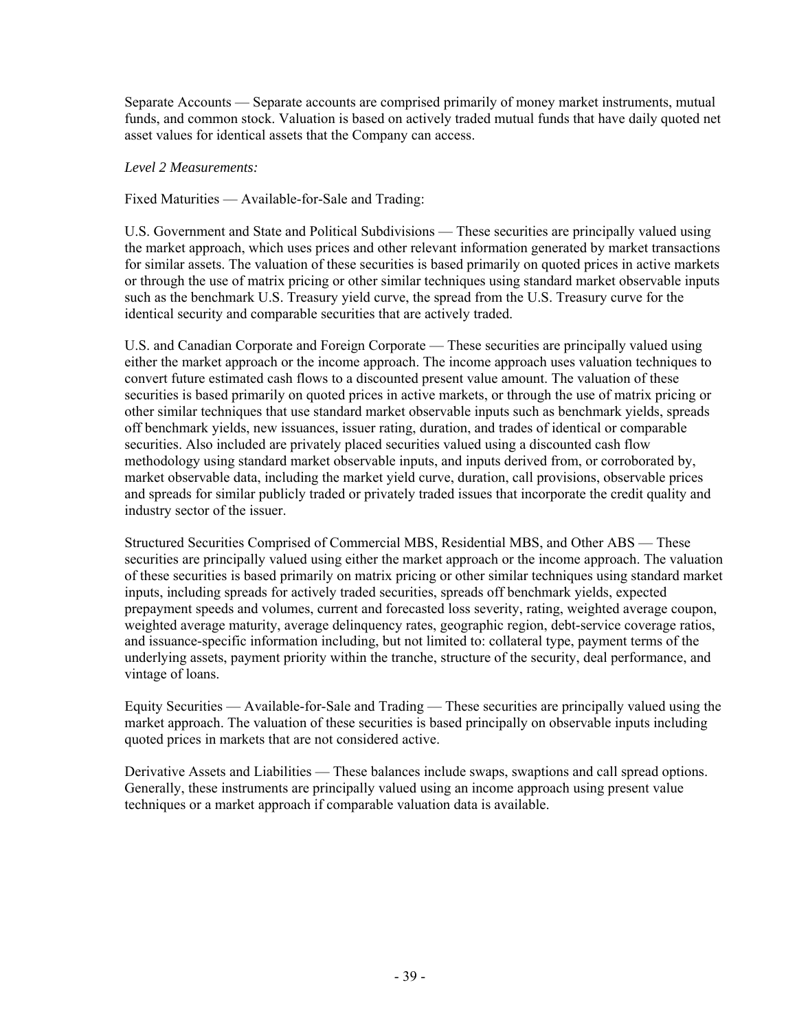Separate Accounts — Separate accounts are comprised primarily of money market instruments, mutual funds, and common stock. Valuation is based on actively traded mutual funds that have daily quoted net asset values for identical assets that the Company can access.

*Level 2 Measurements:*

Fixed Maturities — Available-for-Sale and Trading:

U.S. Government and State and Political Subdivisions — These securities are principally valued using the market approach, which uses prices and other relevant information generated by market transactions for similar assets. The valuation of these securities is based primarily on quoted prices in active markets or through the use of matrix pricing or other similar techniques using standard market observable inputs such as the benchmark U.S. Treasury yield curve, the spread from the U.S. Treasury curve for the identical security and comparable securities that are actively traded.

U.S. and Canadian Corporate and Foreign Corporate — These securities are principally valued using either the market approach or the income approach. The income approach uses valuation techniques to convert future estimated cash flows to a discounted present value amount. The valuation of these securities is based primarily on quoted prices in active markets, or through the use of matrix pricing or other similar techniques that use standard market observable inputs such as benchmark yields, spreads off benchmark yields, new issuances, issuer rating, duration, and trades of identical or comparable securities. Also included are privately placed securities valued using a discounted cash flow methodology using standard market observable inputs, and inputs derived from, or corroborated by, market observable data, including the market yield curve, duration, call provisions, observable prices and spreads for similar publicly traded or privately traded issues that incorporate the credit quality and industry sector of the issuer.

Structured Securities Comprised of Commercial MBS, Residential MBS, and Other ABS — These securities are principally valued using either the market approach or the income approach. The valuation of these securities is based primarily on matrix pricing or other similar techniques using standard market inputs, including spreads for actively traded securities, spreads off benchmark yields, expected prepayment speeds and volumes, current and forecasted loss severity, rating, weighted average coupon, weighted average maturity, average delinquency rates, geographic region, debt-service coverage ratios, and issuance-specific information including, but not limited to: collateral type, payment terms of the underlying assets, payment priority within the tranche, structure of the security, deal performance, and vintage of loans.

Equity Securities — Available-for-Sale and Trading — These securities are principally valued using the market approach. The valuation of these securities is based principally on observable inputs including quoted prices in markets that are not considered active.

Derivative Assets and Liabilities — These balances include swaps, swaptions and call spread options. Generally, these instruments are principally valued using an income approach using present value techniques or a market approach if comparable valuation data is available.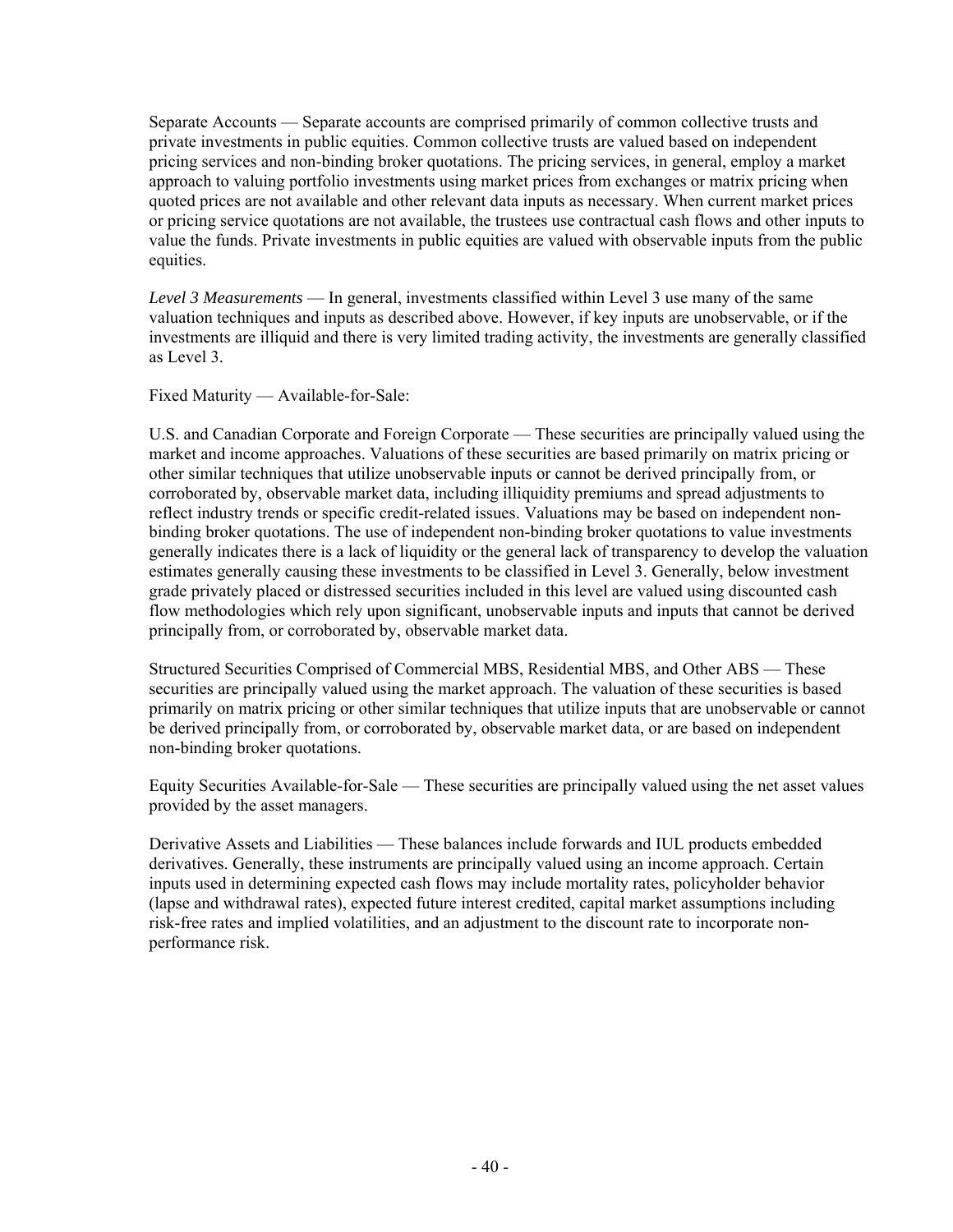Separate Accounts — Separate accounts are comprised primarily of common collective trusts and private investments in public equities. Common collective trusts are valued based on independent pricing services and non-binding broker quotations. The pricing services, in general, employ a market approach to valuing portfolio investments using market prices from exchanges or matrix pricing when quoted prices are not available and other relevant data inputs as necessary. When current market prices or pricing service quotations are not available, the trustees use contractual cash flows and other inputs to value the funds. Private investments in public equities are valued with observable inputs from the public equities.

*Level 3 Measurements* — In general, investments classified within Level 3 use many of the same valuation techniques and inputs as described above. However, if key inputs are unobservable, or if the investments are illiquid and there is very limited trading activity, the investments are generally classified as Level 3.

Fixed Maturity — Available-for-Sale:

U.S. and Canadian Corporate and Foreign Corporate — These securities are principally valued using the market and income approaches. Valuations of these securities are based primarily on matrix pricing or other similar techniques that utilize unobservable inputs or cannot be derived principally from, or corroborated by, observable market data, including illiquidity premiums and spread adjustments to reflect industry trends or specific credit-related issues. Valuations may be based on independent non-binding broker quotations. The use of independent non-binding broker quotations to value investments generally indicates there is a lack of liquidity or the general lack of transparency to develop the valuation estimates generally causing these investments to be classified in Level 3. Generally, below investment grade privately placed or distressed securities included in this level are valued using discounted cash flow methodologies which rely upon significant, unobservable inputs and inputs that cannot be derived principally from, or corroborated by, observable market data.

Structured Securities Comprised of Commercial MBS, Residential MBS, and Other ABS — These securities are principally valued using the market approach. The valuation of these securities is based primarily on matrix pricing or other similar techniques that utilize inputs that are unobservable or cannot be derived principally from, or corroborated by, observable market data, or are based on independent non-binding broker quotations.

Equity Securities Available-for-Sale — These securities are principally valued using the net asset values provided by the asset managers.

Derivative Assets and Liabilities — These balances include forwards and IUL products embedded derivatives. Generally, these instruments are principally valued using an income approach. Certain inputs used in determining expected cash flows may include mortality rates, policyholder behavior (lapse and withdrawal rates), expected future interest credited, capital market assumptions including risk-free rates and implied volatilities, and an adjustment to the discount rate to incorporate non-performance risk.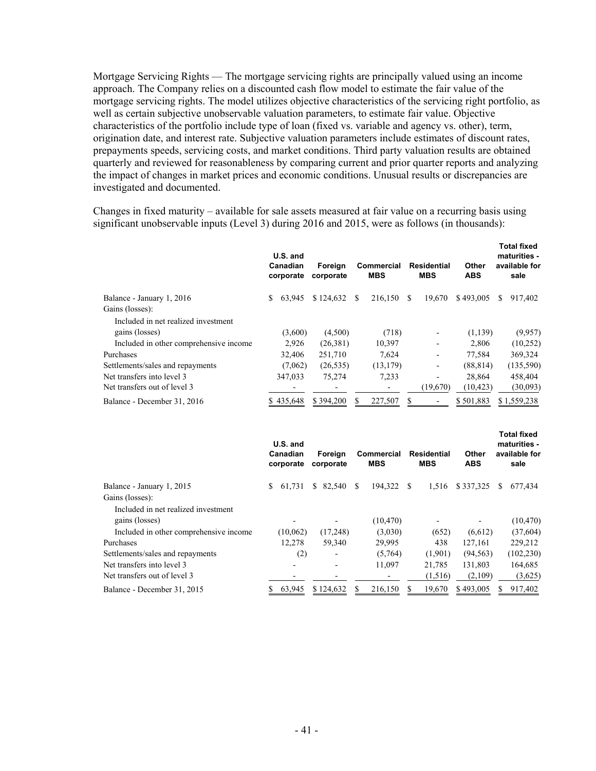Mortgage Servicing Rights — The mortgage servicing rights are principally valued using an income approach. The Company relies on a discounted cash flow model to estimate the fair value of the mortgage servicing rights. The model utilizes objective characteristics of the servicing right portfolio, as well as certain subjective unobservable valuation parameters, to estimate fair value. Objective characteristics of the portfolio include type of loan (fixed vs. variable and agency vs. other), term, origination date, and interest rate. Subjective valuation parameters include estimates of discount rates, prepayments speeds, servicing costs, and market conditions. Third party valuation results are obtained quarterly and reviewed for reasonableness by comparing current and prior quarter reports and analyzing the impact of changes in market prices and economic conditions. Unusual results or discrepancies are investigated and documented.

Changes in fixed maturity – available for sale assets measured at fair value on a recurring basis using significant unobservable inputs (Level 3) during 2016 and 2015, were as follows (in thousands):

| | U.S. and Canadian corporate | Foreign corporate | Commercial MBS | Residential MBS | Other ABS | Total fixed maturities - available for sale |
|---|---|---|---|---|---|---|
| Balance - January 1, 2016 | $ 63,945 | $ 124,632 | $ 216,150 | $ 19,670 | $ 493,005 | $ 917,402 |
| Gains (losses): | | | | | | |
| Included in net realized investment gains (losses) | (3,600) | (4,500) | (718) | - | (1,139) | (9,957) |
| Included in other comprehensive income | 2,926 | (26,381) | 10,397 | - | 2,806 | (10,252) |
| Purchases | 32,406 | 251,710 | 7,624 | - | 77,584 | 369,324 |
| Settlements/sales and repayments | (7,062) | (26,535) | (13,179) | - | (88,814) | (135,590) |
| Net transfers into level 3 | 347,033 | 75,274 | 7,233 | - | 28,864 | 458,404 |
| Net transfers out of level 3 | - | - | - | (19,670) | (10,423) | (30,093) |
| Balance - December 31, 2016 | $ 435,648 | $ 394,200 | $ 227,507 | $ - | $ 501,883 | $ 1,559,238 |

| | U.S. and Canadian corporate | Foreign corporate | Commercial MBS | Residential MBS | Other ABS | Total fixed maturities - available for sale |
|---|---|---|---|---|---|---|
| Balance - January 1, 2015 | $ 61,731 | $ 82,540 | $ 194,322 | $ 1,516 | $ 337,325 | $ 677,434 |
| Gains (losses): | | | | | | |
| Included in net realized investment gains (losses) | - | - | (10,470) | - | - | (10,470) |
| Included in other comprehensive income | (10,062) | (17,248) | (3,030) | (652) | (6,612) | (37,604) |
| Purchases | 12,278 | 59,340 | 29,995 | 438 | 127,161 | 229,212 |
| Settlements/sales and repayments | (2) | - | (5,764) | (1,901) | (94,563) | (102,230) |
| Net transfers into level 3 | - | - | 11,097 | 21,785 | 131,803 | 164,685 |
| Net transfers out of level 3 | - | - | - | (1,516) | (2,109) | (3,625) |
| Balance - December 31, 2015 | $ 63,945 | $ 124,632 | $ 216,150 | $ 19,670 | $ 493,005 | $ 917,402 |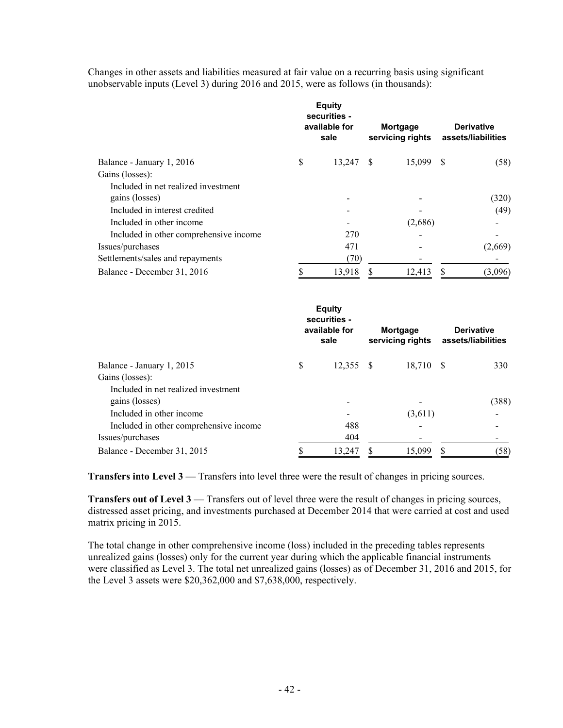Changes in other assets and liabilities measured at fair value on a recurring basis using significant unobservable inputs (Level 3) during 2016 and 2015, were as follows (in thousands):

| | Equity securities - available for sale | Mortgage servicing rights | Derivative assets/liabilities |
|---|---|---|---|
| Balance - January 1, 2016 | $ 13,247 | $ 15,099 | $ (58) |
| Gains (losses): | | | |
| Included in net realized investment gains (losses) | - | - | (320) |
| Included in interest credited | - | - | (49) |
| Included in other income | - | (2,686) | - |
| Included in other comprehensive income | 270 | - | - |
| Issues/purchases | 471 | - | (2,669) |
| Settlements/sales and repayments | (70) | - | - |
| Balance - December 31, 2016 | $ 13,918 | $ 12,413 | $ (3,096) |

| | Equity securities - available for sale | Mortgage servicing rights | Derivative assets/liabilities |
|---|---|---|---|
| Balance - January 1, 2015 | $ 12,355 | $ 18,710 | $ 330 |
| Gains (losses): | | | |
| Included in net realized investment gains (losses) | - | - | (388) |
| Included in other income | - | (3,611) | - |
| Included in other comprehensive income | 488 | - | - |
| Issues/purchases | 404 | - | - |
| Balance - December 31, 2015 | $ 13,247 | $ 15,099 | $ (58) |

**Transfers into Level 3** — Transfers into level three were the result of changes in pricing sources.

**Transfers out of Level 3** — Transfers out of level three were the result of changes in pricing sources, distressed asset pricing, and investments purchased at December 2014 that were carried at cost and used matrix pricing in 2015.

The total change in other comprehensive income (loss) included in the preceding tables represents unrealized gains (losses) only for the current year during which the applicable financial instruments were classified as Level 3. The total net unrealized gains (losses) as of December 31, 2016 and 2015, for the Level 3 assets were $20,362,000 and $7,638,000, respectively.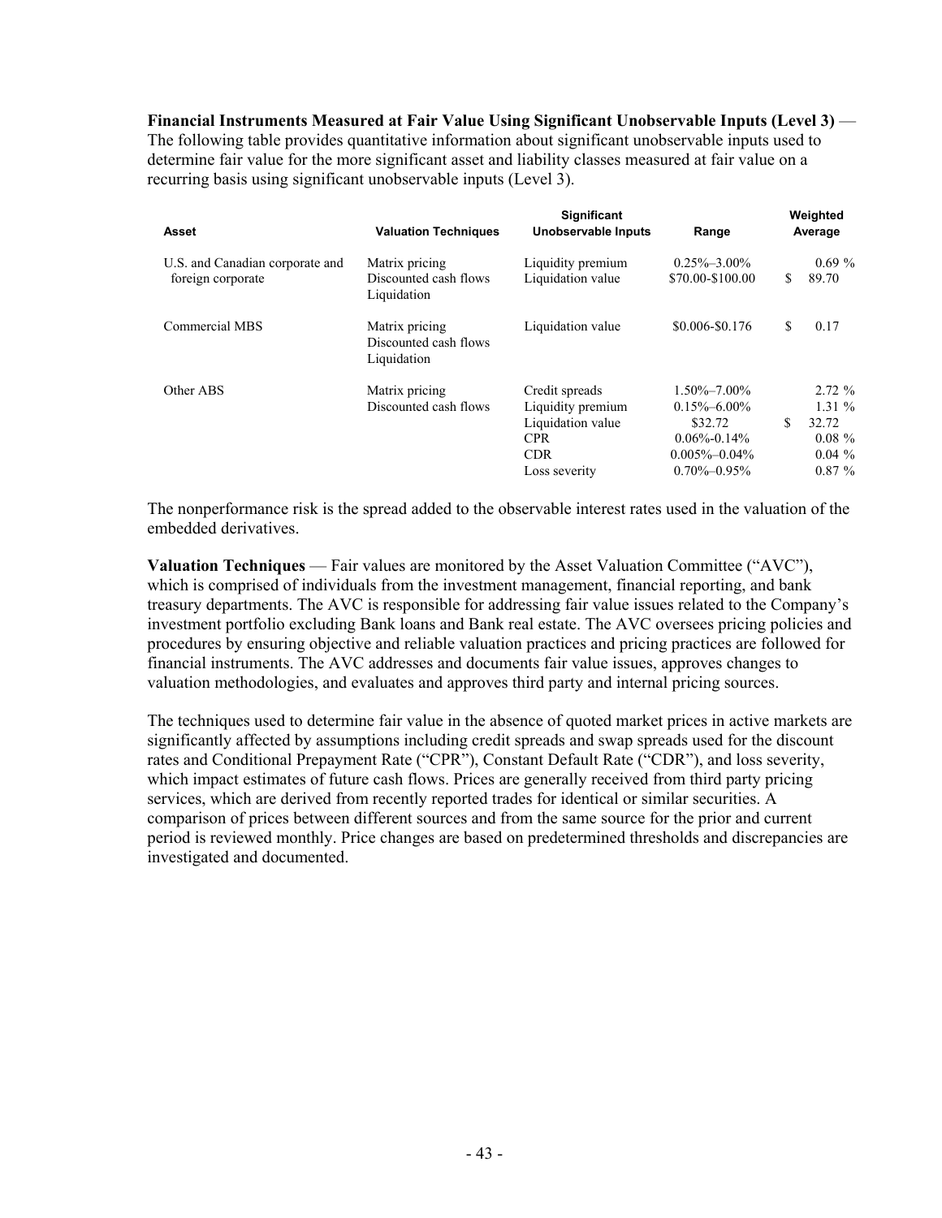**Financial Instruments Measured at Fair Value Using Significant Unobservable Inputs (Level 3)** — The following table provides quantitative information about significant unobservable inputs used to determine fair value for the more significant asset and liability classes measured at fair value on a recurring basis using significant unobservable inputs (Level 3).

| Asset | Valuation Techniques | Significant Unobservable Inputs | Range | Weighted Average |
|---|---|---|---|---|
| U.S. and Canadian corporate and foreign corporate | Matrix pricing<br>Discounted cash flows<br>Liquidation | Liquidity premium<br>Liquidation value | 0.25%–3.00%<br>$70.00-$100.00 | 0.69 %<br>$ 89.70 |
| Commercial MBS | Matrix pricing<br>Discounted cash flows<br>Liquidation | Liquidation value | $0.006-$0.176 | $ 0.17 |
| Other ABS | Matrix pricing<br>Discounted cash flows | Credit spreads<br>Liquidity premium<br>Liquidation value<br>CPR<br>CDR<br>Loss severity | 1.50%–7.00%<br>0.15%–6.00%<br>$32.72<br>0.06%-0.14%<br>0.005%–0.04%<br>0.70%–0.95% | 2.72 %<br>1.31 %<br>$ 32.72<br>0.08 %<br>0.04 %<br>0.87 % |

The nonperformance risk is the spread added to the observable interest rates used in the valuation of the embedded derivatives.

**Valuation Techniques** — Fair values are monitored by the Asset Valuation Committee ("AVC"), which is comprised of individuals from the investment management, financial reporting, and bank treasury departments. The AVC is responsible for addressing fair value issues related to the Company's investment portfolio excluding Bank loans and Bank real estate. The AVC oversees pricing policies and procedures by ensuring objective and reliable valuation practices and pricing practices are followed for financial instruments. The AVC addresses and documents fair value issues, approves changes to valuation methodologies, and evaluates and approves third party and internal pricing sources.

The techniques used to determine fair value in the absence of quoted market prices in active markets are significantly affected by assumptions including credit spreads and swap spreads used for the discount rates and Conditional Prepayment Rate ("CPR"), Constant Default Rate ("CDR"), and loss severity, which impact estimates of future cash flows. Prices are generally received from third party pricing services, which are derived from recently reported trades for identical or similar securities. A comparison of prices between different sources and from the same source for the prior and current period is reviewed monthly. Price changes are based on predetermined thresholds and discrepancies are investigated and documented.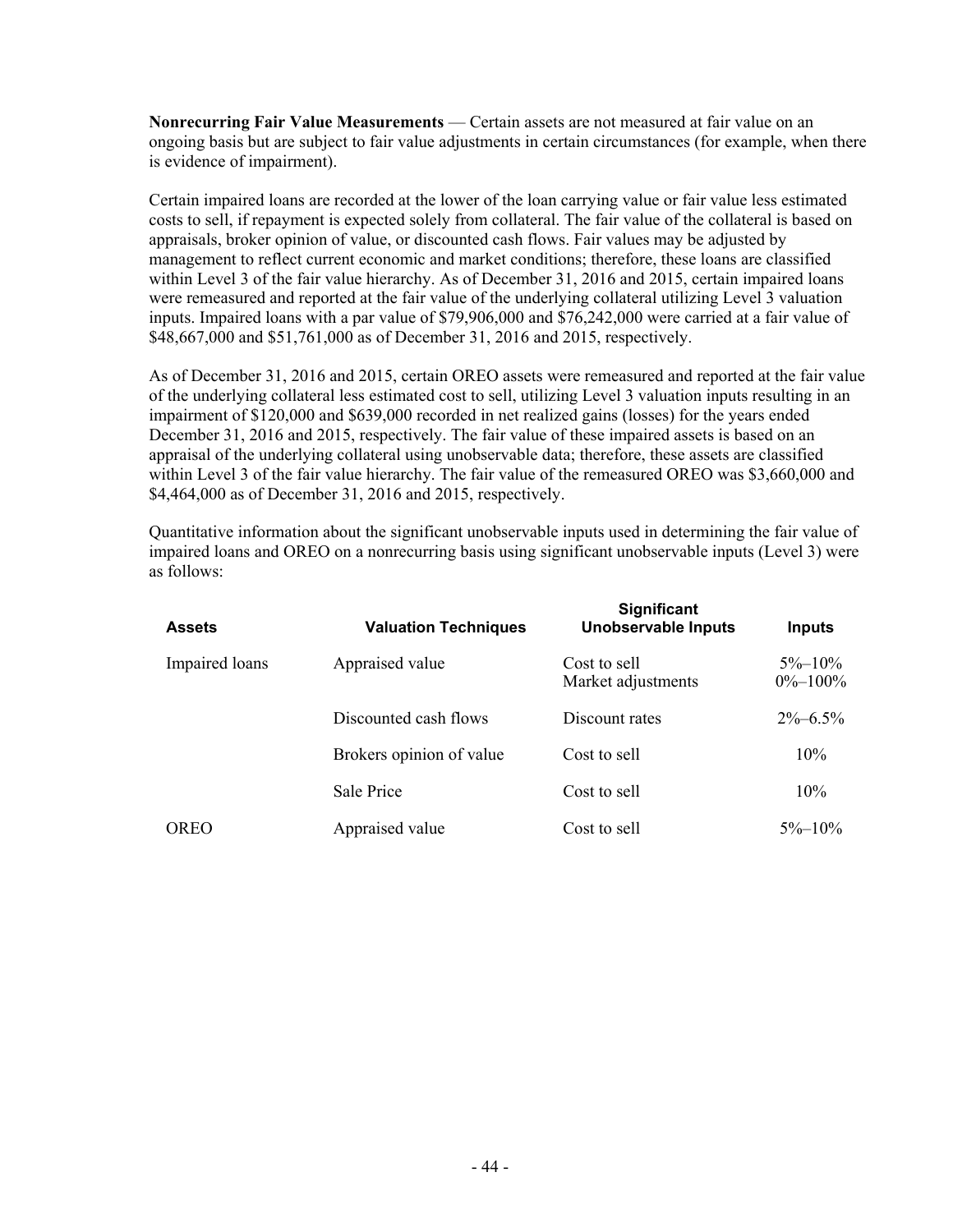**Nonrecurring Fair Value Measurements** — Certain assets are not measured at fair value on an ongoing basis but are subject to fair value adjustments in certain circumstances (for example, when there is evidence of impairment).

Certain impaired loans are recorded at the lower of the loan carrying value or fair value less estimated costs to sell, if repayment is expected solely from collateral. The fair value of the collateral is based on appraisals, broker opinion of value, or discounted cash flows. Fair values may be adjusted by management to reflect current economic and market conditions; therefore, these loans are classified within Level 3 of the fair value hierarchy. As of December 31, 2016 and 2015, certain impaired loans were remeasured and reported at the fair value of the underlying collateral utilizing Level 3 valuation inputs. Impaired loans with a par value of $79,906,000 and $76,242,000 were carried at a fair value of $48,667,000 and $51,761,000 as of December 31, 2016 and 2015, respectively.

As of December 31, 2016 and 2015, certain OREO assets were remeasured and reported at the fair value of the underlying collateral less estimated cost to sell, utilizing Level 3 valuation inputs resulting in an impairment of $120,000 and $639,000 recorded in net realized gains (losses) for the years ended December 31, 2016 and 2015, respectively. The fair value of these impaired assets is based on an appraisal of the underlying collateral using unobservable data; therefore, these assets are classified within Level 3 of the fair value hierarchy. The fair value of the remeasured OREO was $3,660,000 and $4,464,000 as of December 31, 2016 and 2015, respectively.

Quantitative information about the significant unobservable inputs used in determining the fair value of impaired loans and OREO on a nonrecurring basis using significant unobservable inputs (Level 3) were as follows:

| Assets | Valuation Techniques | Significant Unobservable Inputs | Inputs |
|---|---|---|---|
| Impaired loans | Appraised value | Cost to sell<br>Market adjustments | 5%–10%<br>0%–100% |
| | Discounted cash flows | Discount rates | 2%–6.5% |
| | Brokers opinion of value | Cost to sell | 10% |
| | Sale Price | Cost to sell | 10% |
| OREO | Appraised value | Cost to sell | 5%–10% |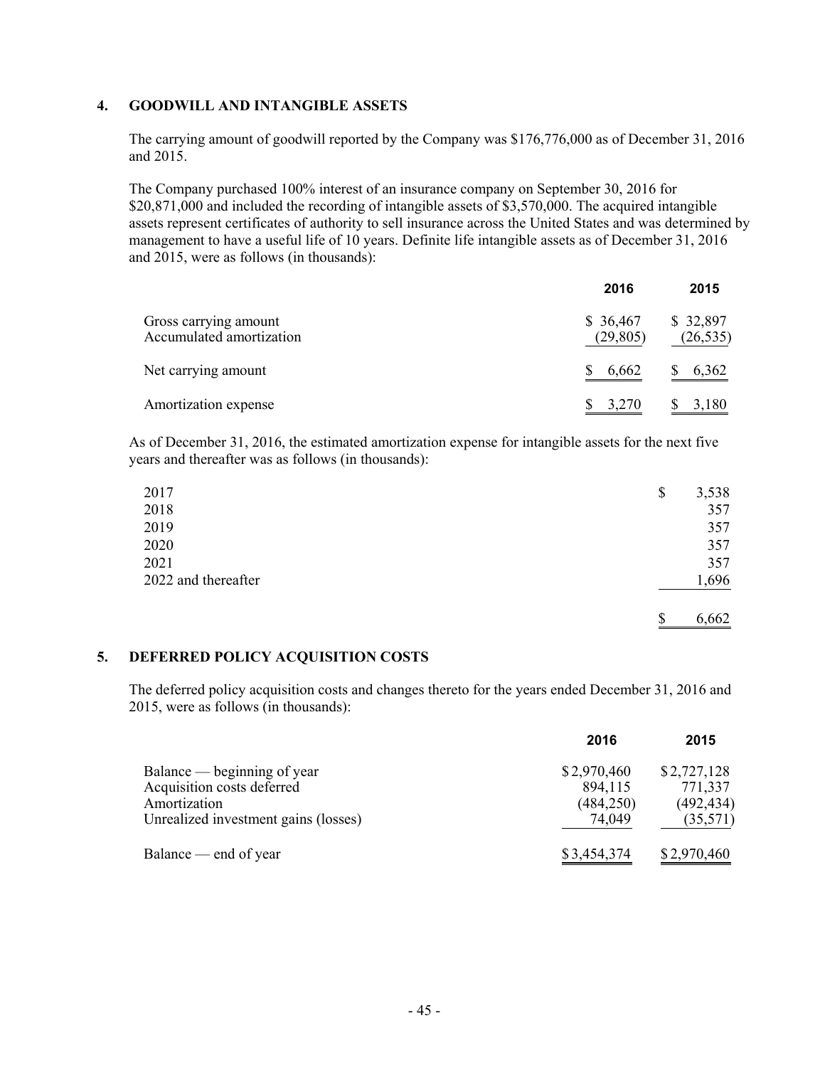## 4. GOODWILL AND INTANGIBLE ASSETS

The carrying amount of goodwill reported by the Company was $176,776,000 as of December 31, 2016 and 2015.

The Company purchased 100% interest of an insurance company on September 30, 2016 for $20,871,000 and included the recording of intangible assets of $3,570,000. The acquired intangible assets represent certificates of authority to sell insurance across the United States and was determined by management to have a useful life of 10 years. Definite life intangible assets as of December 31, 2016 and 2015, were as follows (in thousands):

| | 2016 | 2015 |
|---|---|---|
| Gross carrying amount | $ 36,467 | $ 32,897 |
| Accumulated amortization | (29,805) | (26,535) |
| Net carrying amount | $ 6,662 | $ 6,362 |
| Amortization expense | $ 3,270 | $ 3,180 |

As of December 31, 2016, the estimated amortization expense for intangible assets for the next five years and thereafter was as follows (in thousands):

| | |
|---|---|
| 2017 | $ 3,538 |
| 2018 | 357 |
| 2019 | 357 |
| 2020 | 357 |
| 2021 | 357 |
| 2022 and thereafter | 1,696 |
| | $ 6,662 |

## 5. DEFERRED POLICY ACQUISITION COSTS

The deferred policy acquisition costs and changes thereto for the years ended December 31, 2016 and 2015, were as follows (in thousands):

| | 2016 | 2015 |
|---|---|---|
| Balance — beginning of year | $ 2,970,460 | $ 2,727,128 |
| Acquisition costs deferred | 894,115 | 771,337 |
| Amortization | (484,250) | (492,434) |
| Unrealized investment gains (losses) | 74,049 | (35,571) |
| Balance — end of year | $ 3,454,374 | $ 2,970,460 |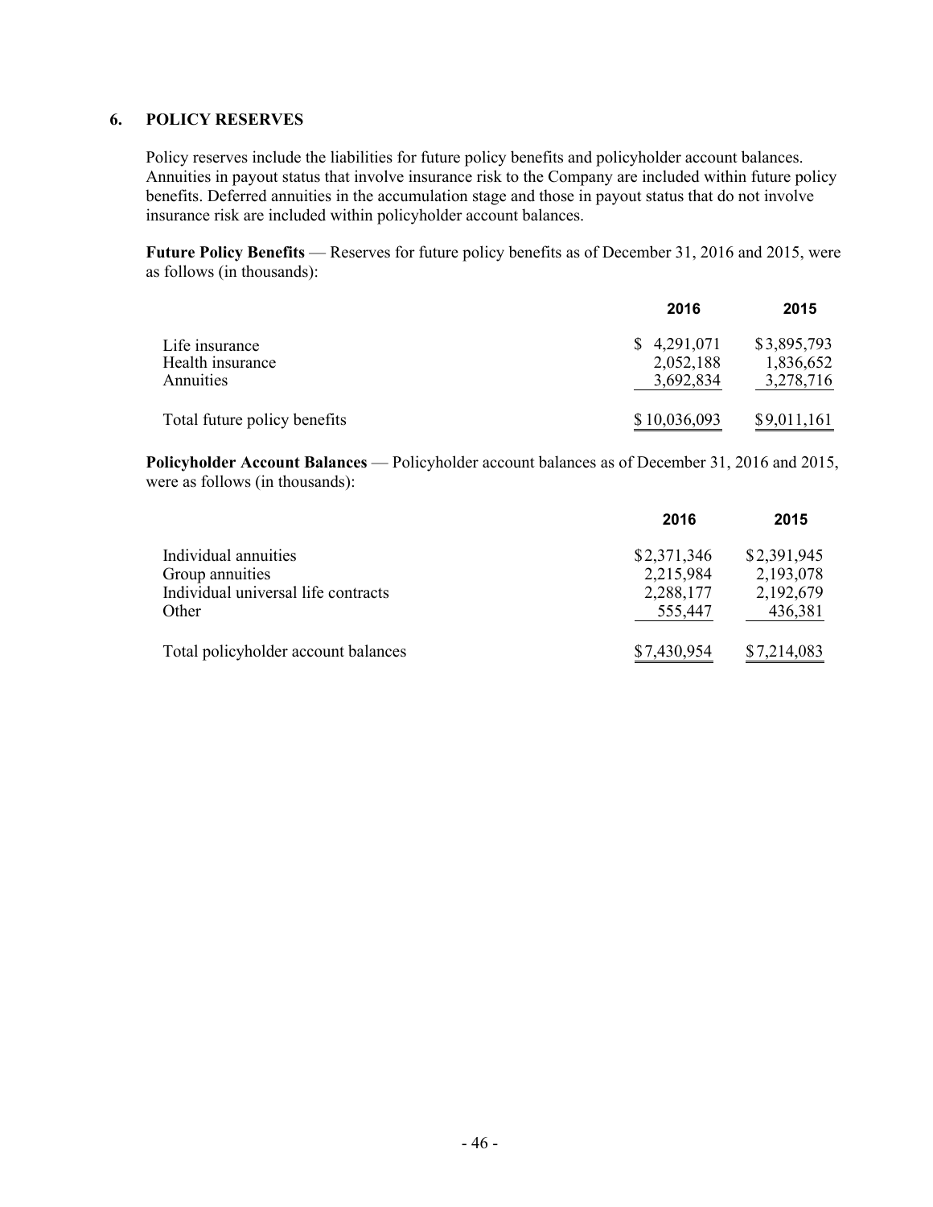## 6. POLICY RESERVES

Policy reserves include the liabilities for future policy benefits and policyholder account balances. Annuities in payout status that involve insurance risk to the Company are included within future policy benefits. Deferred annuities in the accumulation stage and those in payout status that do not involve insurance risk are included within policyholder account balances.

**Future Policy Benefits** — Reserves for future policy benefits as of December 31, 2016 and 2015, were as follows (in thousands):

| | 2016 | 2015 |
|---|---|---|
| Life insurance | $ 4,291,071 | $3,895,793 |
| Health insurance | 2,052,188 | 1,836,652 |
| Annuities | 3,692,834 | 3,278,716 |
| Total future policy benefits | $ 10,036,093 | $9,011,161 |

**Policyholder Account Balances** — Policyholder account balances as of December 31, 2016 and 2015, were as follows (in thousands):

| | 2016 | 2015 |
|---|---|---|
| Individual annuities | $2,371,346 | $2,391,945 |
| Group annuities | 2,215,984 | 2,193,078 |
| Individual universal life contracts | 2,288,177 | 2,192,679 |
| Other | 555,447 | 436,381 |
| Total policyholder account balances | $7,430,954 | $7,214,083 |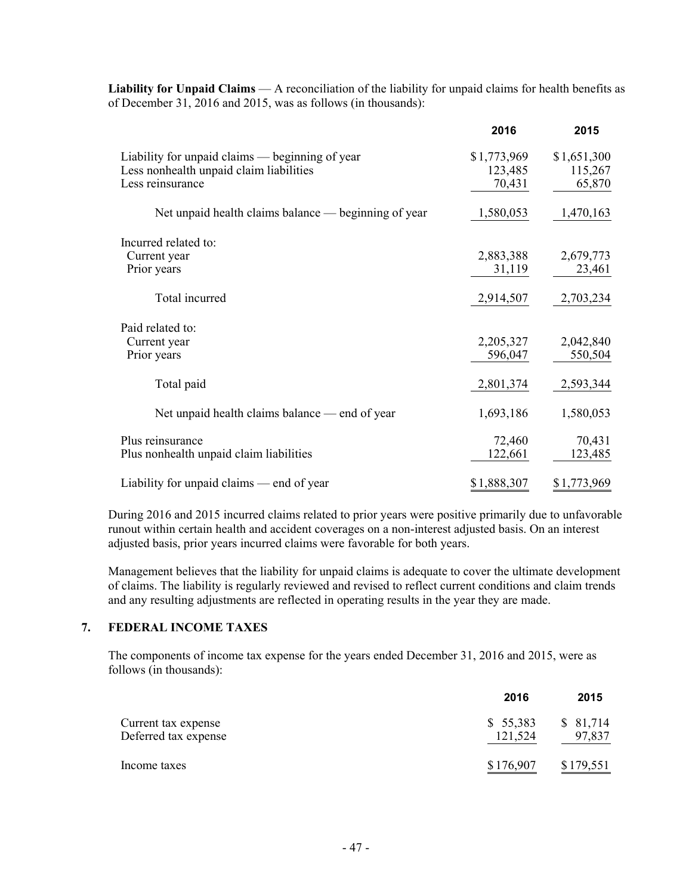**Liability for Unpaid Claims** — A reconciliation of the liability for unpaid claims for health benefits as of December 31, 2016 and 2015, was as follows (in thousands):

| | 2016 | 2015 |
|---|---|---|
| Liability for unpaid claims — beginning of year | $1,773,969 | $1,651,300 |
| Less nonhealth unpaid claim liabilities | 123,485 | 115,267 |
| Less reinsurance | 70,431 | 65,870 |
| Net unpaid health claims balance — beginning of year | 1,580,053 | 1,470,163 |
| Incurred related to: | | |
| Current year | 2,883,388 | 2,679,773 |
| Prior years | 31,119 | 23,461 |
| Total incurred | 2,914,507 | 2,703,234 |
| Paid related to: | | |
| Current year | 2,205,327 | 2,042,840 |
| Prior years | 596,047 | 550,504 |
| Total paid | 2,801,374 | 2,593,344 |
| Net unpaid health claims balance — end of year | 1,693,186 | 1,580,053 |
| Plus reinsurance | 72,460 | 70,431 |
| Plus nonhealth unpaid claim liabilities | 122,661 | 123,485 |
| Liability for unpaid claims — end of year | $1,888,307 | $1,773,969 |

During 2016 and 2015 incurred claims related to prior years were positive primarily due to unfavorable runout within certain health and accident coverages on a non-interest adjusted basis. On an interest adjusted basis, prior years incurred claims were favorable for both years.

Management believes that the liability for unpaid claims is adequate to cover the ultimate development of claims. The liability is regularly reviewed and revised to reflect current conditions and claim trends and any resulting adjustments are reflected in operating results in the year they are made.

## 7. FEDERAL INCOME TAXES

The components of income tax expense for the years ended December 31, 2016 and 2015, were as follows (in thousands):

| | 2016 | 2015 |
|---|---|---|
| Current tax expense | $ 55,383 | $ 81,714 |
| Deferred tax expense | 121,524 | 97,837 |
| Income taxes | $176,907 | $179,551 |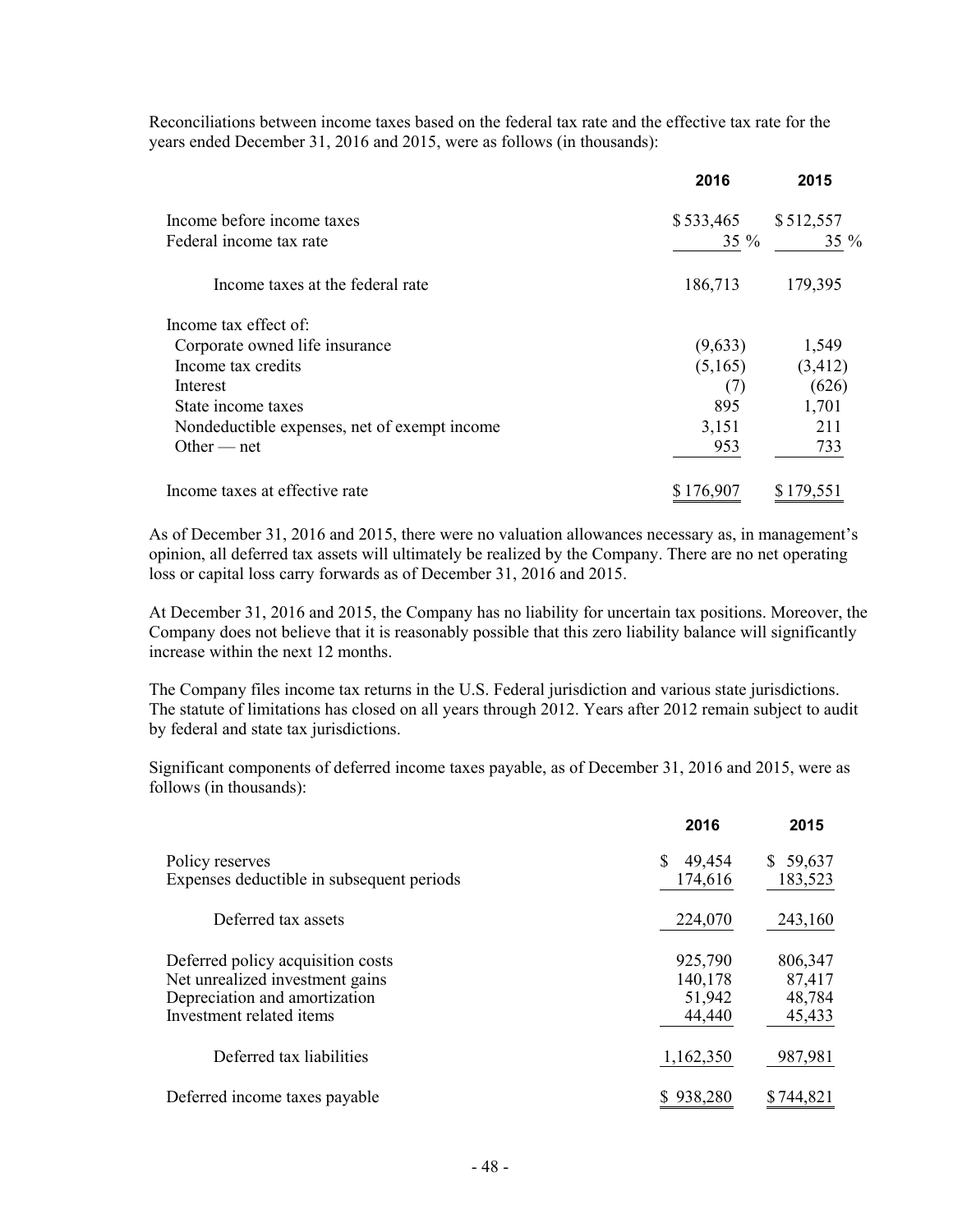Reconciliations between income taxes based on the federal tax rate and the effective tax rate for the years ended December 31, 2016 and 2015, were as follows (in thousands):

| | 2016 | 2015 |
|---|---|---|
| Income before income taxes | $ 533,465 | $ 512,557 |
| Federal income tax rate | 35 % | 35 % |
| Income taxes at the federal rate | 186,713 | 179,395 |
| Income tax effect of: | | |
| Corporate owned life insurance | (9,633) | 1,549 |
| Income tax credits | (5,165) | (3,412) |
| Interest | (7) | (626) |
| State income taxes | 895 | 1,701 |
| Nondeductible expenses, net of exempt income | 3,151 | 211 |
| Other — net | 953 | 733 |
| Income taxes at effective rate | $ 176,907 | $ 179,551 |

As of December 31, 2016 and 2015, there were no valuation allowances necessary as, in management's opinion, all deferred tax assets will ultimately be realized by the Company. There are no net operating loss or capital loss carry forwards as of December 31, 2016 and 2015.

At December 31, 2016 and 2015, the Company has no liability for uncertain tax positions. Moreover, the Company does not believe that it is reasonably possible that this zero liability balance will significantly increase within the next 12 months.

The Company files income tax returns in the U.S. Federal jurisdiction and various state jurisdictions. The statute of limitations has closed on all years through 2012. Years after 2012 remain subject to audit by federal and state tax jurisdictions.

Significant components of deferred income taxes payable, as of December 31, 2016 and 2015, were as follows (in thousands):

| | 2016 | 2015 |
|---|---|---|
| Policy reserves | $ 49,454 | $ 59,637 |
| Expenses deductible in subsequent periods | 174,616 | 183,523 |
| Deferred tax assets | 224,070 | 243,160 |
| Deferred policy acquisition costs | 925,790 | 806,347 |
| Net unrealized investment gains | 140,178 | 87,417 |
| Depreciation and amortization | 51,942 | 48,784 |
| Investment related items | 44,440 | 45,433 |
| Deferred tax liabilities | 1,162,350 | 987,981 |
| Deferred income taxes payable | $ 938,280 | $ 744,821 |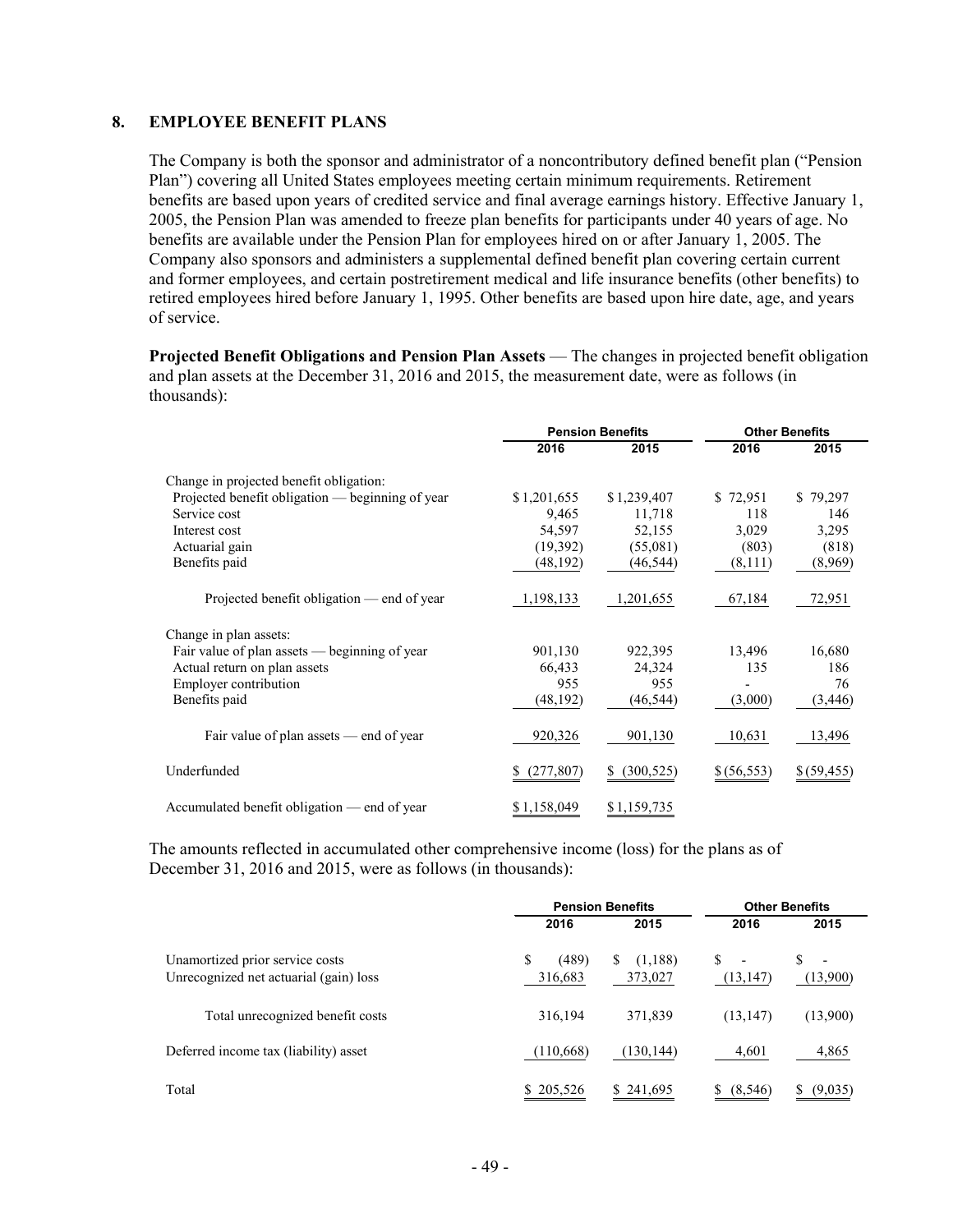## 8. EMPLOYEE BENEFIT PLANS

The Company is both the sponsor and administrator of a noncontributory defined benefit plan ("Pension Plan") covering all United States employees meeting certain minimum requirements. Retirement benefits are based upon years of credited service and final average earnings history. Effective January 1, 2005, the Pension Plan was amended to freeze plan benefits for participants under 40 years of age. No benefits are available under the Pension Plan for employees hired on or after January 1, 2005. The Company also sponsors and administers a supplemental defined benefit plan covering certain current and former employees, and certain postretirement medical and life insurance benefits (other benefits) to retired employees hired before January 1, 1995. Other benefits are based upon hire date, age, and years of service.

**Projected Benefit Obligations and Pension Plan Assets** — The changes in projected benefit obligation and plan assets at the December 31, 2016 and 2015, the measurement date, were as follows (in thousands):

| | Pension Benefits | | Other Benefits | |
|---|---|---|---|---|
| | 2016 | 2015 | 2016 | 2015 |
| Change in projected benefit obligation: | | | | |
| Projected benefit obligation — beginning of year | $1,201,655 | $1,239,407 | $ 72,951 | $ 79,297 |
| Service cost | 9,465 | 11,718 | 118 | 146 |
| Interest cost | 54,597 | 52,155 | 3,029 | 3,295 |
| Actuarial gain | (19,392) | (55,081) | (803) | (818) |
| Benefits paid | (48,192) | (46,544) | (8,111) | (8,969) |
| Projected benefit obligation — end of year | 1,198,133 | 1,201,655 | 67,184 | 72,951 |
| Change in plan assets: | | | | |
| Fair value of plan assets — beginning of year | 901,130 | 922,395 | 13,496 | 16,680 |
| Actual return on plan assets | 66,433 | 24,324 | 135 | 186 |
| Employer contribution | 955 | 955 | - | 76 |
| Benefits paid | (48,192) | (46,544) | (3,000) | (3,446) |
| Fair value of plan assets — end of year | 920,326 | 901,130 | 10,631 | 13,496 |
| Underfunded | $ (277,807) | $ (300,525) | $ (56,553) | $ (59,455) |
| Accumulated benefit obligation — end of year | $1,158,049 | $1,159,735 | | |

The amounts reflected in accumulated other comprehensive income (loss) for the plans as of December 31, 2016 and 2015, were as follows (in thousands):

| | Pension Benefits | | Other Benefits | |
|---|---|---|---|---|
| | 2016 | 2015 | 2016 | 2015 |
| Unamortized prior service costs | $ (489) | $ (1,188) | $ - | $ - |
| Unrecognized net actuarial (gain) loss | 316,683 | 373,027 | (13,147) | (13,900) |
| Total unrecognized benefit costs | 316,194 | 371,839 | (13,147) | (13,900) |
| Deferred income tax (liability) asset | (110,668) | (130,144) | 4,601 | 4,865 |
| Total | $ 205,526 | $ 241,695 | $ (8,546) | $ (9,035) |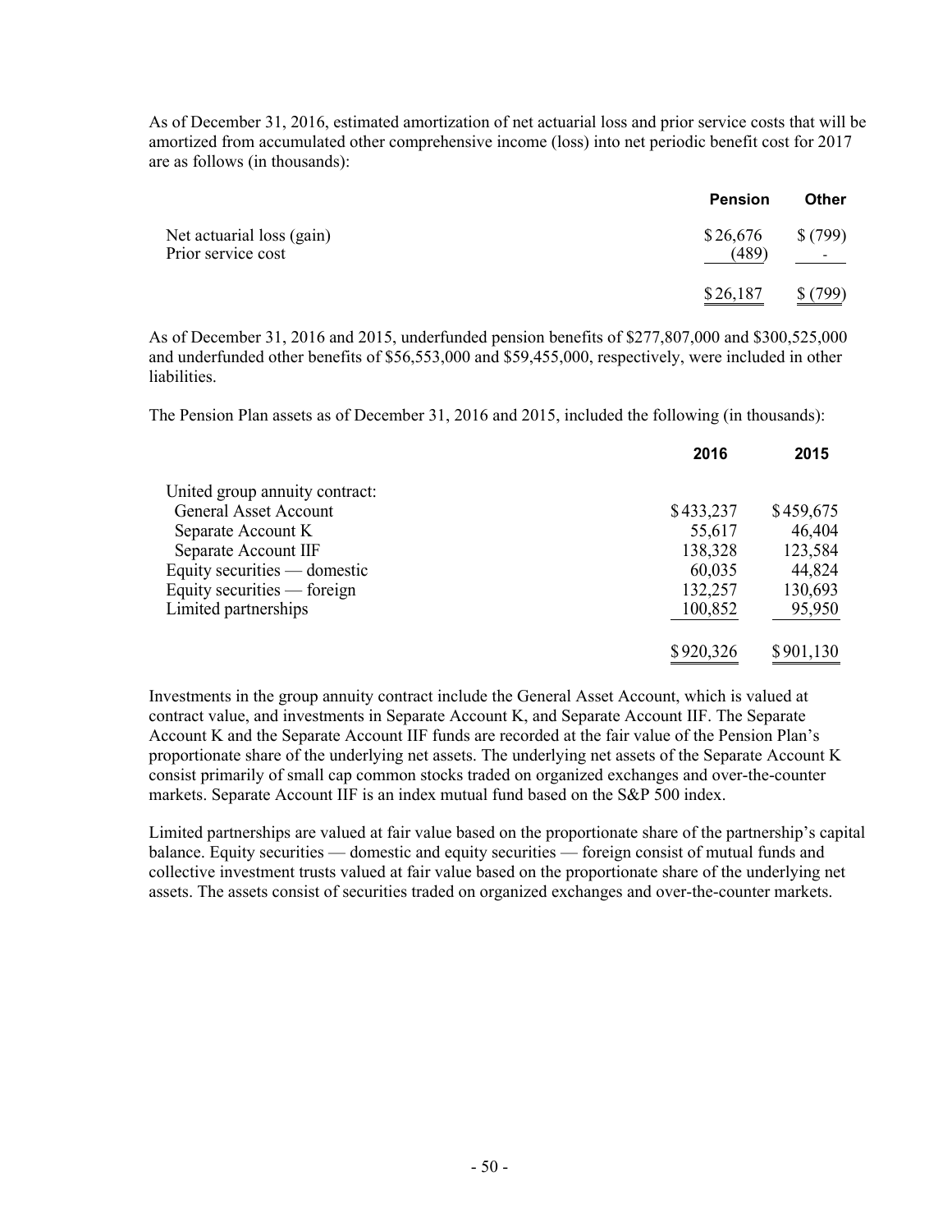As of December 31, 2016, estimated amortization of net actuarial loss and prior service costs that will be amortized from accumulated other comprehensive income (loss) into net periodic benefit cost for 2017 are as follows (in thousands):

| | Pension | Other |
|---|---|---|
| Net actuarial loss (gain) | $ 26,676 | $ (799) |
| Prior service cost | (489) | - |
| | $ 26,187 | $ (799) |

As of December 31, 2016 and 2015, underfunded pension benefits of $277,807,000 and $300,525,000 and underfunded other benefits of $56,553,000 and $59,455,000, respectively, were included in other liabilities.

The Pension Plan assets as of December 31, 2016 and 2015, included the following (in thousands):

| | 2016 | 2015 |
|---|---|---|
| United group annuity contract: | | |
| General Asset Account | $ 433,237 | $ 459,675 |
| Separate Account K | 55,617 | 46,404 |
| Separate Account IIF | 138,328 | 123,584 |
| Equity securities — domestic | 60,035 | 44,824 |
| Equity securities — foreign | 132,257 | 130,693 |
| Limited partnerships | 100,852 | 95,950 |
| | $ 920,326 | $ 901,130 |

Investments in the group annuity contract include the General Asset Account, which is valued at contract value, and investments in Separate Account K, and Separate Account IIF. The Separate Account K and the Separate Account IIF funds are recorded at the fair value of the Pension Plan's proportionate share of the underlying net assets. The underlying net assets of the Separate Account K consist primarily of small cap common stocks traded on organized exchanges and over-the-counter markets. Separate Account IIF is an index mutual fund based on the S&P 500 index.

Limited partnerships are valued at fair value based on the proportionate share of the partnership's capital balance. Equity securities — domestic and equity securities — foreign consist of mutual funds and collective investment trusts valued at fair value based on the proportionate share of the underlying net assets. The assets consist of securities traded on organized exchanges and over-the-counter markets.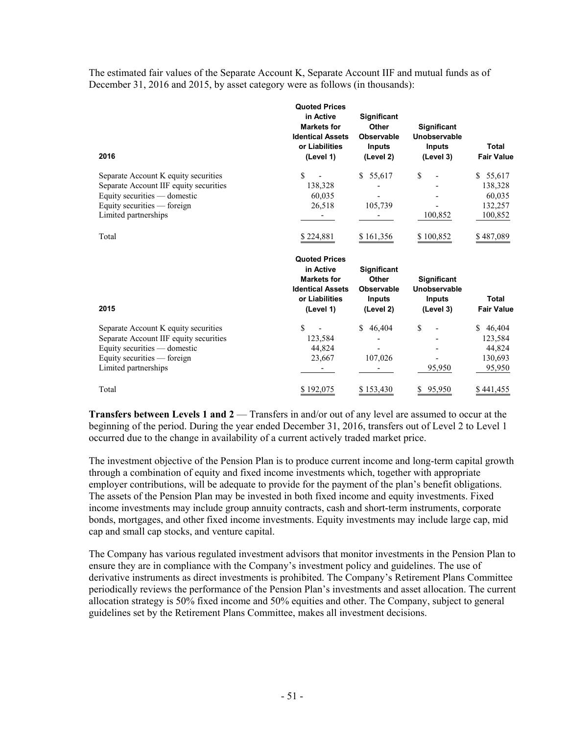The estimated fair values of the Separate Account K, Separate Account IIF and mutual funds as of December 31, 2016 and 2015, by asset category were as follows (in thousands):

| 2016 | Quoted Prices in Active Markets for Identical Assets or Liabilities (Level 1) | Significant Other Observable Inputs (Level 2) | Significant Unobservable Inputs (Level 3) | Total Fair Value |
|---|---|---|---|---|
| Separate Account K equity securities | $ - | $ 55,617 | $ - | $ 55,617 |
| Separate Account IIF equity securities | 138,328 | - | - | 138,328 |
| Equity securities — domestic | 60,035 | - | - | 60,035 |
| Equity securities — foreign | 26,518 | 105,739 | - | 132,257 |
| Limited partnerships | - | - | 100,852 | 100,852 |
| Total | $ 224,881 | $ 161,356 | $ 100,852 | $ 487,089 |

| 2015 | Quoted Prices in Active Markets for Identical Assets or Liabilities (Level 1) | Significant Other Observable Inputs (Level 2) | Significant Unobservable Inputs (Level 3) | Total Fair Value |
|---|---|---|---|---|
| Separate Account K equity securities | $ - | $ 46,404 | $ - | $ 46,404 |
| Separate Account IIF equity securities | 123,584 | - | - | 123,584 |
| Equity securities — domestic | 44,824 | - | - | 44,824 |
| Equity securities — foreign | 23,667 | 107,026 | - | 130,693 |
| Limited partnerships | - | - | 95,950 | 95,950 |
| Total | $ 192,075 | $ 153,430 | $ 95,950 | $ 441,455 |

**Transfers between Levels 1 and 2** — Transfers in and/or out of any level are assumed to occur at the beginning of the period. During the year ended December 31, 2016, transfers out of Level 2 to Level 1 occurred due to the change in availability of a current actively traded market price.

The investment objective of the Pension Plan is to produce current income and long-term capital growth through a combination of equity and fixed income investments which, together with appropriate employer contributions, will be adequate to provide for the payment of the plan's benefit obligations. The assets of the Pension Plan may be invested in both fixed income and equity investments. Fixed income investments may include group annuity contracts, cash and short-term instruments, corporate bonds, mortgages, and other fixed income investments. Equity investments may include large cap, mid cap and small cap stocks, and venture capital.

The Company has various regulated investment advisors that monitor investments in the Pension Plan to ensure they are in compliance with the Company's investment policy and guidelines. The use of derivative instruments as direct investments is prohibited. The Company's Retirement Plans Committee periodically reviews the performance of the Pension Plan's investments and asset allocation. The current allocation strategy is 50% fixed income and 50% equities and other. The Company, subject to general guidelines set by the Retirement Plans Committee, makes all investment decisions.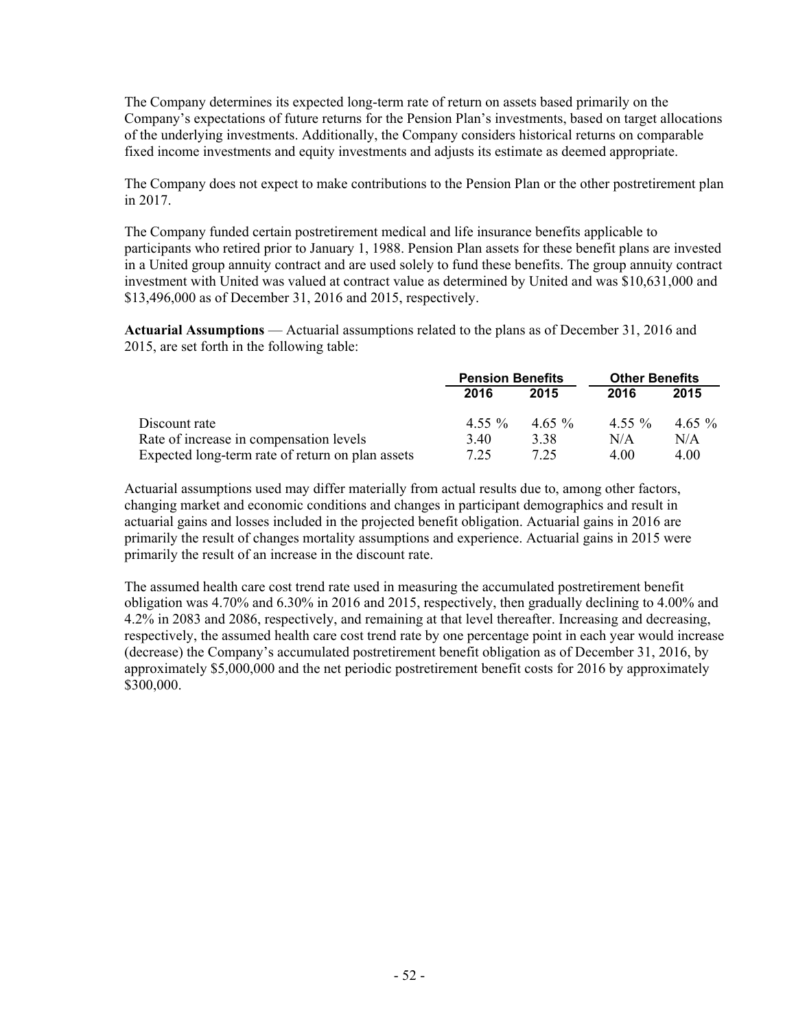The Company determines its expected long-term rate of return on assets based primarily on the Company's expectations of future returns for the Pension Plan's investments, based on target allocations of the underlying investments. Additionally, the Company considers historical returns on comparable fixed income investments and equity investments and adjusts its estimate as deemed appropriate.

The Company does not expect to make contributions to the Pension Plan or the other postretirement plan in 2017.

The Company funded certain postretirement medical and life insurance benefits applicable to participants who retired prior to January 1, 1988. Pension Plan assets for these benefit plans are invested in a United group annuity contract and are used solely to fund these benefits. The group annuity contract investment with United was valued at contract value as determined by United and was $10,631,000 and $13,496,000 as of December 31, 2016 and 2015, respectively.

**Actuarial Assumptions** — Actuarial assumptions related to the plans as of December 31, 2016 and 2015, are set forth in the following table:

| | Pension Benefits | | Other Benefits | |
|---|---|---|---|---|
| | 2016 | 2015 | 2016 | 2015 |
| Discount rate | 4.55 % | 4.65 % | 4.55 % | 4.65 % |
| Rate of increase in compensation levels | 3.40 | 3.38 | N/A | N/A |
| Expected long-term rate of return on plan assets | 7.25 | 7.25 | 4.00 | 4.00 |

Actuarial assumptions used may differ materially from actual results due to, among other factors, changing market and economic conditions and changes in participant demographics and result in actuarial gains and losses included in the projected benefit obligation. Actuarial gains in 2016 are primarily the result of changes mortality assumptions and experience. Actuarial gains in 2015 were primarily the result of an increase in the discount rate.

The assumed health care cost trend rate used in measuring the accumulated postretirement benefit obligation was 4.70% and 6.30% in 2016 and 2015, respectively, then gradually declining to 4.00% and 4.2% in 2083 and 2086, respectively, and remaining at that level thereafter. Increasing and decreasing, respectively, the assumed health care cost trend rate by one percentage point in each year would increase (decrease) the Company's accumulated postretirement benefit obligation as of December 31, 2016, by approximately $5,000,000 and the net periodic postretirement benefit costs for 2016 by approximately $300,000.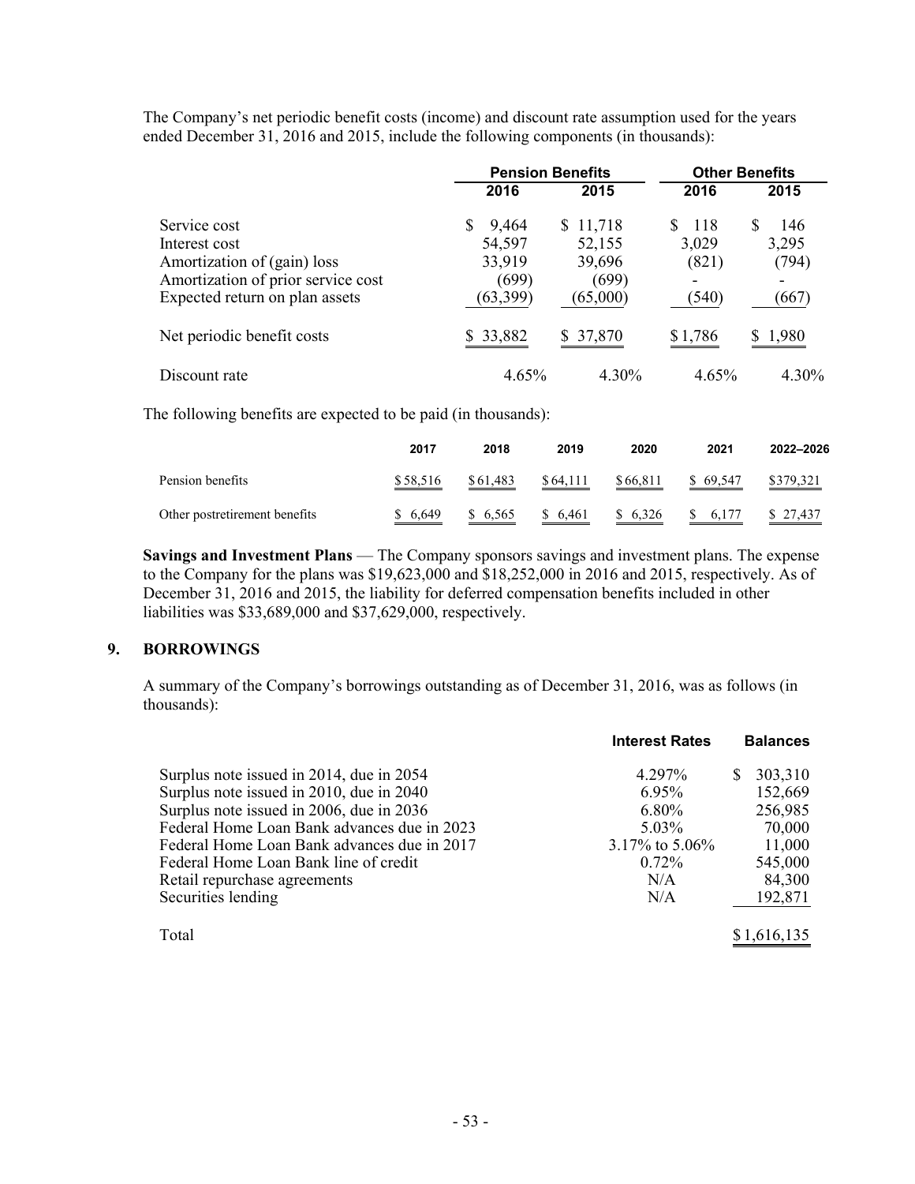The Company's net periodic benefit costs (income) and discount rate assumption used for the years ended December 31, 2016 and 2015, include the following components (in thousands):

| | Pension Benefits | | Other Benefits | |
|---|---|---|---|---|
| | 2016 | 2015 | 2016 | 2015 |
| Service cost | $ 9,464 | $ 11,718 | $ 118 | $ 146 |
| Interest cost | 54,597 | 52,155 | 3,029 | 3,295 |
| Amortization of (gain) loss | 33,919 | 39,696 | (821) | (794) |
| Amortization of prior service cost | (699) | (699) | - | - |
| Expected return on plan assets | (63,399) | (65,000) | (540) | (667) |
| Net periodic benefit costs | $ 33,882 | $ 37,870 | $ 1,786 | $ 1,980 |
| Discount rate | 4.65% | 4.30% | 4.65% | 4.30% |

The following benefits are expected to be paid (in thousands):

| | 2017 | 2018 | 2019 | 2020 | 2021 | 2022–2026 |
|---|---|---|---|---|---|---|
| Pension benefits | $ 58,516 | $ 61,483 | $ 64,111 | $ 66,811 | $ 69,547 | $379,321 |
| Other postretirement benefits | $ 6,649 | $ 6,565 | $ 6,461 | $ 6,326 | $ 6,177 | $ 27,437 |

**Savings and Investment Plans** — The Company sponsors savings and investment plans. The expense to the Company for the plans was $19,623,000 and $18,252,000 in 2016 and 2015, respectively. As of December 31, 2016 and 2015, the liability for deferred compensation benefits included in other liabilities was $33,689,000 and $37,629,000, respectively.

## 9. BORROWINGS

A summary of the Company's borrowings outstanding as of December 31, 2016, was as follows (in thousands):

| | Interest Rates | Balances |
|---|---|---|
| Surplus note issued in 2014, due in 2054 | 4.297% | $ 303,310 |
| Surplus note issued in 2010, due in 2040 | 6.95% | 152,669 |
| Surplus note issued in 2006, due in 2036 | 6.80% | 256,985 |
| Federal Home Loan Bank advances due in 2023 | 5.03% | 70,000 |
| Federal Home Loan Bank advances due in 2017 | 3.17% to 5.06% | 11,000 |
| Federal Home Loan Bank line of credit | 0.72% | 545,000 |
| Retail repurchase agreements | N/A | 84,300 |
| Securities lending | N/A | 192,871 |
| Total | | $1,616,135 |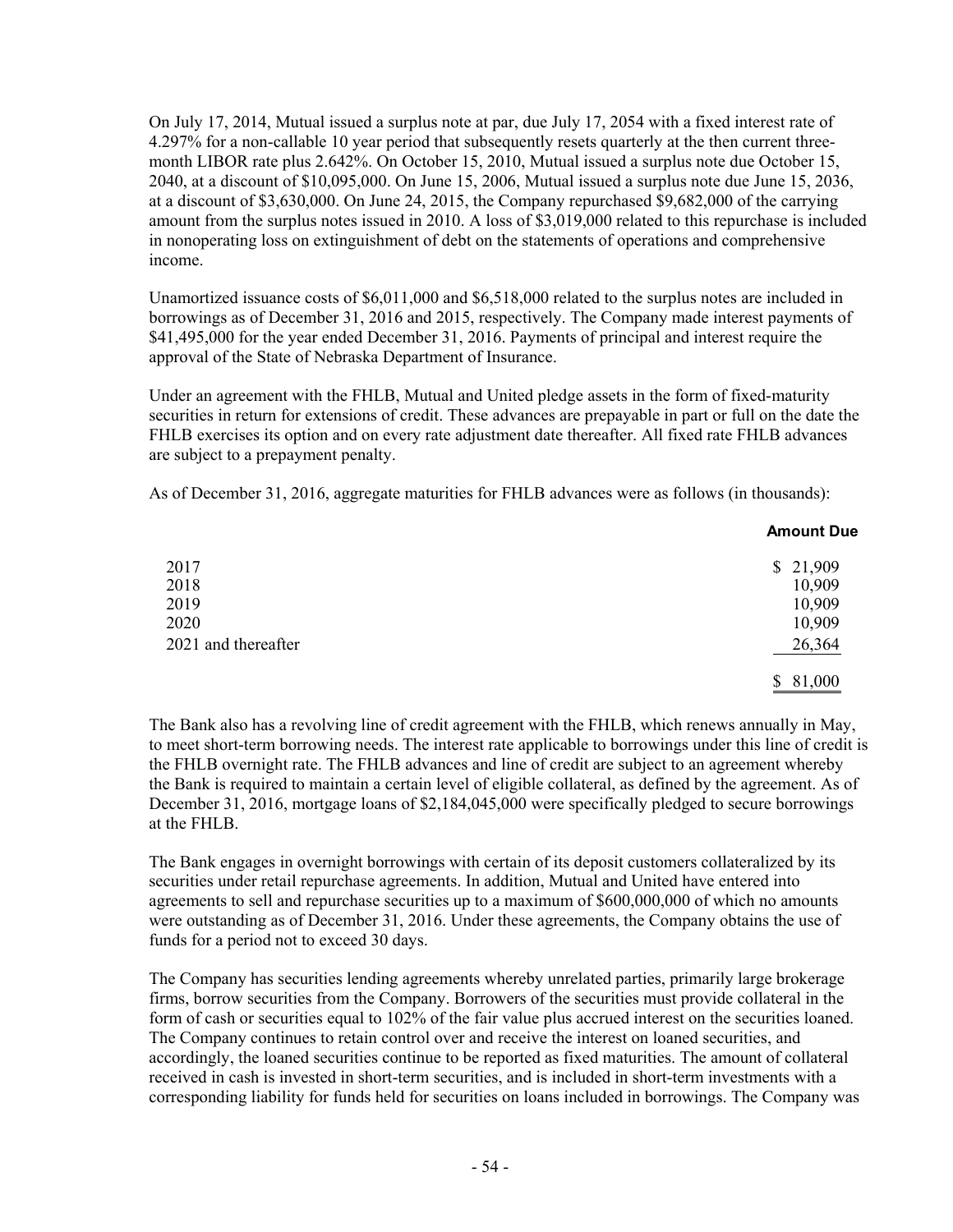On July 17, 2014, Mutual issued a surplus note at par, due July 17, 2054 with a fixed interest rate of 4.297% for a non-callable 10 year period that subsequently resets quarterly at the then current three-month LIBOR rate plus 2.642%. On October 15, 2010, Mutual issued a surplus note due October 15, 2040, at a discount of $10,095,000. On June 15, 2006, Mutual issued a surplus note due June 15, 2036, at a discount of $3,630,000. On June 24, 2015, the Company repurchased $9,682,000 of the carrying amount from the surplus notes issued in 2010. A loss of $3,019,000 related to this repurchase is included in nonoperating loss on extinguishment of debt on the statements of operations and comprehensive income.

Unamortized issuance costs of $6,011,000 and $6,518,000 related to the surplus notes are included in borrowings as of December 31, 2016 and 2015, respectively. The Company made interest payments of $41,495,000 for the year ended December 31, 2016. Payments of principal and interest require the approval of the State of Nebraska Department of Insurance.

Under an agreement with the FHLB, Mutual and United pledge assets in the form of fixed-maturity securities in return for extensions of credit. These advances are prepayable in part or full on the date the FHLB exercises its option and on every rate adjustment date thereafter. All fixed rate FHLB advances are subject to a prepayment penalty.

As of December 31, 2016, aggregate maturities for FHLB advances were as follows (in thousands):

| | Amount Due |
|---|---|
| 2017 | $ 21,909 |
| 2018 | 10,909 |
| 2019 | 10,909 |
| 2020 | 10,909 |
| 2021 and thereafter | 26,364 |
| | $ 81,000 |

The Bank also has a revolving line of credit agreement with the FHLB, which renews annually in May, to meet short-term borrowing needs. The interest rate applicable to borrowings under this line of credit is the FHLB overnight rate. The FHLB advances and line of credit are subject to an agreement whereby the Bank is required to maintain a certain level of eligible collateral, as defined by the agreement. As of December 31, 2016, mortgage loans of $2,184,045,000 were specifically pledged to secure borrowings at the FHLB.

The Bank engages in overnight borrowings with certain of its deposit customers collateralized by its securities under retail repurchase agreements. In addition, Mutual and United have entered into agreements to sell and repurchase securities up to a maximum of $600,000,000 of which no amounts were outstanding as of December 31, 2016. Under these agreements, the Company obtains the use of funds for a period not to exceed 30 days.

The Company has securities lending agreements whereby unrelated parties, primarily large brokerage firms, borrow securities from the Company. Borrowers of the securities must provide collateral in the form of cash or securities equal to 102% of the fair value plus accrued interest on the securities loaned. The Company continues to retain control over and receive the interest on loaned securities, and accordingly, the loaned securities continue to be reported as fixed maturities. The amount of collateral received in cash is invested in short-term securities, and is included in short-term investments with a corresponding liability for funds held for securities on loans included in borrowings. The Company was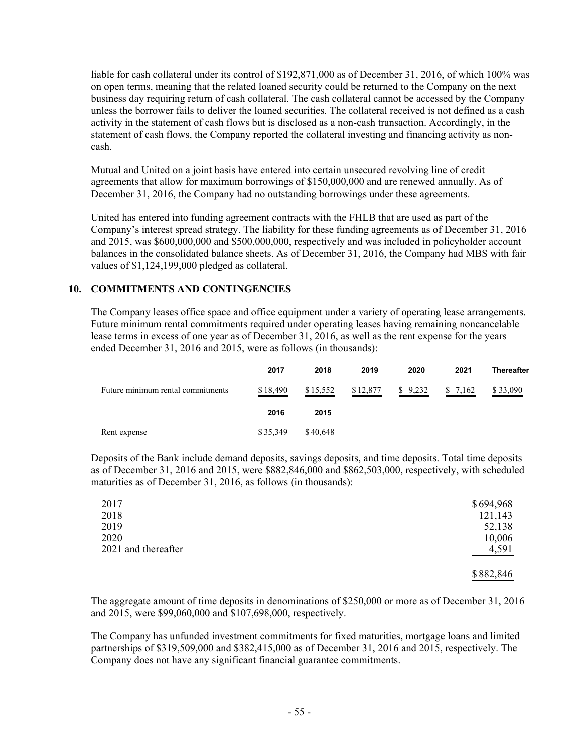liable for cash collateral under its control of $192,871,000 as of December 31, 2016, of which 100% was on open terms, meaning that the related loaned security could be returned to the Company on the next business day requiring return of cash collateral. The cash collateral cannot be accessed by the Company unless the borrower fails to deliver the loaned securities. The collateral received is not defined as a cash activity in the statement of cash flows but is disclosed as a non-cash transaction. Accordingly, in the statement of cash flows, the Company reported the collateral investing and financing activity as non-cash.

Mutual and United on a joint basis have entered into certain unsecured revolving line of credit agreements that allow for maximum borrowings of $150,000,000 and are renewed annually. As of December 31, 2016, the Company had no outstanding borrowings under these agreements.

United has entered into funding agreement contracts with the FHLB that are used as part of the Company's interest spread strategy. The liability for these funding agreements as of December 31, 2016 and 2015, was $600,000,000 and $500,000,000, respectively and was included in policyholder account balances in the consolidated balance sheets. As of December 31, 2016, the Company had MBS with fair values of $1,124,199,000 pledged as collateral.

## 10. COMMITMENTS AND CONTINGENCIES

The Company leases office space and office equipment under a variety of operating lease arrangements. Future minimum rental commitments required under operating leases having remaining noncancelable lease terms in excess of one year as of December 31, 2016, as well as the rent expense for the years ended December 31, 2016 and 2015, were as follows (in thousands):

| | 2017 | 2018 | 2019 | 2020 | 2021 | Thereafter |
|---|---|---|---|---|---|---|
| Future minimum rental commitments | $ 18,490 | $ 15,552 | $ 12,877 | $ 9,232 | $ 7,162 | $ 33,090 |
| | **2016** | **2015** | | | | |
| Rent expense | $ 35,349 | $ 40,648 | | | | |

Deposits of the Bank include demand deposits, savings deposits, and time deposits. Total time deposits as of December 31, 2016 and 2015, were $882,846,000 and $862,503,000, respectively, with scheduled maturities as of December 31, 2016, as follows (in thousands):

| | |
|---|---|
| 2017 | $ 694,968 |
| 2018 | 121,143 |
| 2019 | 52,138 |
| 2020 | 10,006 |
| 2021 and thereafter | 4,591 |
| | $ 882,846 |

The aggregate amount of time deposits in denominations of $250,000 or more as of December 31, 2016 and 2015, were $99,060,000 and $107,698,000, respectively.

The Company has unfunded investment commitments for fixed maturities, mortgage loans and limited partnerships of $319,509,000 and $382,415,000 as of December 31, 2016 and 2015, respectively. The Company does not have any significant financial guarantee commitments.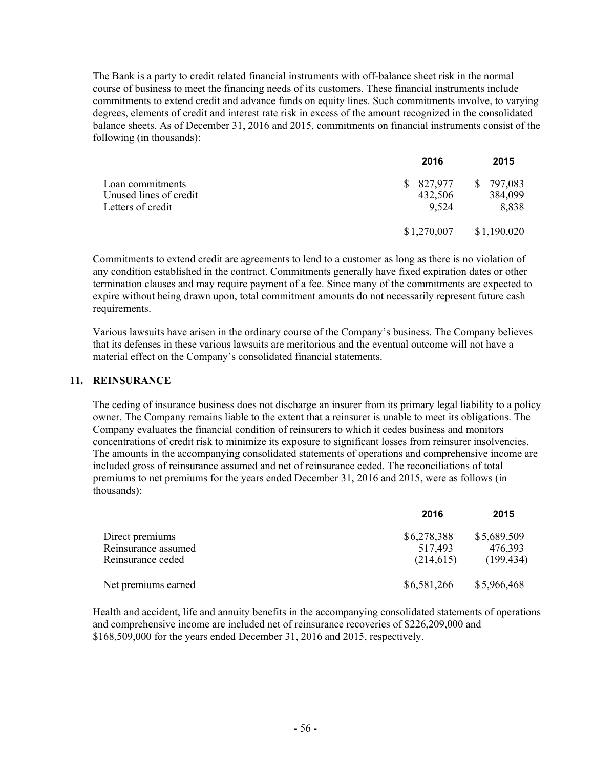The Bank is a party to credit related financial instruments with off-balance sheet risk in the normal course of business to meet the financing needs of its customers. These financial instruments include commitments to extend credit and advance funds on equity lines. Such commitments involve, to varying degrees, elements of credit and interest rate risk in excess of the amount recognized in the consolidated balance sheets. As of December 31, 2016 and 2015, commitments on financial instruments consist of the following (in thousands):

| | 2016 | 2015 |
|---|---|---|
| Loan commitments | $ 827,977 | $ 797,083 |
| Unused lines of credit | 432,506 | 384,099 |
| Letters of credit | 9,524 | 8,838 |
| | $1,270,007 | $1,190,020 |

Commitments to extend credit are agreements to lend to a customer as long as there is no violation of any condition established in the contract. Commitments generally have fixed expiration dates or other termination clauses and may require payment of a fee. Since many of the commitments are expected to expire without being drawn upon, total commitment amounts do not necessarily represent future cash requirements.

Various lawsuits have arisen in the ordinary course of the Company's business. The Company believes that its defenses in these various lawsuits are meritorious and the eventual outcome will not have a material effect on the Company's consolidated financial statements.

## 11. REINSURANCE

The ceding of insurance business does not discharge an insurer from its primary legal liability to a policy owner. The Company remains liable to the extent that a reinsurer is unable to meet its obligations. The Company evaluates the financial condition of reinsurers to which it cedes business and monitors concentrations of credit risk to minimize its exposure to significant losses from reinsurer insolvencies. The amounts in the accompanying consolidated statements of operations and comprehensive income are included gross of reinsurance assumed and net of reinsurance ceded. The reconciliations of total premiums to net premiums for the years ended December 31, 2016 and 2015, were as follows (in thousands):

| | 2016 | 2015 |
|---|---|---|
| Direct premiums | $6,278,388 | $5,689,509 |
| Reinsurance assumed | 517,493 | 476,393 |
| Reinsurance ceded | (214,615) | (199,434) |
| Net premiums earned | $6,581,266 | $5,966,468 |

Health and accident, life and annuity benefits in the accompanying consolidated statements of operations and comprehensive income are included net of reinsurance recoveries of $226,209,000 and $168,509,000 for the years ended December 31, 2016 and 2015, respectively.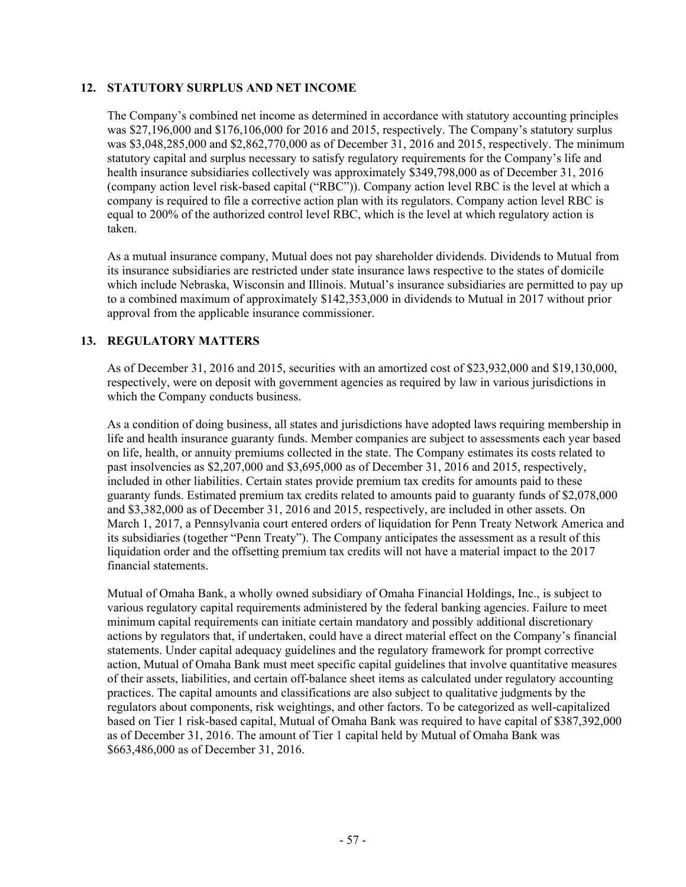## 12. STATUTORY SURPLUS AND NET INCOME

The Company's combined net income as determined in accordance with statutory accounting principles was $27,196,000 and $176,106,000 for 2016 and 2015, respectively. The Company's statutory surplus was $3,048,285,000 and $2,862,770,000 as of December 31, 2016 and 2015, respectively. The minimum statutory capital and surplus necessary to satisfy regulatory requirements for the Company's life and health insurance subsidiaries collectively was approximately $349,798,000 as of December 31, 2016 (company action level risk-based capital ("RBC")). Company action level RBC is the level at which a company is required to file a corrective action plan with its regulators. Company action level RBC is equal to 200% of the authorized control level RBC, which is the level at which regulatory action is taken.

As a mutual insurance company, Mutual does not pay shareholder dividends. Dividends to Mutual from its insurance subsidiaries are restricted under state insurance laws respective to the states of domicile which include Nebraska, Wisconsin and Illinois. Mutual's insurance subsidiaries are permitted to pay up to a combined maximum of approximately $142,353,000 in dividends to Mutual in 2017 without prior approval from the applicable insurance commissioner.

## 13. REGULATORY MATTERS

As of December 31, 2016 and 2015, securities with an amortized cost of $23,932,000 and $19,130,000, respectively, were on deposit with government agencies as required by law in various jurisdictions in which the Company conducts business.

As a condition of doing business, all states and jurisdictions have adopted laws requiring membership in life and health insurance guaranty funds. Member companies are subject to assessments each year based on life, health, or annuity premiums collected in the state. The Company estimates its costs related to past insolvencies as $2,207,000 and $3,695,000 as of December 31, 2016 and 2015, respectively, included in other liabilities. Certain states provide premium tax credits for amounts paid to these guaranty funds. Estimated premium tax credits related to amounts paid to guaranty funds of $2,078,000 and $3,382,000 as of December 31, 2016 and 2015, respectively, are included in other assets. On March 1, 2017, a Pennsylvania court entered orders of liquidation for Penn Treaty Network America and its subsidiaries (together "Penn Treaty"). The Company anticipates the assessment as a result of this liquidation order and the offsetting premium tax credits will not have a material impact to the 2017 financial statements.

Mutual of Omaha Bank, a wholly owned subsidiary of Omaha Financial Holdings, Inc., is subject to various regulatory capital requirements administered by the federal banking agencies. Failure to meet minimum capital requirements can initiate certain mandatory and possibly additional discretionary actions by regulators that, if undertaken, could have a direct material effect on the Company's financial statements. Under capital adequacy guidelines and the regulatory framework for prompt corrective action, Mutual of Omaha Bank must meet specific capital guidelines that involve quantitative measures of their assets, liabilities, and certain off-balance sheet items as calculated under regulatory accounting practices. The capital amounts and classifications are also subject to qualitative judgments by the regulators about components, risk weightings, and other factors. To be categorized as well-capitalized based on Tier 1 risk-based capital, Mutual of Omaha Bank was required to have capital of $387,392,000 as of December 31, 2016. The amount of Tier 1 capital held by Mutual of Omaha Bank was $663,486,000 as of December 31, 2016.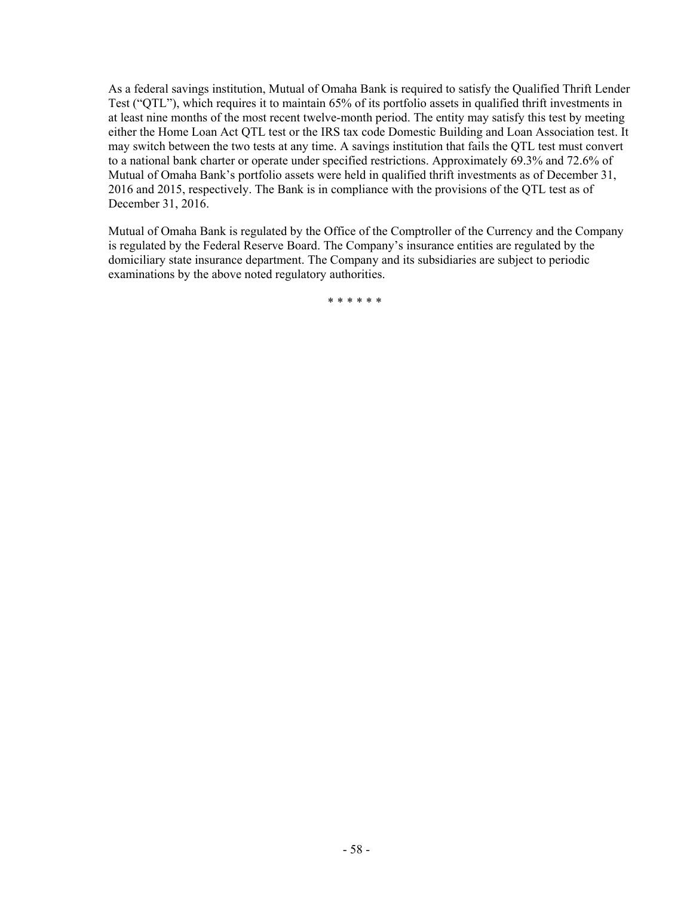As a federal savings institution, Mutual of Omaha Bank is required to satisfy the Qualified Thrift Lender Test ("QTL"), which requires it to maintain 65% of its portfolio assets in qualified thrift investments in at least nine months of the most recent twelve-month period. The entity may satisfy this test by meeting either the Home Loan Act QTL test or the IRS tax code Domestic Building and Loan Association test. It may switch between the two tests at any time. A savings institution that fails the QTL test must convert to a national bank charter or operate under specified restrictions. Approximately 69.3% and 72.6% of Mutual of Omaha Bank's portfolio assets were held in qualified thrift investments as of December 31, 2016 and 2015, respectively. The Bank is in compliance with the provisions of the QTL test as of December 31, 2016.

Mutual of Omaha Bank is regulated by the Office of the Comptroller of the Currency and the Company is regulated by the Federal Reserve Board. The Company's insurance entities are regulated by the domiciliary state insurance department. The Company and its subsidiaries are subject to periodic examinations by the above noted regulatory authorities.

* * * * * *